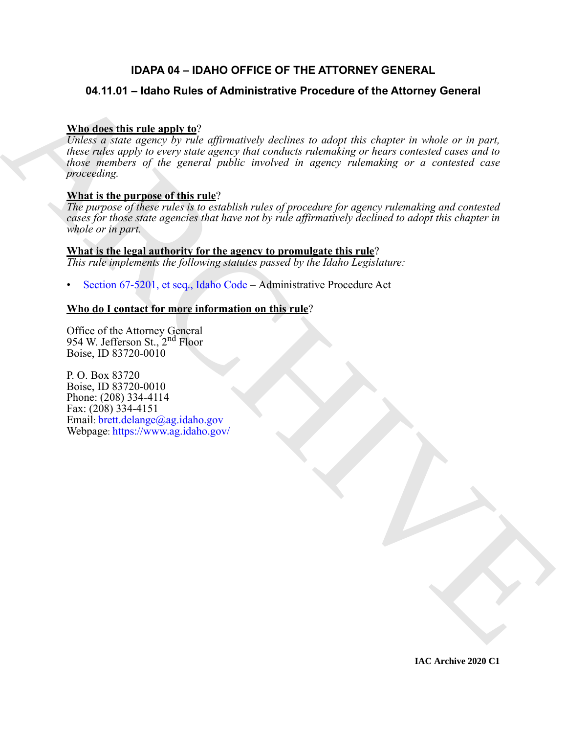# IDAPA 04 – IDAHO OFFICE OF THE ATTORNEY GENERAL

## 04.11.01 – Idaho Rules of Administrative Procedure of the Attorney General

**Who does this rule apply to**?

*Unless a state agency by rule affirmatively declines to adopt this chapter in whole or in part, these rules apply to every state agency that conducts rulemaking or hears contested cases and to those members of the general public involved in agency rulemaking or a contested case proceeding.*

**What is the purpose of this rule**?

*The purpose of these rules is to establish rules of procedure for agency rulemaking and contested cases for those state agencies that have not by rule affirmatively declined to adopt this chapter in whole or in part.*

**What is the legal authority for the agency to promulgate this rule**?

*This rule implements the following statutes passed by the Idaho Legislature:*

- Section 67-5201, et seq., Idaho Code – Administrative Procedure Act

**Who do I contact for more information on this rule**?

Office of the Attorney General
954 W. Jefferson St., 2nd Floor
Boise, ID 83720-0010

P. O. Box 83720
Boise, ID 83720-0010
Phone: (208) 334-4114
Fax: (208) 334-4151
Email: brett.delange@ag.idaho.gov
Webpage: https://www.ag.idaho.gov/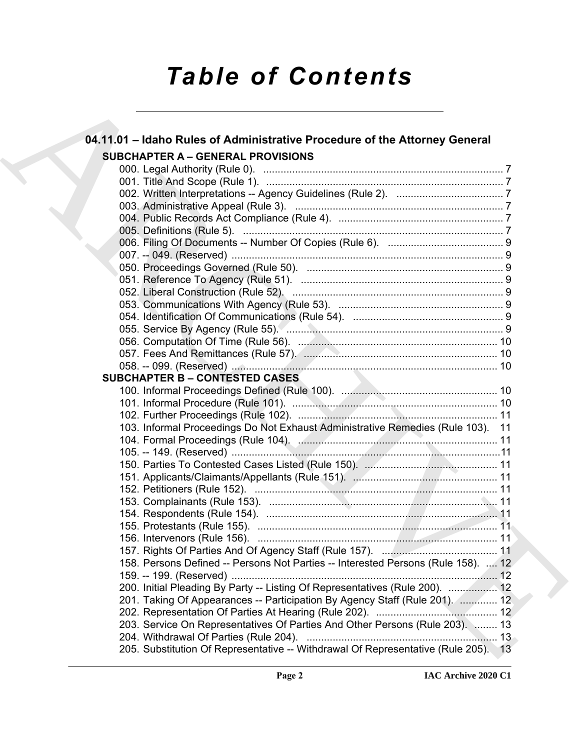# Table of Contents

## 04.11.01 – Idaho Rules of Administrative Procedure of the Attorney General

### SUBCHAPTER A – GENERAL PROVISIONS

000. Legal Authority (Rule 0). .......... 7
001. Title And Scope (Rule 1). .......... 7
002. Written Interpretations -- Agency Guidelines (Rule 2). .......... 7
003. Administrative Appeal (Rule 3). .......... 7
004. Public Records Act Compliance (Rule 4). .......... 7
005. Definitions (Rule 5). .......... 7
006. Filing Of Documents -- Number Of Copies (Rule 6). .......... 9
007. -- 049. (Reserved) .......... 9
050. Proceedings Governed (Rule 50). .......... 9
051. Reference To Agency (Rule 51). .......... 9
052. Liberal Construction (Rule 52). .......... 9
053. Communications With Agency (Rule 53). .......... 9
054. Identification Of Communications (Rule 54). .......... 9
055. Service By Agency (Rule 55). .......... 9
056. Computation Of Time (Rule 56). .......... 10
057. Fees And Remittances (Rule 57). .......... 10
058. -- 099. (Reserved) .......... 10

### SUBCHAPTER B – CONTESTED CASES

100. Informal Proceedings Defined (Rule 100). .......... 10
101. Informal Procedure (Rule 101). .......... 10
102. Further Proceedings (Rule 102). .......... 11
103. Informal Proceedings Do Not Exhaust Administrative Remedies (Rule 103). 11
104. Formal Proceedings (Rule 104). .......... 11
105. -- 149. (Reserved) .......... 11
150. Parties To Contested Cases Listed (Rule 150). .......... 11
151. Applicants/Claimants/Appellants (Rule 151). .......... 11
152. Petitioners (Rule 152). .......... 11
153. Complainants (Rule 153). .......... 11
154. Respondents (Rule 154). .......... 11
155. Protestants (Rule 155). .......... 11
156. Intervenors (Rule 156). .......... 11
157. Rights Of Parties And Of Agency Staff (Rule 157). .......... 11
158. Persons Defined -- Persons Not Parties -- Interested Persons (Rule 158). .... 12
159. -- 199. (Reserved) .......... 12
200. Initial Pleading By Party -- Listing Of Representatives (Rule 200). .......... 12
201. Taking Of Appearances -- Participation By Agency Staff (Rule 201). .......... 12
202. Representation Of Parties At Hearing (Rule 202). .......... 12
203. Service On Representatives Of Parties And Other Persons (Rule 203). ........ 13
204. Withdrawal Of Parties (Rule 204). .......... 13
205. Substitution Of Representative -- Withdrawal Of Representative (Rule 205). 13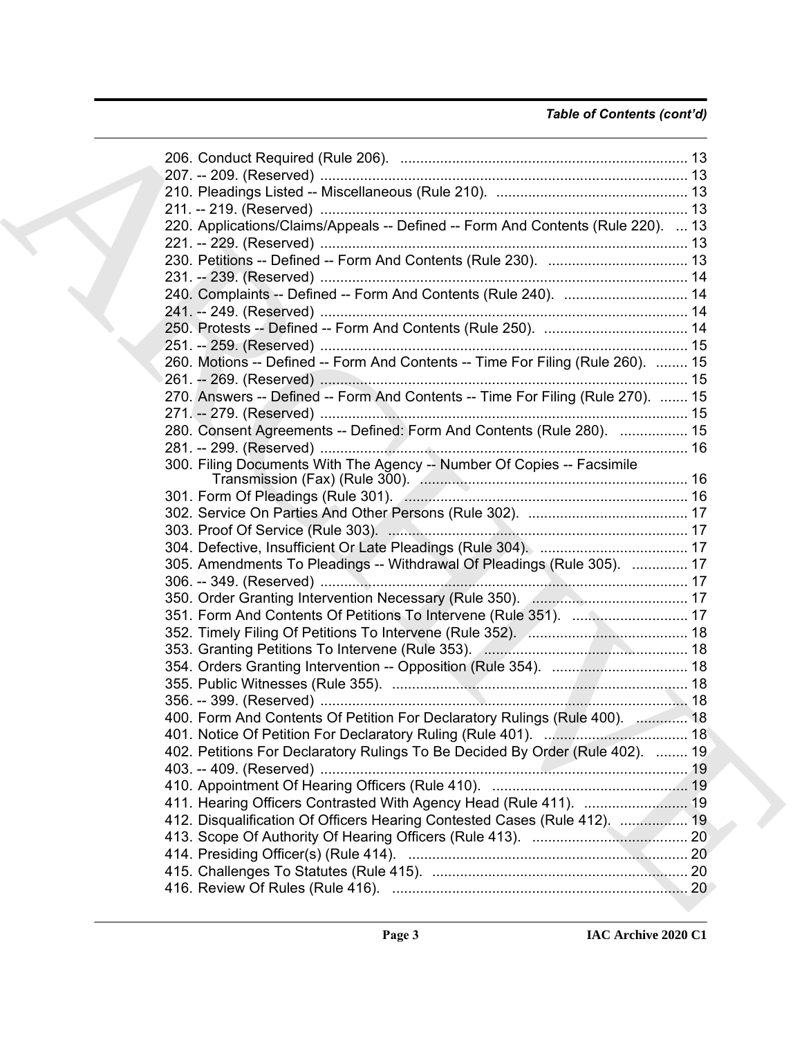*Table of Contents (cont'd)*

206. Conduct Required (Rule 206). ........................................................................ 13
207. -- 209. (Reserved) ............................................................................................ 13
210. Pleadings Listed -- Miscellaneous (Rule 210). ................................................ 13
211. -- 219. (Reserved) ............................................................................................ 13
220. Applications/Claims/Appeals -- Defined -- Form And Contents (Rule 220). ... 13
221. -- 229. (Reserved) ............................................................................................ 13
230. Petitions -- Defined -- Form And Contents (Rule 230). ................................... 13
231. -- 239. (Reserved) ............................................................................................ 14
240. Complaints -- Defined -- Form And Contents (Rule 240). ............................... 14
241. -- 249. (Reserved) ............................................................................................ 14
250. Protests -- Defined -- Form And Contents (Rule 250). .................................... 14
251. -- 259. (Reserved) ............................................................................................ 15
260. Motions -- Defined -- Form And Contents -- Time For Filing (Rule 260). ........ 15
261. -- 269. (Reserved) ............................................................................................ 15
270. Answers -- Defined -- Form And Contents -- Time For Filing (Rule 270). ....... 15
271. -- 279. (Reserved) ............................................................................................ 15
280. Consent Agreements -- Defined: Form And Contents (Rule 280). ................. 15
281. -- 299. (Reserved) ............................................................................................ 16
300. Filing Documents With The Agency -- Number Of Copies -- Facsimile Transmission (Fax) (Rule 300). ................................................................... 16
301. Form Of Pleadings (Rule 301). ....................................................................... 16
302. Service On Parties And Other Persons (Rule 302). ........................................ 17
303. Proof Of Service (Rule 303). ........................................................................... 17
304. Defective, Insufficient Or Late Pleadings (Rule 304). ..................................... 17
305. Amendments To Pleadings -- Withdrawal Of Pleadings (Rule 305). .............. 17
306. -- 349. (Reserved) ............................................................................................ 17
350. Order Granting Intervention Necessary (Rule 350). ....................................... 17
351. Form And Contents Of Petitions To Intervene (Rule 351). ............................. 17
352. Timely Filing Of Petitions To Intervene (Rule 352). ........................................ 18
353. Granting Petitions To Intervene (Rule 353). ................................................... 18
354. Orders Granting Intervention -- Opposition (Rule 354). .................................. 18
355. Public Witnesses (Rule 355). .......................................................................... 18
356. -- 399. (Reserved) ............................................................................................ 18
400. Form And Contents Of Petition For Declaratory Rulings (Rule 400). ............. 18
401. Notice Of Petition For Declaratory Ruling (Rule 401). .................................... 18
402. Petitions For Declaratory Rulings To Be Decided By Order (Rule 402). ........ 19
403. -- 409. (Reserved) ............................................................................................ 19
410. Appointment Of Hearing Officers (Rule 410). ................................................. 19
411. Hearing Officers Contrasted With Agency Head (Rule 411). .......................... 19
412. Disqualification Of Officers Hearing Contested Cases (Rule 412). ................. 19
413. Scope Of Authority Of Hearing Officers (Rule 413). ....................................... 20
414. Presiding Officer(s) (Rule 414). ...................................................................... 20
415. Challenges To Statutes (Rule 415). ................................................................ 20
416. Review Of Rules (Rule 416). .......................................................................... 20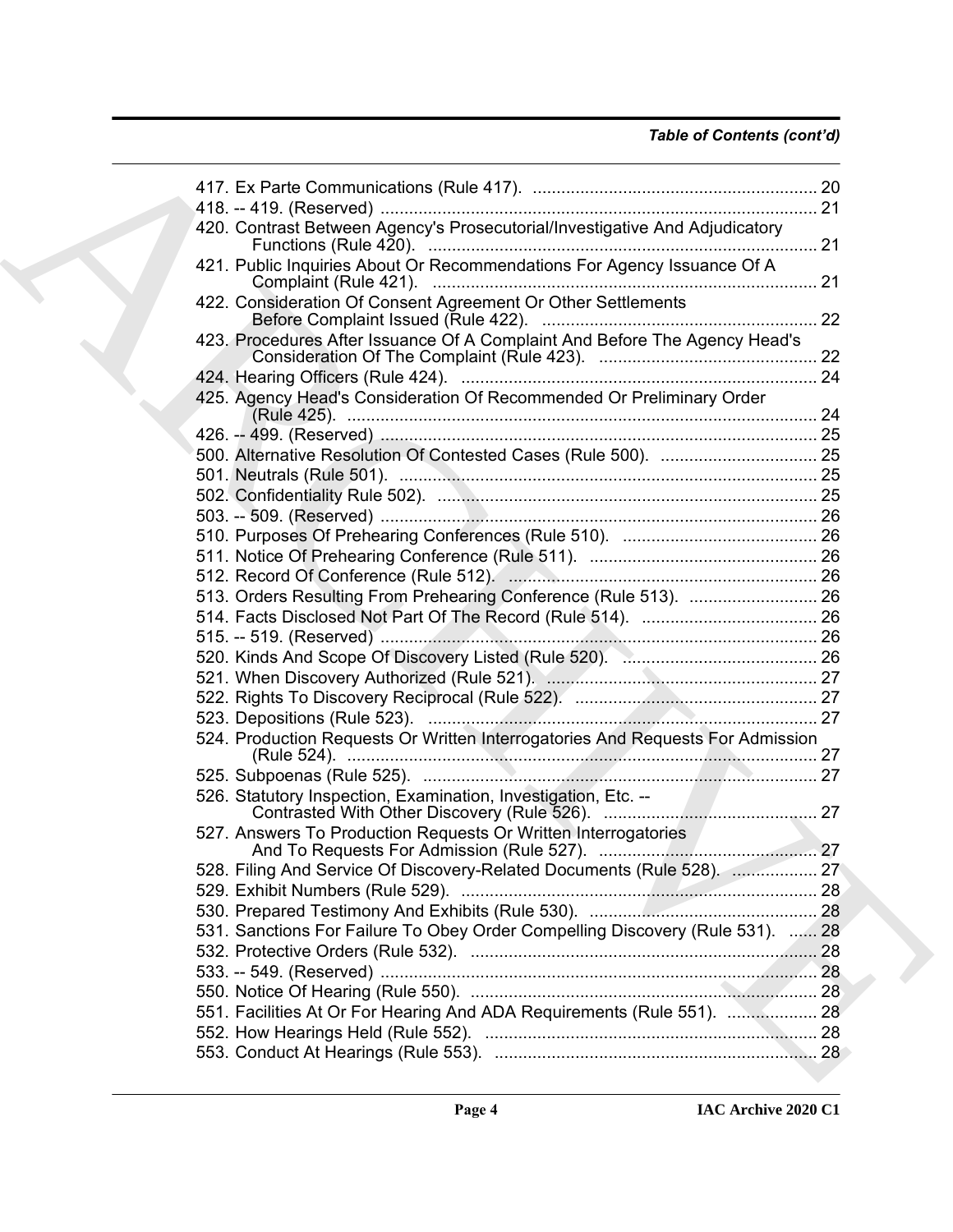*Table of Contents (cont'd)*

417. Ex Parte Communications (Rule 417). ............................................................ 20
418. -- 419. (Reserved) ............................................................................................ 21
420. Contrast Between Agency's Prosecutorial/Investigative And Adjudicatory Functions (Rule 420). .................................................................................. 21
421. Public Inquiries About Or Recommendations For Agency Issuance Of A Complaint (Rule 421). ................................................................................. 21
422. Consideration Of Consent Agreement Or Other Settlements Before Complaint Issued (Rule 422). .......................................................... 22
423. Procedures After Issuance Of A Complaint And Before The Agency Head's Consideration Of The Complaint (Rule 423). .............................................. 22
424. Hearing Officers (Rule 424). ........................................................................... 24
425. Agency Head's Consideration Of Recommended Or Preliminary Order (Rule 425). .................................................................................................. 24
426. -- 499. (Reserved) ............................................................................................ 25
500. Alternative Resolution Of Contested Cases (Rule 500). ................................. 25
501. Neutrals (Rule 501). ........................................................................................ 25
502. Confidentiality Rule 502). ................................................................................ 25
503. -- 509. (Reserved) ............................................................................................ 26
510. Purposes Of Prehearing Conferences (Rule 510). ......................................... 26
511. Notice Of Prehearing Conference (Rule 511). ................................................ 26
512. Record Of Conference (Rule 512). .................................................................. 26
513. Orders Resulting From Prehearing Conference (Rule 513). ........................... 26
514. Facts Disclosed Not Part Of The Record (Rule 514). ..................................... 26
515. -- 519. (Reserved) ............................................................................................ 26
520. Kinds And Scope Of Discovery Listed (Rule 520). ......................................... 26
521. When Discovery Authorized (Rule 521). ......................................................... 27
522. Rights To Discovery Reciprocal (Rule 522). ................................................... 27
523. Depositions (Rule 523). .................................................................................. 27
524. Production Requests Or Written Interrogatories And Requests For Admission (Rule 524). .................................................................................................. 27
525. Subpoenas (Rule 525). ................................................................................... 27
526. Statutory Inspection, Examination, Investigation, Etc. -- Contrasted With Other Discovery (Rule 526). ............................................. 27
527. Answers To Production Requests Or Written Interrogatories And To Requests For Admission (Rule 527). .............................................. 27
528. Filing And Service Of Discovery-Related Documents (Rule 528). .................. 27
529. Exhibit Numbers (Rule 529). ........................................................................... 28
530. Prepared Testimony And Exhibits (Rule 530). ................................................ 28
531. Sanctions For Failure To Obey Order Compelling Discovery (Rule 531). ...... 28
532. Protective Orders (Rule 532). ......................................................................... 28
533. -- 549. (Reserved) ............................................................................................ 28
550. Notice Of Hearing (Rule 550). ......................................................................... 28
551. Facilities At Or For Hearing And ADA Requirements (Rule 551). ................... 28
552. How Hearings Held (Rule 552). ...................................................................... 28
553. Conduct At Hearings (Rule 553). .................................................................... 28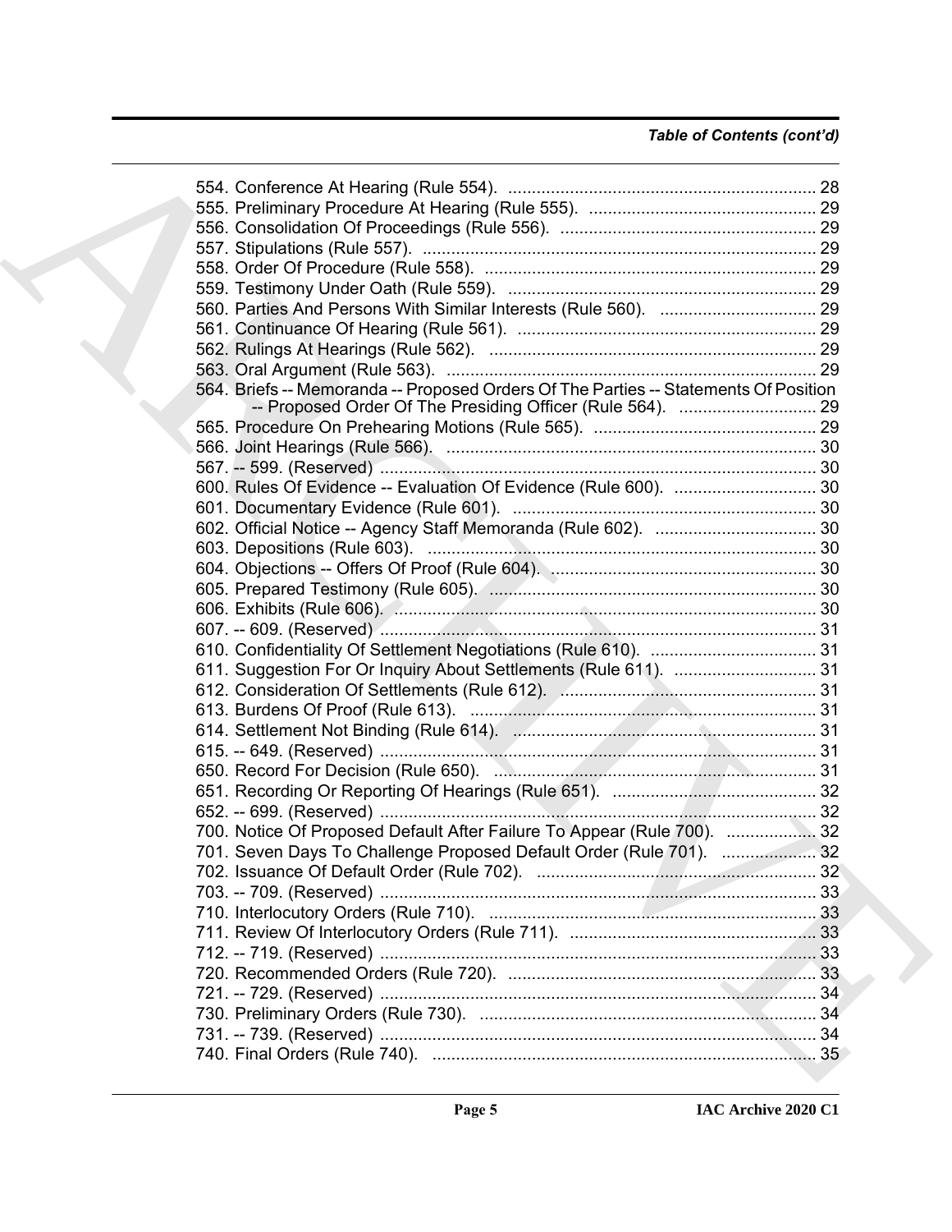*Table of Contents (cont'd)*

554. Conference At Hearing (Rule 554). ........................................................................ 28
555. Preliminary Procedure At Hearing (Rule 555). ................................................ 29
556. Consolidation Of Proceedings (Rule 556). ...................................................... 29
557. Stipulations (Rule 557). .................................................................................... 29
558. Order Of Procedure (Rule 558). ...................................................................... 29
559. Testimony Under Oath (Rule 559). ................................................................. 29
560. Parties And Persons With Similar Interests (Rule 560). ................................. 29
561. Continuance Of Hearing (Rule 561). ............................................................... 29
562. Rulings At Hearings (Rule 562). ..................................................................... 29
563. Oral Argument (Rule 563). .............................................................................. 29
564. Briefs -- Memoranda -- Proposed Orders Of The Parties -- Statements Of Position -- Proposed Order Of The Presiding Officer (Rule 564). ............................. 29
565. Procedure On Prehearing Motions (Rule 565). ............................................... 29
566. Joint Hearings (Rule 566). .............................................................................. 30
567. -- 599. (Reserved) ............................................................................................ 30
600. Rules Of Evidence -- Evaluation Of Evidence (Rule 600). .............................. 30
601. Documentary Evidence (Rule 601). ................................................................ 30
602. Official Notice -- Agency Staff Memoranda (Rule 602). .................................. 30
603. Depositions (Rule 603). .................................................................................. 30
604. Objections -- Offers Of Proof (Rule 604). ........................................................ 30
605. Prepared Testimony (Rule 605). ..................................................................... 30
606. Exhibits (Rule 606). ......................................................................................... 30
607. -- 609. (Reserved) ............................................................................................ 31
610. Confidentiality Of Settlement Negotiations (Rule 610). ................................... 31
611. Suggestion For Or Inquiry About Settlements (Rule 611). .............................. 31
612. Consideration Of Settlements (Rule 612). ...................................................... 31
613. Burdens Of Proof (Rule 613). ......................................................................... 31
614. Settlement Not Binding (Rule 614). ................................................................ 31
615. -- 649. (Reserved) ............................................................................................ 31
650. Record For Decision (Rule 650). .................................................................... 31
651. Recording Or Reporting Of Hearings (Rule 651). ........................................... 32
652. -- 699. (Reserved) ............................................................................................ 32
700. Notice Of Proposed Default After Failure To Appear (Rule 700). ................... 32
701. Seven Days To Challenge Proposed Default Order (Rule 701). .................... 32
702. Issuance Of Default Order (Rule 702). ........................................................... 32
703. -- 709. (Reserved) ............................................................................................ 33
710. Interlocutory Orders (Rule 710). ..................................................................... 33
711. Review Of Interlocutory Orders (Rule 711). .................................................... 33
712. -- 719. (Reserved) ............................................................................................ 33
720. Recommended Orders (Rule 720). ................................................................. 33
721. -- 729. (Reserved) ............................................................................................ 34
730. Preliminary Orders (Rule 730). ....................................................................... 34
731. -- 739. (Reserved) ............................................................................................ 34
740. Final Orders (Rule 740). ................................................................................. 35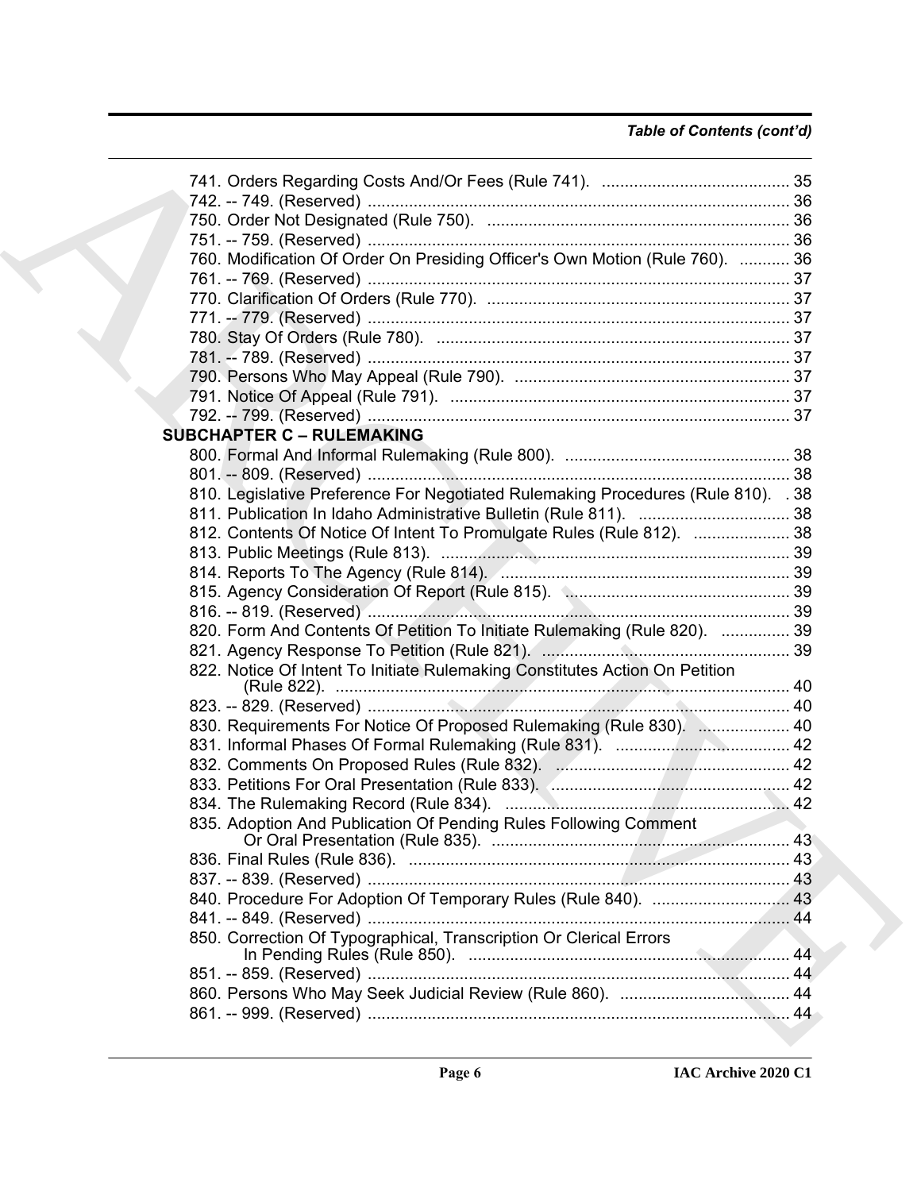*Table of Contents (cont'd)*

741. Orders Regarding Costs And/Or Fees (Rule 741). ......................................... 35
742. -- 749. (Reserved) ............................................................................................ 36
750. Order Not Designated (Rule 750). .................................................................. 36
751. -- 759. (Reserved) ............................................................................................ 36
760. Modification Of Order On Presiding Officer's Own Motion (Rule 760). ........... 36
761. -- 769. (Reserved) ............................................................................................ 37
770. Clarification Of Orders (Rule 770). .................................................................. 37
771. -- 779. (Reserved) ............................................................................................ 37
780. Stay Of Orders (Rule 780). ............................................................................. 37
781. -- 789. (Reserved) ............................................................................................ 37
790. Persons Who May Appeal (Rule 790). ............................................................ 37
791. Notice Of Appeal (Rule 791). .......................................................................... 37
792. -- 799. (Reserved) ............................................................................................ 37

**SUBCHAPTER C – RULEMAKING**

800. Formal And Informal Rulemaking (Rule 800). ................................................. 38
801. -- 809. (Reserved) ............................................................................................ 38
810. Legislative Preference For Negotiated Rulemaking Procedures (Rule 810). . 38
811. Publication In Idaho Administrative Bulletin (Rule 811). ................................. 38
812. Contents Of Notice Of Intent To Promulgate Rules (Rule 812). ..................... 38
813. Public Meetings (Rule 813). ............................................................................ 39
814. Reports To The Agency (Rule 814). ............................................................... 39
815. Agency Consideration Of Report (Rule 815). ................................................. 39
816. -- 819. (Reserved) ............................................................................................ 39
820. Form And Contents Of Petition To Initiate Rulemaking (Rule 820). ............... 39
821. Agency Response To Petition (Rule 821). ...................................................... 39
822. Notice Of Intent To Initiate Rulemaking Constitutes Action On Petition (Rule 822). ................................................................................................... 40
823. -- 829. (Reserved) ............................................................................................ 40
830. Requirements For Notice Of Proposed Rulemaking (Rule 830). .................... 40
831. Informal Phases Of Formal Rulemaking (Rule 831). ...................................... 42
832. Comments On Proposed Rules (Rule 832). ................................................... 42
833. Petitions For Oral Presentation (Rule 833). .................................................... 42
834. The Rulemaking Record (Rule 834). .............................................................. 42
835. Adoption And Publication Of Pending Rules Following Comment Or Oral Presentation (Rule 835). ................................................................. 43
836. Final Rules (Rule 836). ................................................................................... 43
837. -- 839. (Reserved) ............................................................................................ 43
840. Procedure For Adoption Of Temporary Rules (Rule 840). .............................. 43
841. -- 849. (Reserved) ............................................................................................ 44
850. Correction Of Typographical, Transcription Or Clerical Errors In Pending Rules (Rule 850). ...................................................................... 44
851. -- 859. (Reserved) ............................................................................................ 44
860. Persons Who May Seek Judicial Review (Rule 860). ..................................... 44
861. -- 999. (Reserved) ............................................................................................ 44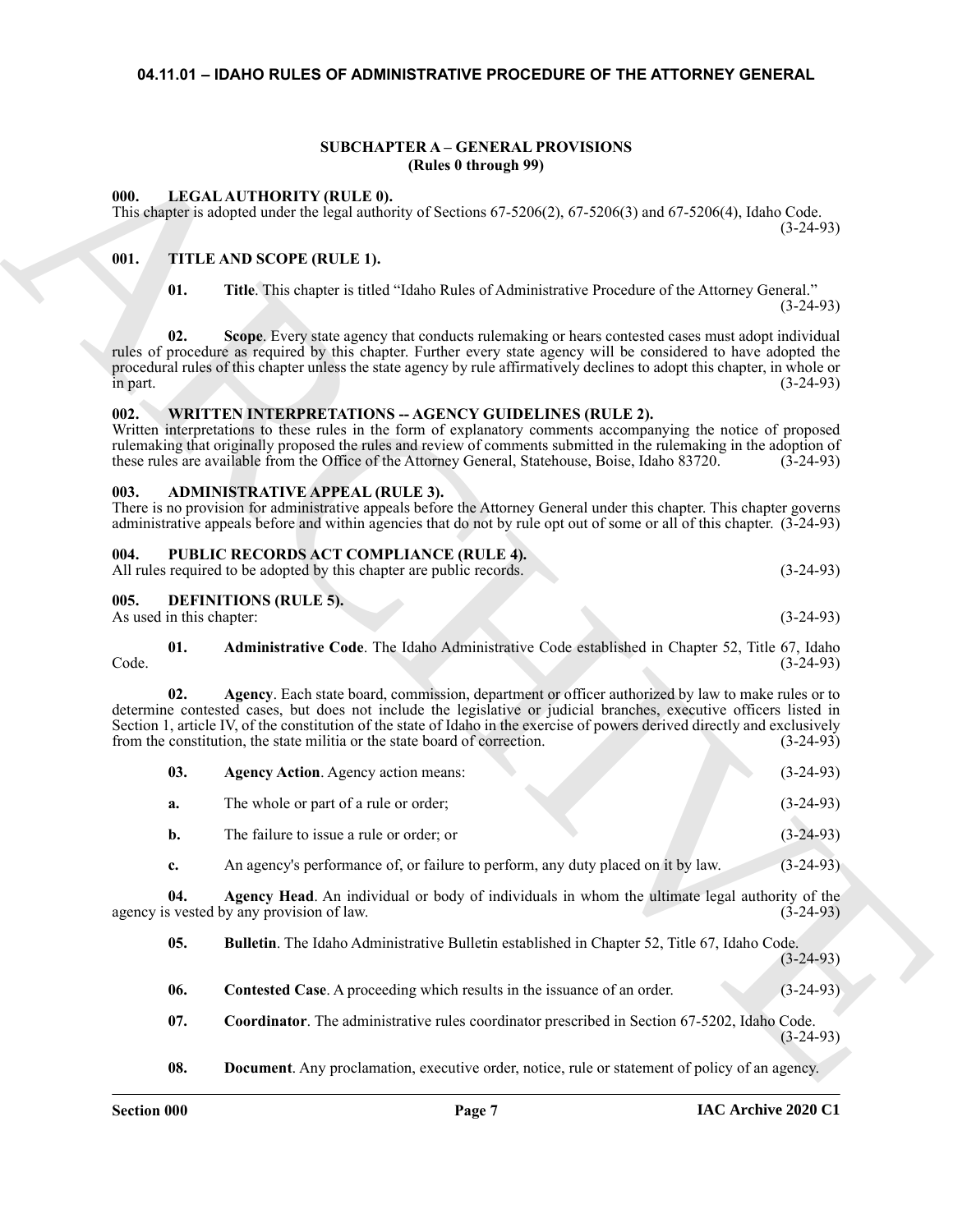# 04.11.01 – IDAHO RULES OF ADMINISTRATIVE PROCEDURE OF THE ATTORNEY GENERAL

## SUBCHAPTER A – GENERAL PROVISIONS
**(Rules 0 through 99)**

### 000. LEGAL AUTHORITY (RULE 0).

This chapter is adopted under the legal authority of Sections 67-5206(2), 67-5206(3) and 67-5206(4), Idaho Code. (3-24-93)

### 001. TITLE AND SCOPE (RULE 1).

**01. Title**. This chapter is titled "Idaho Rules of Administrative Procedure of the Attorney General." (3-24-93)

**02. Scope**. Every state agency that conducts rulemaking or hears contested cases must adopt individual rules of procedure as required by this chapter. Further every state agency will be considered to have adopted the procedural rules of this chapter unless the state agency by rule affirmatively declines to adopt this chapter, in whole or in part. (3-24-93)

### 002. WRITTEN INTERPRETATIONS -- AGENCY GUIDELINES (RULE 2).

Written interpretations to these rules in the form of explanatory comments accompanying the notice of proposed rulemaking that originally proposed the rules and review of comments submitted in the rulemaking in the adoption of these rules are available from the Office of the Attorney General, Statehouse, Boise, Idaho 83720. (3-24-93)

### 003. ADMINISTRATIVE APPEAL (RULE 3).

There is no provision for administrative appeals before the Attorney General under this chapter. This chapter governs administrative appeals before and within agencies that do not by rule opt out of some or all of this chapter. (3-24-93)

### 004. PUBLIC RECORDS ACT COMPLIANCE (RULE 4).

All rules required to be adopted by this chapter are public records. (3-24-93)

### 005. DEFINITIONS (RULE 5).

As used in this chapter: (3-24-93)

**01. Administrative Code**. The Idaho Administrative Code established in Chapter 52, Title 67, Idaho Code. (3-24-93)

**02. Agency**. Each state board, commission, department or officer authorized by law to make rules or to determine contested cases, but does not include the legislative or judicial branches, executive officers listed in Section 1, article IV, of the constitution of the state of Idaho in the exercise of powers derived directly and exclusively from the constitution, the state militia or the state board of correction. (3-24-93)

**03. Agency Action**. Agency action means: (3-24-93)

**a.** The whole or part of a rule or order; (3-24-93)

**b.** The failure to issue a rule or order; or (3-24-93)

**c.** An agency's performance of, or failure to perform, any duty placed on it by law. (3-24-93)

**04. Agency Head**. An individual or body of individuals in whom the ultimate legal authority of the agency is vested by any provision of law. (3-24-93)

**05. Bulletin**. The Idaho Administrative Bulletin established in Chapter 52, Title 67, Idaho Code. (3-24-93)

**06. Contested Case**. A proceeding which results in the issuance of an order. (3-24-93)

**07. Coordinator**. The administrative rules coordinator prescribed in Section 67-5202, Idaho Code. (3-24-93)

**08. Document**. Any proclamation, executive order, notice, rule or statement of policy of an agency.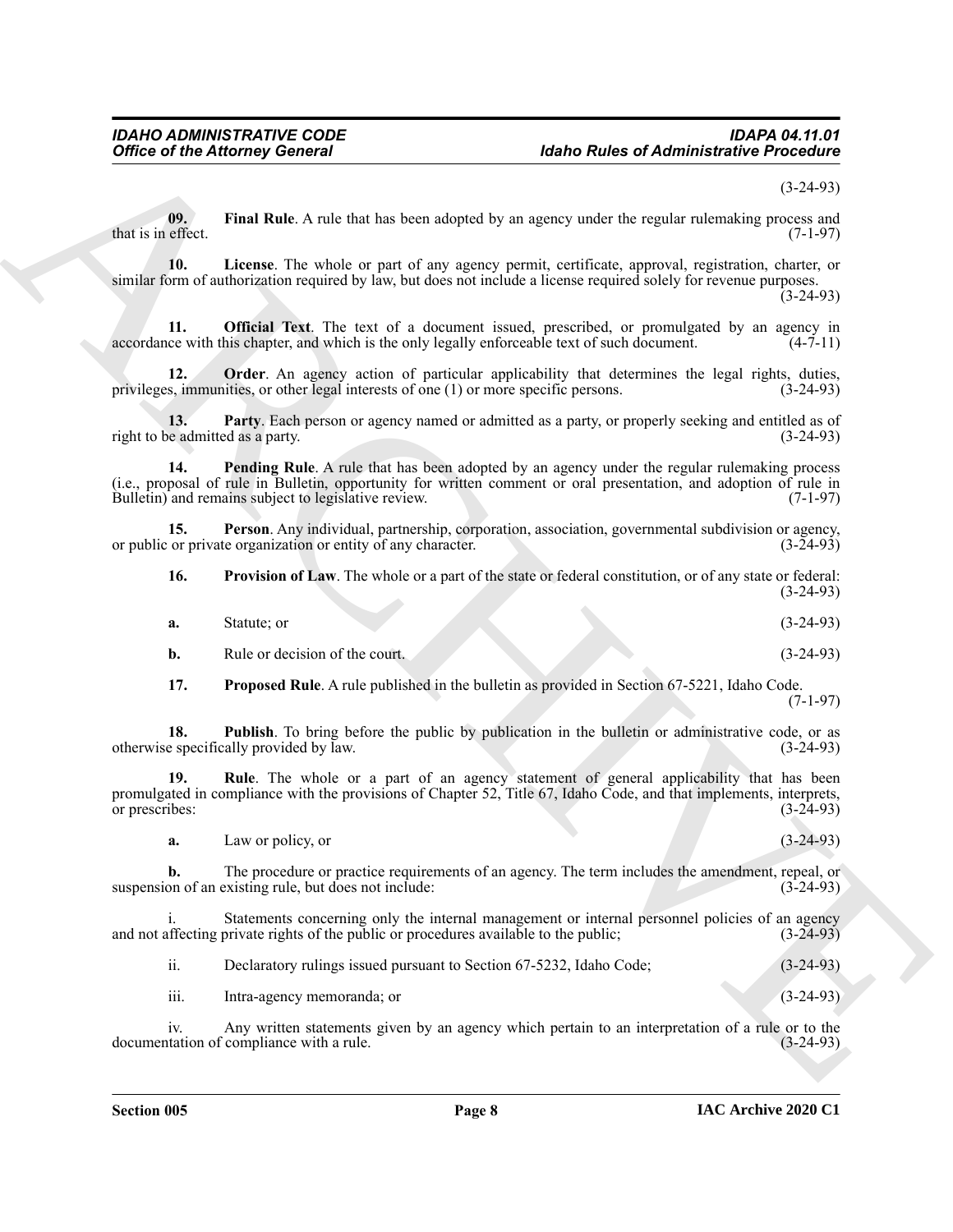(3-24-93)

**09. Final Rule**. A rule that has been adopted by an agency under the regular rulemaking process and that is in effect. (7-1-97)

**10. License**. The whole or part of any agency permit, certificate, approval, registration, charter, or similar form of authorization required by law, but does not include a license required solely for revenue purposes. (3-24-93)

**11. Official Text**. The text of a document issued, prescribed, or promulgated by an agency in accordance with this chapter, and which is the only legally enforceable text of such document. (4-7-11)

**12. Order**. An agency action of particular applicability that determines the legal rights, duties, privileges, immunities, or other legal interests of one (1) or more specific persons. (3-24-93)

**13. Party**. Each person or agency named or admitted as a party, or properly seeking and entitled as of right to be admitted as a party. (3-24-93)

**14. Pending Rule**. A rule that has been adopted by an agency under the regular rulemaking process (i.e., proposal of rule in Bulletin, opportunity for written comment or oral presentation, and adoption of rule in Bulletin) and remains subject to legislative review. (7-1-97)

**15. Person**. Any individual, partnership, corporation, association, governmental subdivision or agency, or public or private organization or entity of any character. (3-24-93)

**16. Provision of Law**. The whole or a part of the state or federal constitution, or of any state or federal: (3-24-93)

**a.** Statute; or (3-24-93)

**b.** Rule or decision of the court. (3-24-93)

**17. Proposed Rule**. A rule published in the bulletin as provided in Section 67-5221, Idaho Code. (7-1-97)

**18. Publish**. To bring before the public by publication in the bulletin or administrative code, or as otherwise specifically provided by law. (3-24-93)

**19. Rule**. The whole or a part of an agency statement of general applicability that has been promulgated in compliance with the provisions of Chapter 52, Title 67, Idaho Code, and that implements, interprets, or prescribes: (3-24-93)

**a.** Law or policy, or (3-24-93)

**b.** The procedure or practice requirements of an agency. The term includes the amendment, repeal, or suspension of an existing rule, but does not include: (3-24-93)

i. Statements concerning only the internal management or internal personnel policies of an agency and not affecting private rights of the public or procedures available to the public; (3-24-93)

ii. Declaratory rulings issued pursuant to Section 67-5232, Idaho Code; (3-24-93)

iii. Intra-agency memoranda; or (3-24-93)

iv. Any written statements given by an agency which pertain to an interpretation of a rule or to the documentation of compliance with a rule. (3-24-93)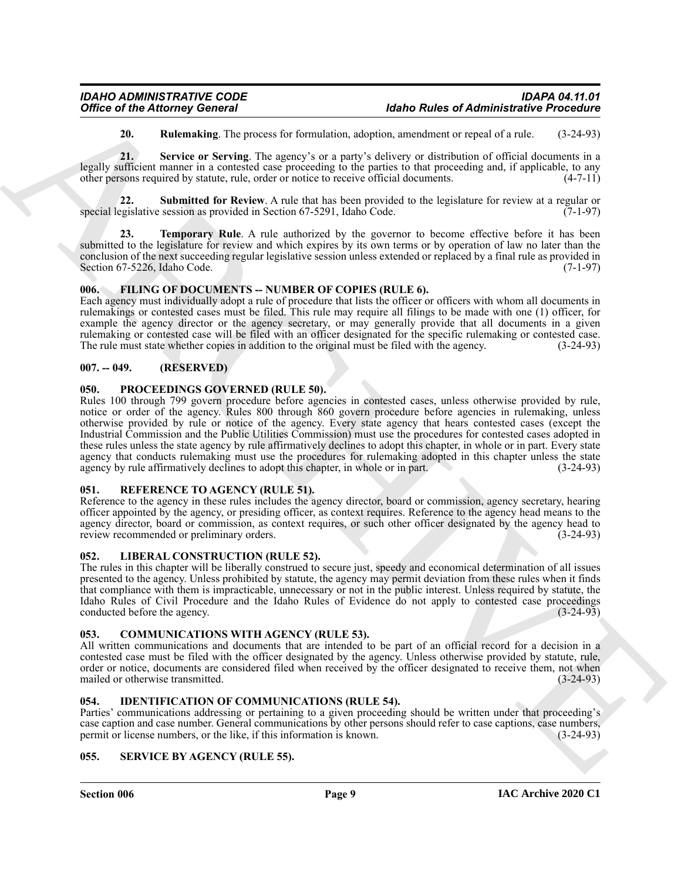**20. Rulemaking**. The process for formulation, adoption, amendment or repeal of a rule. (3-24-93)

**21. Service or Serving**. The agency's or a party's delivery or distribution of official documents in a legally sufficient manner in a contested case proceeding to the parties to that proceeding and, if applicable, to any other persons required by statute, rule, order or notice to receive official documents. (4-7-11)

**22. Submitted for Review**. A rule that has been provided to the legislature for review at a regular or special legislative session as provided in Section 67-5291, Idaho Code. (7-1-97)

**23. Temporary Rule**. A rule authorized by the governor to become effective before it has been submitted to the legislature for review and which expires by its own terms or by operation of law no later than the conclusion of the next succeeding regular legislative session unless extended or replaced by a final rule as provided in Section 67-5226, Idaho Code. (7-1-97)

## 006. FILING OF DOCUMENTS -- NUMBER OF COPIES (RULE 6).

Each agency must individually adopt a rule of procedure that lists the officer or officers with whom all documents in rulemakings or contested cases must be filed. This rule may require all filings to be made with one (1) officer, for example the agency director or the agency secretary, or may generally provide that all documents in a given rulemaking or contested case will be filed with an officer designated for the specific rulemaking or contested case. The rule must state whether copies in addition to the original must be filed with the agency. (3-24-93)

## 007. -- 049. (RESERVED)

## 050. PROCEEDINGS GOVERNED (RULE 50).

Rules 100 through 799 govern procedure before agencies in contested cases, unless otherwise provided by rule, notice or order of the agency. Rules 800 through 860 govern procedure before agencies in rulemaking, unless otherwise provided by rule or notice of the agency. Every state agency that hears contested cases (except the Industrial Commission and the Public Utilities Commission) must use the procedures for contested cases adopted in these rules unless the state agency by rule affirmatively declines to adopt this chapter, in whole or in part. Every state agency that conducts rulemaking must use the procedures for rulemaking adopted in this chapter unless the state agency by rule affirmatively declines to adopt this chapter, in whole or in part. (3-24-93)

## 051. REFERENCE TO AGENCY (RULE 51).

Reference to the agency in these rules includes the agency director, board or commission, agency secretary, hearing officer appointed by the agency, or presiding officer, as context requires. Reference to the agency head means to the agency director, board or commission, as context requires, or such other officer designated by the agency head to review recommended or preliminary orders. (3-24-93)

## 052. LIBERAL CONSTRUCTION (RULE 52).

The rules in this chapter will be liberally construed to secure just, speedy and economical determination of all issues presented to the agency. Unless prohibited by statute, the agency may permit deviation from these rules when it finds that compliance with them is impracticable, unnecessary or not in the public interest. Unless required by statute, the Idaho Rules of Civil Procedure and the Idaho Rules of Evidence do not apply to contested case proceedings conducted before the agency. (3-24-93)

## 053. COMMUNICATIONS WITH AGENCY (RULE 53).

All written communications and documents that are intended to be part of an official record for a decision in a contested case must be filed with the officer designated by the agency. Unless otherwise provided by statute, rule, order or notice, documents are considered filed when received by the officer designated to receive them, not when mailed or otherwise transmitted. (3-24-93)

## 054. IDENTIFICATION OF COMMUNICATIONS (RULE 54).

Parties' communications addressing or pertaining to a given proceeding should be written under that proceeding's case caption and case number. General communications by other persons should refer to case captions, case numbers, permit or license numbers, or the like, if this information is known. (3-24-93)

## 055. SERVICE BY AGENCY (RULE 55).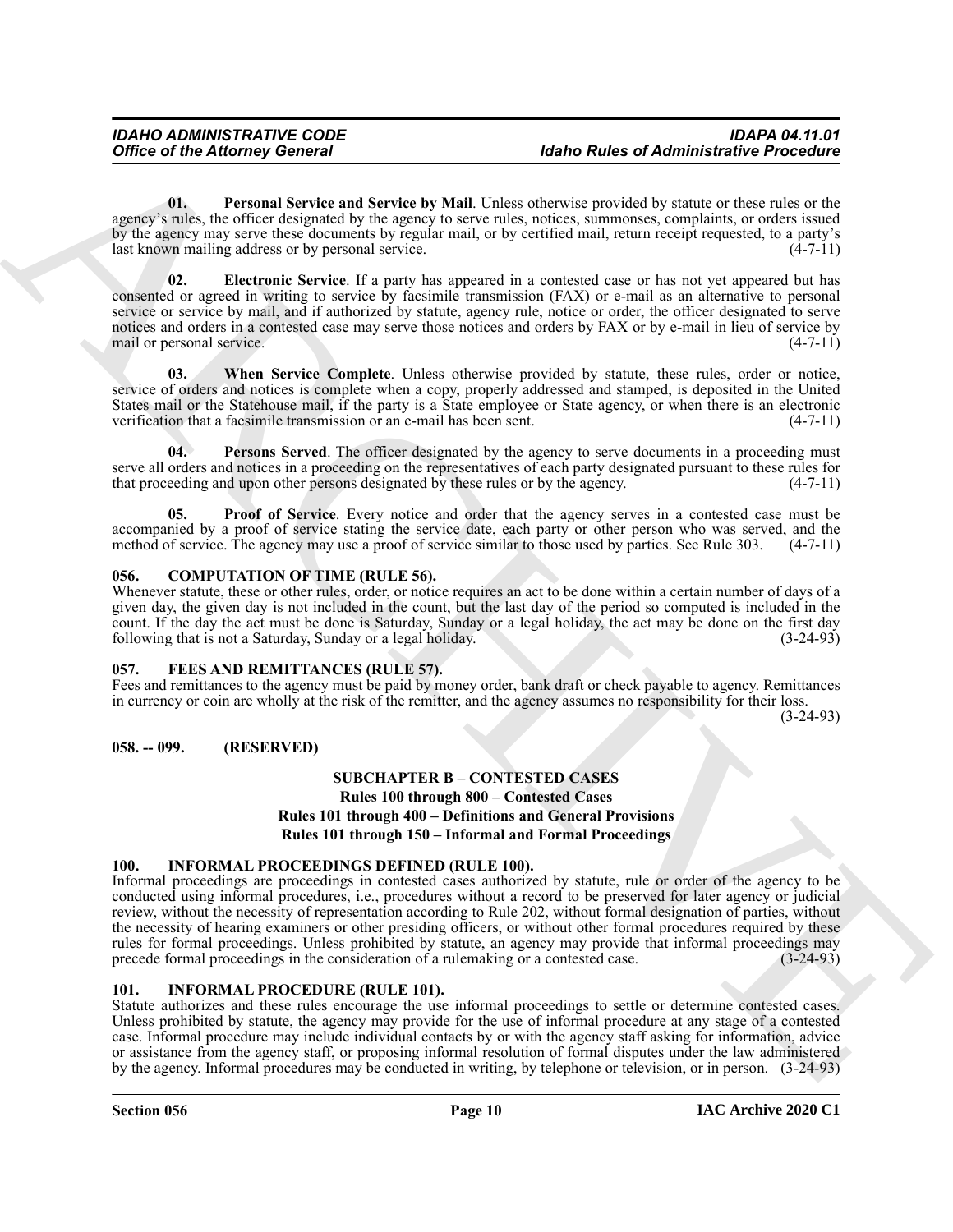**01. Personal Service and Service by Mail**. Unless otherwise provided by statute or these rules or the agency's rules, the officer designated by the agency to serve rules, notices, summonses, complaints, or orders issued by the agency may serve these documents by regular mail, or by certified mail, return receipt requested, to a party's last known mailing address or by personal service. (4-7-11)

**02. Electronic Service**. If a party has appeared in a contested case or has not yet appeared but has consented or agreed in writing to service by facsimile transmission (FAX) or e-mail as an alternative to personal service or service by mail, and if authorized by statute, agency rule, notice or order, the officer designated to serve notices and orders in a contested case may serve those notices and orders by FAX or by e-mail in lieu of service by mail or personal service. (4-7-11)

**03. When Service Complete**. Unless otherwise provided by statute, these rules, order or notice, service of orders and notices is complete when a copy, properly addressed and stamped, is deposited in the United States mail or the Statehouse mail, if the party is a State employee or State agency, or when there is an electronic verification that a facsimile transmission or an e-mail has been sent. (4-7-11)

**04. Persons Served**. The officer designated by the agency to serve documents in a proceeding must serve all orders and notices in a proceeding on the representatives of each party designated pursuant to these rules for that proceeding and upon other persons designated by these rules or by the agency. (4-7-11)

**05. Proof of Service**. Every notice and order that the agency serves in a contested case must be accompanied by a proof of service stating the service date, each party or other person who was served, and the method of service. The agency may use a proof of service similar to those used by parties. See Rule 303. (4-7-11)

### 056. COMPUTATION OF TIME (RULE 56).

Whenever statute, these or other rules, order, or notice requires an act to be done within a certain number of days of a given day, the given day is not included in the count, but the last day of the period so computed is included in the count. If the day the act must be done is Saturday, Sunday or a legal holiday, the act may be done on the first day following that is not a Saturday, Sunday or a legal holiday. (3-24-93)

### 057. FEES AND REMITTANCES (RULE 57).

Fees and remittances to the agency must be paid by money order, bank draft or check payable to agency. Remittances in currency or coin are wholly at the risk of the remitter, and the agency assumes no responsibility for their loss. (3-24-93)

### 058. -- 099. (RESERVED)

## SUBCHAPTER B – CONTESTED CASES
## Rules 100 through 800 – Contested Cases
## Rules 101 through 400 – Definitions and General Provisions
## Rules 101 through 150 – Informal and Formal Proceedings

### 100. INFORMAL PROCEEDINGS DEFINED (RULE 100).

Informal proceedings are proceedings in contested cases authorized by statute, rule or order of the agency to be conducted using informal procedures, i.e., procedures without a record to be preserved for later agency or judicial review, without the necessity of representation according to Rule 202, without formal designation of parties, without the necessity of hearing examiners or other presiding officers, or without other formal procedures required by these rules for formal proceedings. Unless prohibited by statute, an agency may provide that informal proceedings may precede formal proceedings in the consideration of a rulemaking or a contested case. (3-24-93)

### 101. INFORMAL PROCEDURE (RULE 101).

Statute authorizes and these rules encourage the use informal proceedings to settle or determine contested cases. Unless prohibited by statute, the agency may provide for the use of informal procedure at any stage of a contested case. Informal procedure may include individual contacts by or with the agency staff asking for information, advice or assistance from the agency staff, or proposing informal resolution of formal disputes under the law administered by the agency. Informal procedures may be conducted in writing, by telephone or television, or in person. (3-24-93)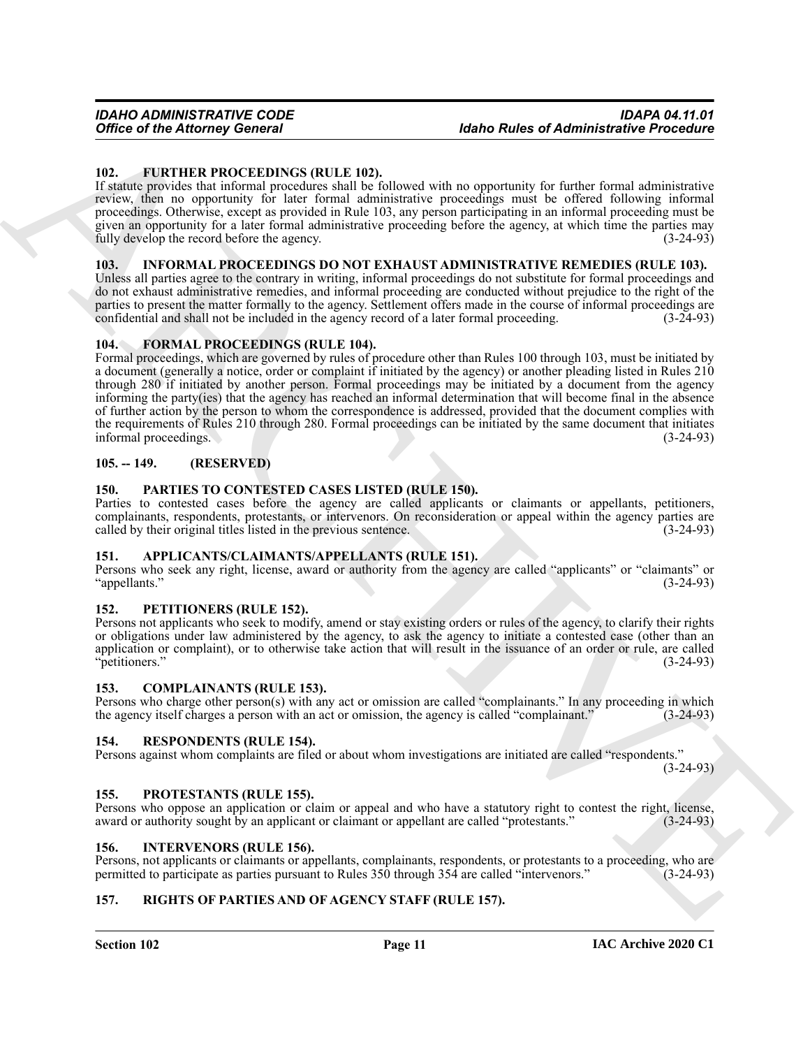### 102. FURTHER PROCEEDINGS (RULE 102).

If statute provides that informal procedures shall be followed with no opportunity for further formal administrative review, then no opportunity for later formal administrative proceedings must be offered following informal proceedings. Otherwise, except as provided in Rule 103, any person participating in an informal proceeding must be given an opportunity for a later formal administrative proceeding before the agency, at which time the parties may fully develop the record before the agency. (3-24-93)

### 103. INFORMAL PROCEEDINGS DO NOT EXHAUST ADMINISTRATIVE REMEDIES (RULE 103).

Unless all parties agree to the contrary in writing, informal proceedings do not substitute for formal proceedings and do not exhaust administrative remedies, and informal proceeding are conducted without prejudice to the right of the parties to present the matter formally to the agency. Settlement offers made in the course of informal proceedings are confidential and shall not be included in the agency record of a later formal proceeding. (3-24-93)

### 104. FORMAL PROCEEDINGS (RULE 104).

Formal proceedings, which are governed by rules of procedure other than Rules 100 through 103, must be initiated by a document (generally a notice, order or complaint if initiated by the agency) or another pleading listed in Rules 210 through 280 if initiated by another person. Formal proceedings may be initiated by a document from the agency informing the party(ies) that the agency has reached an informal determination that will become final in the absence of further action by the person to whom the correspondence is addressed, provided that the document complies with the requirements of Rules 210 through 280. Formal proceedings can be initiated by the same document that initiates informal proceedings. (3-24-93)

### 105. -- 149. (RESERVED)

### 150. PARTIES TO CONTESTED CASES LISTED (RULE 150).

Parties to contested cases before the agency are called applicants or claimants or appellants, petitioners, complainants, respondents, protestants, or intervenors. On reconsideration or appeal within the agency parties are called by their original titles listed in the previous sentence. (3-24-93)

### 151. APPLICANTS/CLAIMANTS/APPELLANTS (RULE 151).

Persons who seek any right, license, award or authority from the agency are called "applicants" or "claimants" or "appellants." (3-24-93)

### 152. PETITIONERS (RULE 152).

Persons not applicants who seek to modify, amend or stay existing orders or rules of the agency, to clarify their rights or obligations under law administered by the agency, to ask the agency to initiate a contested case (other than an application or complaint), or to otherwise take action that will result in the issuance of an order or rule, are called "petitioners." (3-24-93)

### 153. COMPLAINANTS (RULE 153).

Persons who charge other person(s) with any act or omission are called "complainants." In any proceeding in which the agency itself charges a person with an act or omission, the agency is called "complainant." (3-24-93)

### 154. RESPONDENTS (RULE 154).

Persons against whom complaints are filed or about whom investigations are initiated are called "respondents." (3-24-93)

### 155. PROTESTANTS (RULE 155).

Persons who oppose an application or claim or appeal and who have a statutory right to contest the right, license, award or authority sought by an applicant or claimant or appellant are called "protestants." (3-24-93)

### 156. INTERVENORS (RULE 156).

Persons, not applicants or claimants or appellants, complainants, respondents, or protestants to a proceeding, who are permitted to participate as parties pursuant to Rules 350 through 354 are called "intervenors." (3-24-93)

### 157. RIGHTS OF PARTIES AND OF AGENCY STAFF (RULE 157).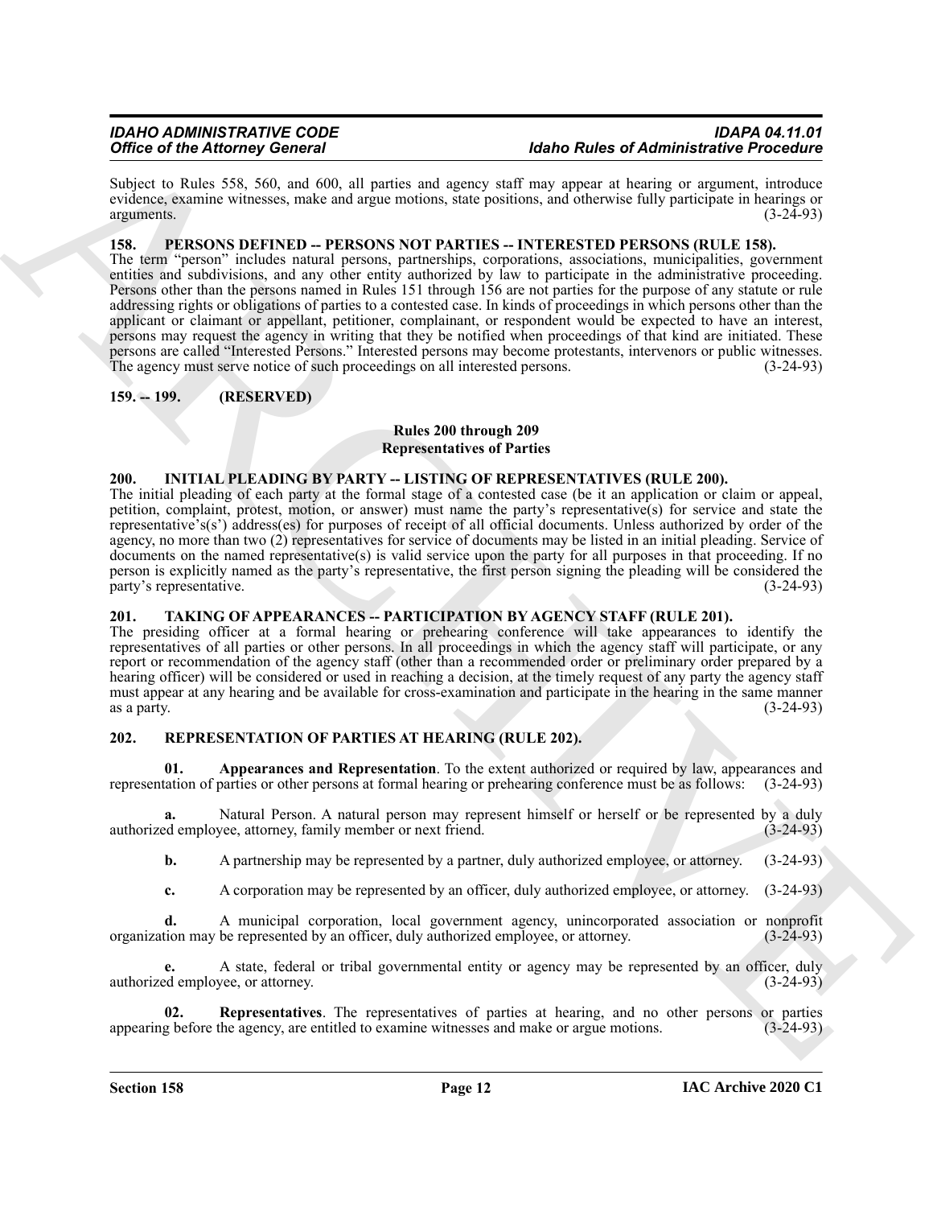Subject to Rules 558, 560, and 600, all parties and agency staff may appear at hearing or argument, introduce evidence, examine witnesses, make and argue motions, state positions, and otherwise fully participate in hearings or arguments. (3-24-93)

### 158. PERSONS DEFINED -- PERSONS NOT PARTIES -- INTERESTED PERSONS (RULE 158).

The term "person" includes natural persons, partnerships, corporations, associations, municipalities, government entities and subdivisions, and any other entity authorized by law to participate in the administrative proceeding. Persons other than the persons named in Rules 151 through 156 are not parties for the purpose of any statute or rule addressing rights or obligations of parties to a contested case. In kinds of proceedings in which persons other than the applicant or claimant or appellant, petitioner, complainant, or respondent would be expected to have an interest, persons may request the agency in writing that they be notified when proceedings of that kind are initiated. These persons are called "Interested Persons." Interested persons may become protestants, intervenors or public witnesses. The agency must serve notice of such proceedings on all interested persons. (3-24-93)

### 159. -- 199. (RESERVED)

## Rules 200 through 209
## Representatives of Parties

### 200. INITIAL PLEADING BY PARTY -- LISTING OF REPRESENTATIVES (RULE 200).

The initial pleading of each party at the formal stage of a contested case (be it an application or claim or appeal, petition, complaint, protest, motion, or answer) must name the party's representative(s) for service and state the representative's(s') address(es) for purposes of receipt of all official documents. Unless authorized by order of the agency, no more than two (2) representatives for service of documents may be listed in an initial pleading. Service of documents on the named representative(s) is valid service upon the party for all purposes in that proceeding. If no person is explicitly named as the party's representative, the first person signing the pleading will be considered the party's representative. (3-24-93)

### 201. TAKING OF APPEARANCES -- PARTICIPATION BY AGENCY STAFF (RULE 201).

The presiding officer at a formal hearing or prehearing conference will take appearances to identify the representatives of all parties or other persons. In all proceedings in which the agency staff will participate, or any report or recommendation of the agency staff (other than a recommended order or preliminary order prepared by a hearing officer) will be considered or used in reaching a decision, at the timely request of any party the agency staff must appear at any hearing and be available for cross-examination and participate in the hearing in the same manner as a party. (3-24-93)

### 202. REPRESENTATION OF PARTIES AT HEARING (RULE 202).

**01. Appearances and Representation**. To the extent authorized or required by law, appearances and representation of parties or other persons at formal hearing or prehearing conference must be as follows: (3-24-93)

**a.** Natural Person. A natural person may represent himself or herself or be represented by a duly authorized employee, attorney, family member or next friend. (3-24-93)

**b.** A partnership may be represented by a partner, duly authorized employee, or attorney. (3-24-93)

**c.** A corporation may be represented by an officer, duly authorized employee, or attorney. (3-24-93)

**d.** A municipal corporation, local government agency, unincorporated association or nonprofit organization may be represented by an officer, duly authorized employee, or attorney. (3-24-93)

**e.** A state, federal or tribal governmental entity or agency may be represented by an officer, duly authorized employee, or attorney. (3-24-93)

**02. Representatives**. The representatives of parties at hearing, and no other persons or parties appearing before the agency, are entitled to examine witnesses and make or argue motions. (3-24-93)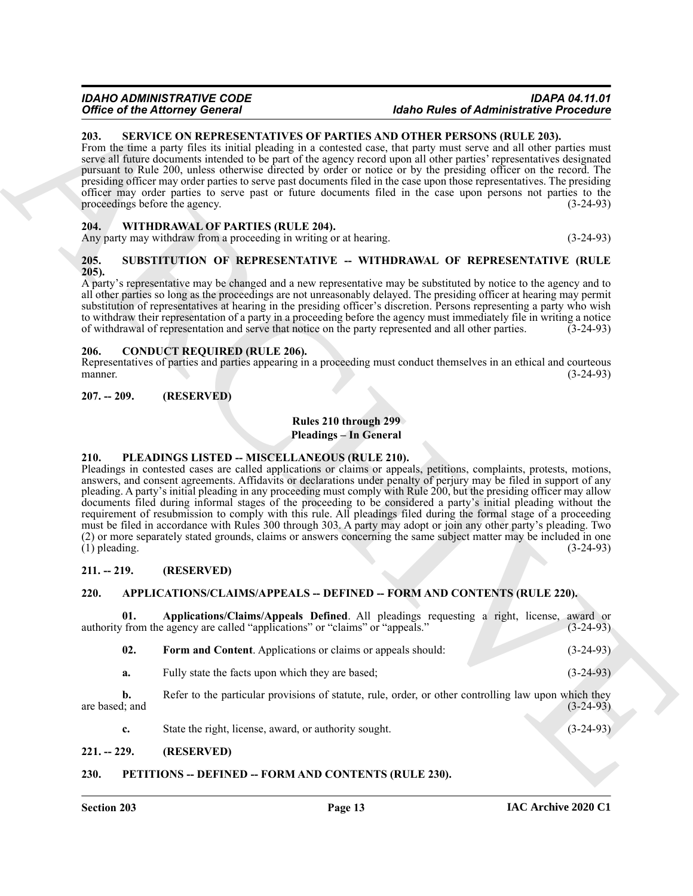### 203. SERVICE ON REPRESENTATIVES OF PARTIES AND OTHER PERSONS (RULE 203).

From the time a party files its initial pleading in a contested case, that party must serve and all other parties must serve all future documents intended to be part of the agency record upon all other parties' representatives designated pursuant to Rule 200, unless otherwise directed by order or notice or by the presiding officer on the record. The presiding officer may order parties to serve past documents filed in the case upon those representatives. The presiding officer may order parties to serve past or future documents filed in the case upon persons not parties to the proceedings before the agency. (3-24-93)

### 204. WITHDRAWAL OF PARTIES (RULE 204).

Any party may withdraw from a proceeding in writing or at hearing. (3-24-93)

### 205. SUBSTITUTION OF REPRESENTATIVE -- WITHDRAWAL OF REPRESENTATIVE (RULE 205).

A party's representative may be changed and a new representative may be substituted by notice to the agency and to all other parties so long as the proceedings are not unreasonably delayed. The presiding officer at hearing may permit substitution of representatives at hearing in the presiding officer's discretion. Persons representing a party who wish to withdraw their representation of a party in a proceeding before the agency must immediately file in writing a notice of withdrawal of representation and serve that notice on the party represented and all other parties. (3-24-93)

### 206. CONDUCT REQUIRED (RULE 206).

Representatives of parties and parties appearing in a proceeding must conduct themselves in an ethical and courteous manner. (3-24-93)

### 207. -- 209. (RESERVED)

## Rules 210 through 299
## Pleadings – In General

### 210. PLEADINGS LISTED -- MISCELLANEOUS (RULE 210).

Pleadings in contested cases are called applications or claims or appeals, petitions, complaints, protests, motions, answers, and consent agreements. Affidavits or declarations under penalty of perjury may be filed in support of any pleading. A party's initial pleading in any proceeding must comply with Rule 200, but the presiding officer may allow documents filed during informal stages of the proceeding to be considered a party's initial pleading without the requirement of resubmission to comply with this rule. All pleadings filed during the formal stage of a proceeding must be filed in accordance with Rules 300 through 303. A party may adopt or join any other party's pleading. Two (2) or more separately stated grounds, claims or answers concerning the same subject matter may be included in one (1) pleading. (3-24-93)

### 211. -- 219. (RESERVED)

### 220. APPLICATIONS/CLAIMS/APPEALS -- DEFINED -- FORM AND CONTENTS (RULE 220).

**01. Applications/Claims/Appeals Defined**. All pleadings requesting a right, license, award or authority from the agency are called "applications" or "claims" or "appeals." (3-24-93)

**02. Form and Content**. Applications or claims or appeals should: (3-24-93)

**a.** Fully state the facts upon which they are based; (3-24-93)

**b.** Refer to the particular provisions of statute, rule, order, or other controlling law upon which they are based; and (3-24-93)

**c.** State the right, license, award, or authority sought. (3-24-93)

### 221. -- 229. (RESERVED)

### 230. PETITIONS -- DEFINED -- FORM AND CONTENTS (RULE 230).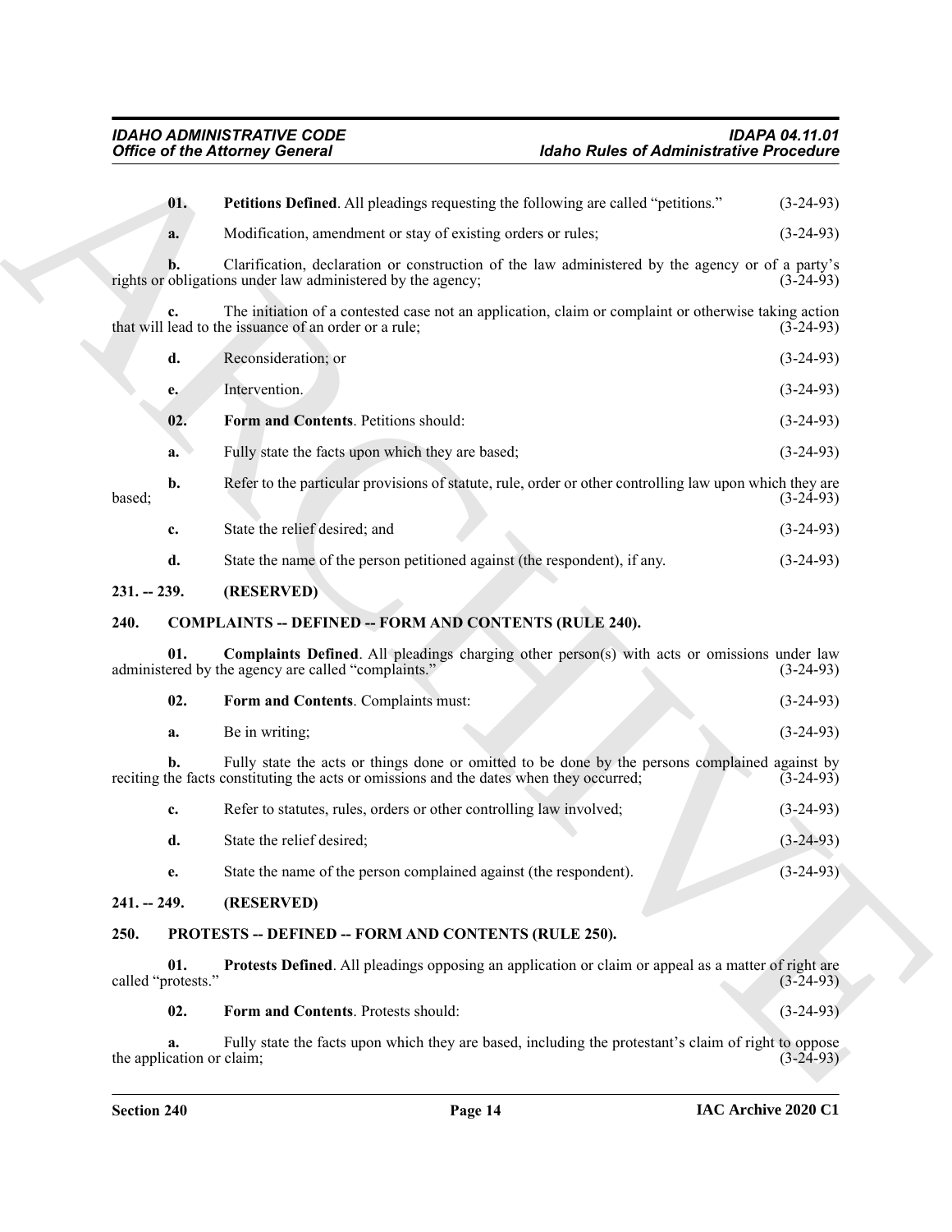**01. Petitions Defined**. All pleadings requesting the following are called "petitions." (3-24-93)

**a.** Modification, amendment or stay of existing orders or rules; (3-24-93)

**b.** Clarification, declaration or construction of the law administered by the agency or of a party's rights or obligations under law administered by the agency; (3-24-93)

**c.** The initiation of a contested case not an application, claim or complaint or otherwise taking action that will lead to the issuance of an order or a rule; (3-24-93)

**d.** Reconsideration; or (3-24-93)

**e.** Intervention. (3-24-93)

**02. Form and Contents**. Petitions should: (3-24-93)

**a.** Fully state the facts upon which they are based; (3-24-93)

**b.** Refer to the particular provisions of statute, rule, order or other controlling law upon which they are based; (3-24-93)

**c.** State the relief desired; and (3-24-93)

**d.** State the name of the person petitioned against (the respondent), if any. (3-24-93)

## 231. -- 239. (RESERVED)

## 240. COMPLAINTS -- DEFINED -- FORM AND CONTENTS (RULE 240).

**01. Complaints Defined**. All pleadings charging other person(s) with acts or omissions under law administered by the agency are called "complaints." (3-24-93)

**02. Form and Contents**. Complaints must: (3-24-93)

**a.** Be in writing; (3-24-93)

**b.** Fully state the acts or things done or omitted to be done by the persons complained against by reciting the facts constituting the acts or omissions and the dates when they occurred; (3-24-93)

**c.** Refer to statutes, rules, orders or other controlling law involved; (3-24-93)

**d.** State the relief desired; (3-24-93)

**e.** State the name of the person complained against (the respondent). (3-24-93)

## 241. -- 249. (RESERVED)

## 250. PROTESTS -- DEFINED -- FORM AND CONTENTS (RULE 250).

**01. Protests Defined**. All pleadings opposing an application or claim or appeal as a matter of right are called "protests." (3-24-93)

**02. Form and Contents**. Protests should: (3-24-93)

**a.** Fully state the facts upon which they are based, including the protestant's claim of right to oppose the application or claim; (3-24-93)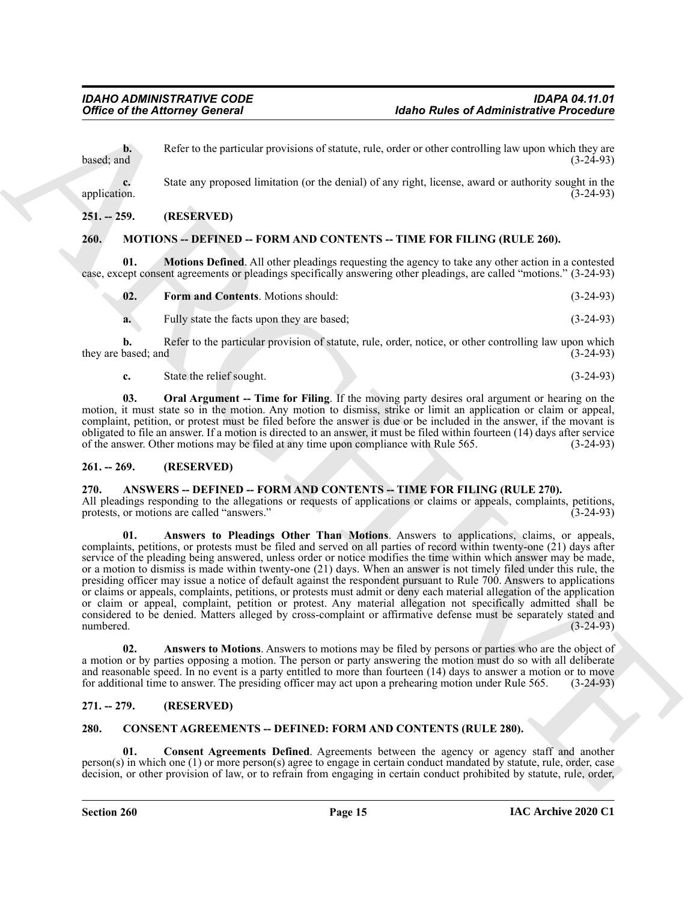**b.** Refer to the particular provisions of statute, rule, order or other controlling law upon which they are based; and (3-24-93)

**c.** State any proposed limitation (or the denial) of any right, license, award or authority sought in the application. (3-24-93)

## 251. -- 259. (RESERVED)

## 260. MOTIONS -- DEFINED -- FORM AND CONTENTS -- TIME FOR FILING (RULE 260).

**01. Motions Defined**. All other pleadings requesting the agency to take any other action in a contested case, except consent agreements or pleadings specifically answering other pleadings, are called "motions." (3-24-93)

**02. Form and Contents**. Motions should: (3-24-93)

**a.** Fully state the facts upon they are based; (3-24-93)

**b.** Refer to the particular provision of statute, rule, order, notice, or other controlling law upon which they are based; and (3-24-93)

**c.** State the relief sought. (3-24-93)

**03. Oral Argument -- Time for Filing**. If the moving party desires oral argument or hearing on the motion, it must state so in the motion. Any motion to dismiss, strike or limit an application or claim or appeal, complaint, petition, or protest must be filed before the answer is due or be included in the answer, if the movant is obligated to file an answer. If a motion is directed to an answer, it must be filed within fourteen (14) days after service of the answer. Other motions may be filed at any time upon compliance with Rule 565. (3-24-93)

## 261. -- 269. (RESERVED)

## 270. ANSWERS -- DEFINED -- FORM AND CONTENTS -- TIME FOR FILING (RULE 270).

All pleadings responding to the allegations or requests of applications or claims or appeals, complaints, petitions, protests, or motions are called "answers." (3-24-93)

**01. Answers to Pleadings Other Than Motions**. Answers to applications, claims, or appeals, complaints, petitions, or protests must be filed and served on all parties of record within twenty-one (21) days after service of the pleading being answered, unless order or notice modifies the time within which answer may be made, or a motion to dismiss is made within twenty-one (21) days. When an answer is not timely filed under this rule, the presiding officer may issue a notice of default against the respondent pursuant to Rule 700. Answers to applications or claims or appeals, complaints, petitions, or protests must admit or deny each material allegation of the application or claim or appeal, complaint, petition or protest. Any material allegation not specifically admitted shall be considered to be denied. Matters alleged by cross-complaint or affirmative defense must be separately stated and numbered. (3-24-93)

**02. Answers to Motions**. Answers to motions may be filed by persons or parties who are the object of a motion or by parties opposing a motion. The person or party answering the motion must do so with all deliberate and reasonable speed. In no event is a party entitled to more than fourteen (14) days to answer a motion or to move for additional time to answer. The presiding officer may act upon a prehearing motion under Rule 565. (3-24-93)

## 271. -- 279. (RESERVED)

## 280. CONSENT AGREEMENTS -- DEFINED: FORM AND CONTENTS (RULE 280).

**01. Consent Agreements Defined**. Agreements between the agency or agency staff and another person(s) in which one (1) or more person(s) agree to engage in certain conduct mandated by statute, rule, order, case decision, or other provision of law, or to refrain from engaging in certain conduct prohibited by statute, rule, order,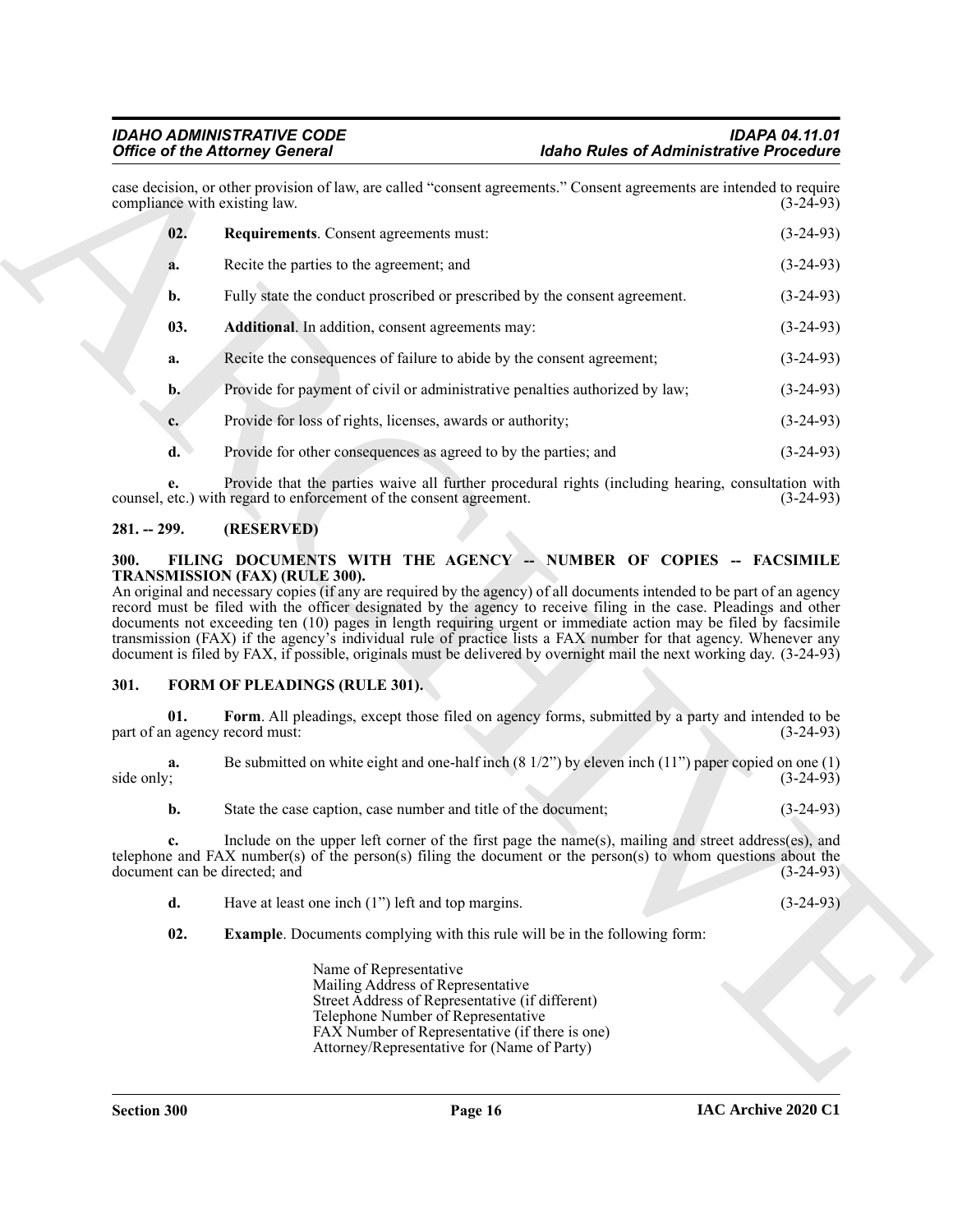case decision, or other provision of law, are called "consent agreements." Consent agreements are intended to require compliance with existing law. (3-24-93)

**02. Requirements**. Consent agreements must: (3-24-93)

**a.** Recite the parties to the agreement; and (3-24-93)

**b.** Fully state the conduct proscribed or prescribed by the consent agreement. (3-24-93)

**03. Additional**. In addition, consent agreements may: (3-24-93)

**a.** Recite the consequences of failure to abide by the consent agreement; (3-24-93)

**b.** Provide for payment of civil or administrative penalties authorized by law; (3-24-93)

**c.** Provide for loss of rights, licenses, awards or authority; (3-24-93)

**d.** Provide for other consequences as agreed to by the parties; and (3-24-93)

**e.** Provide that the parties waive all further procedural rights (including hearing, consultation with counsel, etc.) with regard to enforcement of the consent agreement. (3-24-93)

### 281. -- 299. (RESERVED)

### 300. FILING DOCUMENTS WITH THE AGENCY -- NUMBER OF COPIES -- FACSIMILE TRANSMISSION (FAX) (RULE 300).

An original and necessary copies (if any are required by the agency) of all documents intended to be part of an agency record must be filed with the officer designated by the agency to receive filing in the case. Pleadings and other documents not exceeding ten (10) pages in length requiring urgent or immediate action may be filed by facsimile transmission (FAX) if the agency's individual rule of practice lists a FAX number for that agency. Whenever any document is filed by FAX, if possible, originals must be delivered by overnight mail the next working day. (3-24-93)

### 301. FORM OF PLEADINGS (RULE 301).

**01. Form**. All pleadings, except those filed on agency forms, submitted by a party and intended to be part of an agency record must: (3-24-93)

**a.** Be submitted on white eight and one-half inch (8 1/2") by eleven inch (11") paper copied on one (1) side only; (3-24-93)

**b.** State the case caption, case number and title of the document; (3-24-93)

**c.** Include on the upper left corner of the first page the name(s), mailing and street address(es), and telephone and FAX number(s) of the person(s) filing the document or the person(s) to whom questions about the document can be directed; and (3-24-93)

**d.** Have at least one inch (1") left and top margins. (3-24-93)

**02. Example**. Documents complying with this rule will be in the following form:

Name of Representative
Mailing Address of Representative
Street Address of Representative (if different)
Telephone Number of Representative
FAX Number of Representative (if there is one)
Attorney/Representative for (Name of Party)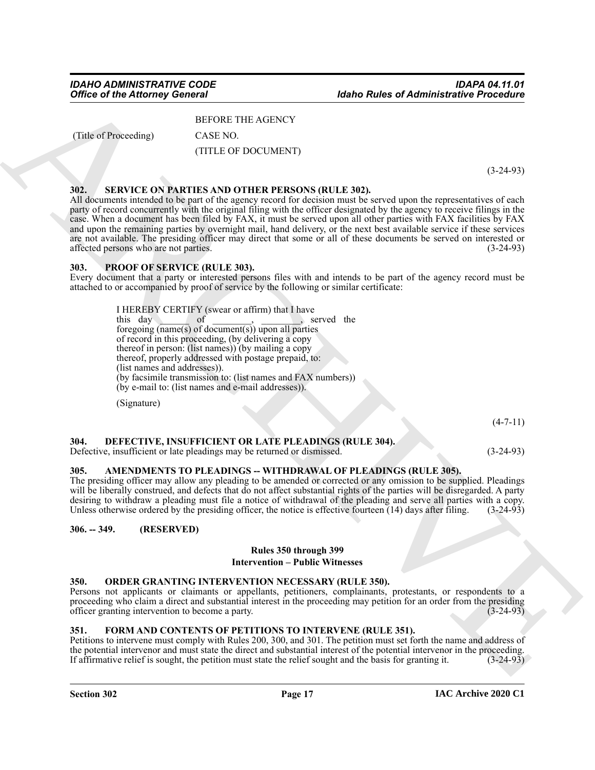BEFORE THE AGENCY

(Title of Proceeding) CASE NO.

(TITLE OF DOCUMENT)

(3-24-93)

### 302. SERVICE ON PARTIES AND OTHER PERSONS (RULE 302).

All documents intended to be part of the agency record for decision must be served upon the representatives of each party of record concurrently with the original filing with the officer designated by the agency to receive filings in the case. When a document has been filed by FAX, it must be served upon all other parties with FAX facilities by FAX and upon the remaining parties by overnight mail, hand delivery, or the next best available service if these services are not available. The presiding officer may direct that some or all of these documents be served on interested or affected persons who are not parties. (3-24-93)

### 303. PROOF OF SERVICE (RULE 303).

Every document that a party or interested persons files with and intends to be part of the agency record must be attached to or accompanied by proof of service by the following or similar certificate:

> I HEREBY CERTIFY (swear or affirm) that I have this day _______ of ________, ________, served the foregoing (name(s) of document(s)) upon all parties of record in this proceeding, (by delivering a copy thereof in person: (list names)) (by mailing a copy thereof, properly addressed with postage prepaid, to: (list names and addresses)).
> (by facsimile transmission to: (list names and FAX numbers))
> (by e-mail to: (list names and e-mail addresses)).
>
> (Signature)

(4-7-11)

### 304. DEFECTIVE, INSUFFICIENT OR LATE PLEADINGS (RULE 304).

Defective, insufficient or late pleadings may be returned or dismissed. (3-24-93)

### 305. AMENDMENTS TO PLEADINGS -- WITHDRAWAL OF PLEADINGS (RULE 305).

The presiding officer may allow any pleading to be amended or corrected or any omission to be supplied. Pleadings will be liberally construed, and defects that do not affect substantial rights of the parties will be disregarded. A party desiring to withdraw a pleading must file a notice of withdrawal of the pleading and serve all parties with a copy. Unless otherwise ordered by the presiding officer, the notice is effective fourteen (14) days after filing. (3-24-93)

### 306. -- 349. (RESERVED)

## Rules 350 through 399
## Intervention – Public Witnesses

### 350. ORDER GRANTING INTERVENTION NECESSARY (RULE 350).

Persons not applicants or claimants or appellants, petitioners, complainants, protestants, or respondents to a proceeding who claim a direct and substantial interest in the proceeding may petition for an order from the presiding officer granting intervention to become a party. (3-24-93)

### 351. FORM AND CONTENTS OF PETITIONS TO INTERVENE (RULE 351).

Petitions to intervene must comply with Rules 200, 300, and 301. The petition must set forth the name and address of the potential intervenor and must state the direct and substantial interest of the potential intervenor in the proceeding. If affirmative relief is sought, the petition must state the relief sought and the basis for granting it. (3-24-93)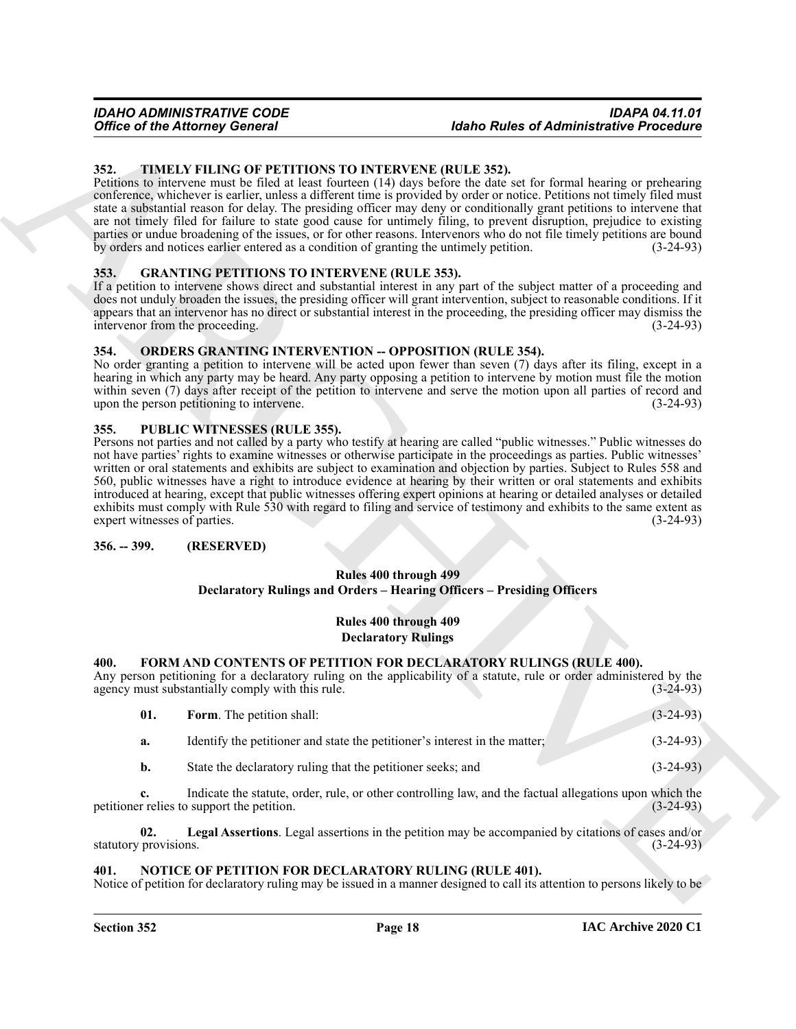### 352. TIMELY FILING OF PETITIONS TO INTERVENE (RULE 352).

Petitions to intervene must be filed at least fourteen (14) days before the date set for formal hearing or prehearing conference, whichever is earlier, unless a different time is provided by order or notice. Petitions not timely filed must state a substantial reason for delay. The presiding officer may deny or conditionally grant petitions to intervene that are not timely filed for failure to state good cause for untimely filing, to prevent disruption, prejudice to existing parties or undue broadening of the issues, or for other reasons. Intervenors who do not file timely petitions are bound by orders and notices earlier entered as a condition of granting the untimely petition. (3-24-93)

### 353. GRANTING PETITIONS TO INTERVENE (RULE 353).

If a petition to intervene shows direct and substantial interest in any part of the subject matter of a proceeding and does not unduly broaden the issues, the presiding officer will grant intervention, subject to reasonable conditions. If it appears that an intervenor has no direct or substantial interest in the proceeding, the presiding officer may dismiss the intervenor from the proceeding. (3-24-93)

### 354. ORDERS GRANTING INTERVENTION -- OPPOSITION (RULE 354).

No order granting a petition to intervene will be acted upon fewer than seven (7) days after its filing, except in a hearing in which any party may be heard. Any party opposing a petition to intervene by motion must file the motion within seven (7) days after receipt of the petition to intervene and serve the motion upon all parties of record and upon the person petitioning to intervene. (3-24-93)

### 355. PUBLIC WITNESSES (RULE 355).

Persons not parties and not called by a party who testify at hearing are called "public witnesses." Public witnesses do not have parties' rights to examine witnesses or otherwise participate in the proceedings as parties. Public witnesses' written or oral statements and exhibits are subject to examination and objection by parties. Subject to Rules 558 and 560, public witnesses have a right to introduce evidence at hearing by their written or oral statements and exhibits introduced at hearing, except that public witnesses offering expert opinions at hearing or detailed analyses or detailed exhibits must comply with Rule 530 with regard to filing and service of testimony and exhibits to the same extent as expert witnesses of parties. (3-24-93)

### 356. -- 399. (RESERVED)

## Rules 400 through 499
## Declaratory Rulings and Orders – Hearing Officers – Presiding Officers

## Rules 400 through 409
## Declaratory Rulings

### 400. FORM AND CONTENTS OF PETITION FOR DECLARATORY RULINGS (RULE 400).

Any person petitioning for a declaratory ruling on the applicability of a statute, rule or order administered by the agency must substantially comply with this rule. (3-24-93)

**01. Form**. The petition shall: (3-24-93)

**a.** Identify the petitioner and state the petitioner's interest in the matter; (3-24-93)

**b.** State the declaratory ruling that the petitioner seeks; and (3-24-93)

**c.** Indicate the statute, order, rule, or other controlling law, and the factual allegations upon which the petitioner relies to support the petition. (3-24-93)

**02. Legal Assertions**. Legal assertions in the petition may be accompanied by citations of cases and/or statutory provisions. (3-24-93)

### 401. NOTICE OF PETITION FOR DECLARATORY RULING (RULE 401).

Notice of petition for declaratory ruling may be issued in a manner designed to call its attention to persons likely to be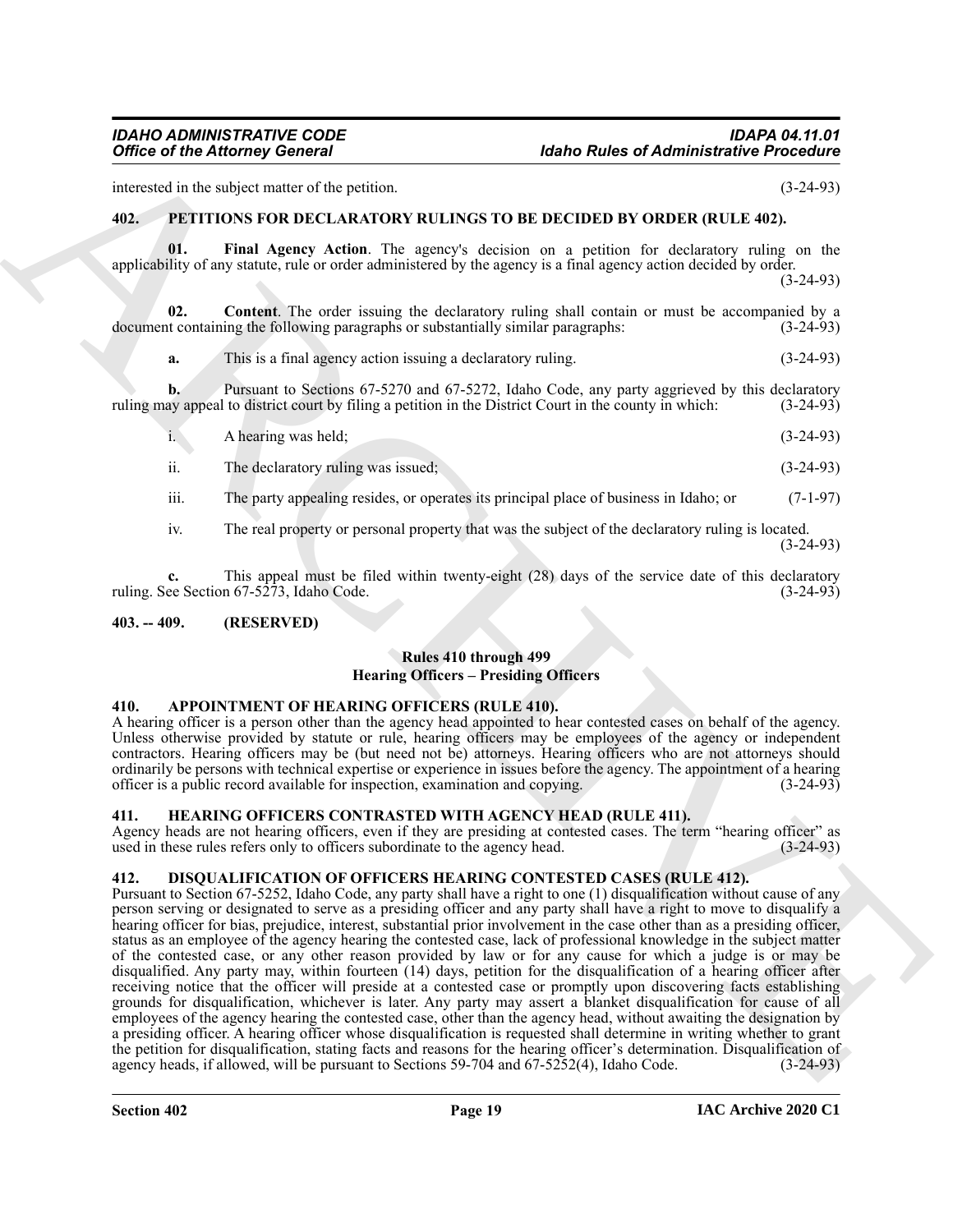interested in the subject matter of the petition. (3-24-93)

## 402. PETITIONS FOR DECLARATORY RULINGS TO BE DECIDED BY ORDER (RULE 402).

**01. Final Agency Action**. The agency's decision on a petition for declaratory ruling on the applicability of any statute, rule or order administered by the agency is a final agency action decided by order. (3-24-93)

**02. Content**. The order issuing the declaratory ruling shall contain or must be accompanied by a document containing the following paragraphs or substantially similar paragraphs: (3-24-93)

**a.** This is a final agency action issuing a declaratory ruling. (3-24-93)

**b.** Pursuant to Sections 67-5270 and 67-5272, Idaho Code, any party aggrieved by this declaratory ruling may appeal to district court by filing a petition in the District Court in the county in which: (3-24-93)

i. A hearing was held; (3-24-93)

ii. The declaratory ruling was issued; (3-24-93)

iii. The party appealing resides, or operates its principal place of business in Idaho; or (7-1-97)

iv. The real property or personal property that was the subject of the declaratory ruling is located. (3-24-93)

**c.** This appeal must be filed within twenty-eight (28) days of the service date of this declaratory ruling. See Section 67-5273, Idaho Code. (3-24-93)

## 403. -- 409. (RESERVED)

### Rules 410 through 499
### Hearing Officers – Presiding Officers

## 410. APPOINTMENT OF HEARING OFFICERS (RULE 410).

A hearing officer is a person other than the agency head appointed to hear contested cases on behalf of the agency. Unless otherwise provided by statute or rule, hearing officers may be employees of the agency or independent contractors. Hearing officers may be (but need not be) attorneys. Hearing officers who are not attorneys should ordinarily be persons with technical expertise or experience in issues before the agency. The appointment of a hearing officer is a public record available for inspection, examination and copying. (3-24-93)

## 411. HEARING OFFICERS CONTRASTED WITH AGENCY HEAD (RULE 411).

Agency heads are not hearing officers, even if they are presiding at contested cases. The term "hearing officer" as used in these rules refers only to officers subordinate to the agency head. (3-24-93)

## 412. DISQUALIFICATION OF OFFICERS HEARING CONTESTED CASES (RULE 412).

Pursuant to Section 67-5252, Idaho Code, any party shall have a right to one (1) disqualification without cause of any person serving or designated to serve as a presiding officer and any party shall have a right to move to disqualify a hearing officer for bias, prejudice, interest, substantial prior involvement in the case other than as a presiding officer, status as an employee of the agency hearing the contested case, lack of professional knowledge in the subject matter of the contested case, or any other reason provided by law or for any cause for which a judge is or may be disqualified. Any party may, within fourteen (14) days, petition for the disqualification of a hearing officer after receiving notice that the officer will preside at a contested case or promptly upon discovering facts establishing grounds for disqualification, whichever is later. Any party may assert a blanket disqualification for cause of all employees of the agency hearing the contested case, other than the agency head, without awaiting the designation by a presiding officer. A hearing officer whose disqualification is requested shall determine in writing whether to grant the petition for disqualification, stating facts and reasons for the hearing officer's determination. Disqualification of agency heads, if allowed, will be pursuant to Sections 59-704 and 67-5252(4), Idaho Code. (3-24-93)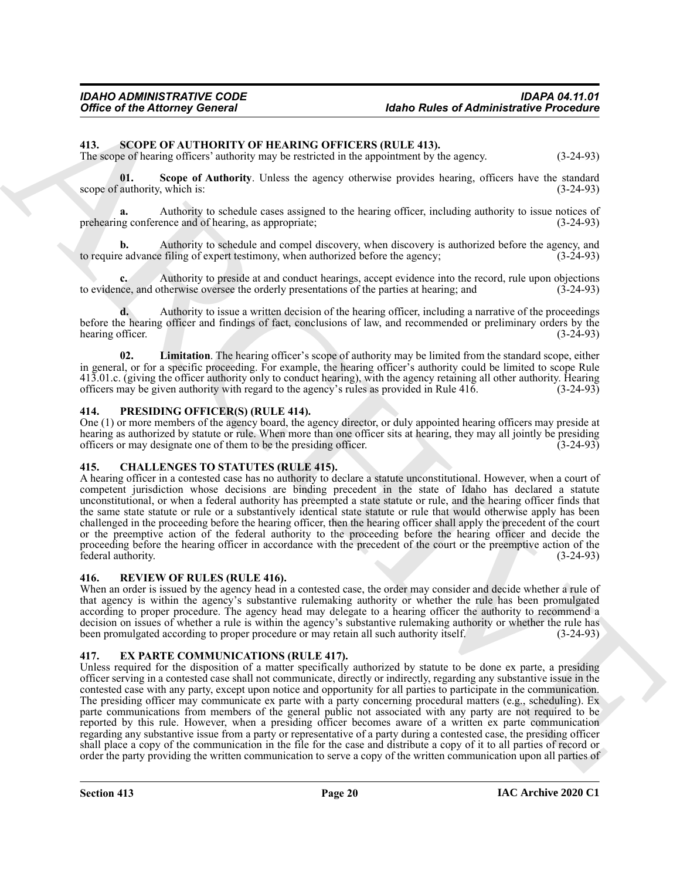## 413. SCOPE OF AUTHORITY OF HEARING OFFICERS (RULE 413).

The scope of hearing officers' authority may be restricted in the appointment by the agency. (3-24-93)

**01. Scope of Authority**. Unless the agency otherwise provides hearing, officers have the standard scope of authority, which is: (3-24-93)

**a.** Authority to schedule cases assigned to the hearing officer, including authority to issue notices of prehearing conference and of hearing, as appropriate; (3-24-93)

**b.** Authority to schedule and compel discovery, when discovery is authorized before the agency, and to require advance filing of expert testimony, when authorized before the agency; (3-24-93)

**c.** Authority to preside at and conduct hearings, accept evidence into the record, rule upon objections to evidence, and otherwise oversee the orderly presentations of the parties at hearing; and (3-24-93)

**d.** Authority to issue a written decision of the hearing officer, including a narrative of the proceedings before the hearing officer and findings of fact, conclusions of law, and recommended or preliminary orders by the hearing officer. (3-24-93)

**02. Limitation**. The hearing officer's scope of authority may be limited from the standard scope, either in general, or for a specific proceeding. For example, the hearing officer's authority could be limited to scope Rule 413.01.c. (giving the officer authority only to conduct hearing), with the agency retaining all other authority. Hearing officers may be given authority with regard to the agency's rules as provided in Rule 416. (3-24-93)

## 414. PRESIDING OFFICER(S) (RULE 414).

One (1) or more members of the agency board, the agency director, or duly appointed hearing officers may preside at hearing as authorized by statute or rule. When more than one officer sits at hearing, they may all jointly be presiding officers or may designate one of them to be the presiding officer. (3-24-93)

## 415. CHALLENGES TO STATUTES (RULE 415).

A hearing officer in a contested case has no authority to declare a statute unconstitutional. However, when a court of competent jurisdiction whose decisions are binding precedent in the state of Idaho has declared a statute unconstitutional, or when a federal authority has preempted a state statute or rule, and the hearing officer finds that the same state statute or rule or a substantively identical state statute or rule that would otherwise apply has been challenged in the proceeding before the hearing officer, then the hearing officer shall apply the precedent of the court or the preemptive action of the federal authority to the proceeding before the hearing officer and decide the proceeding before the hearing officer in accordance with the precedent of the court or the preemptive action of the federal authority. (3-24-93)

## 416. REVIEW OF RULES (RULE 416).

When an order is issued by the agency head in a contested case, the order may consider and decide whether a rule of that agency is within the agency's substantive rulemaking authority or whether the rule has been promulgated according to proper procedure. The agency head may delegate to a hearing officer the authority to recommend a decision on issues of whether a rule is within the agency's substantive rulemaking authority or whether the rule has been promulgated according to proper procedure or may retain all such authority itself. (3-24-93)

## 417. EX PARTE COMMUNICATIONS (RULE 417).

Unless required for the disposition of a matter specifically authorized by statute to be done ex parte, a presiding officer serving in a contested case shall not communicate, directly or indirectly, regarding any substantive issue in the contested case with any party, except upon notice and opportunity for all parties to participate in the communication. The presiding officer may communicate ex parte with a party concerning procedural matters (e.g., scheduling). Ex parte communications from members of the general public not associated with any party are not required to be reported by this rule. However, when a presiding officer becomes aware of a written ex parte communication regarding any substantive issue from a party or representative of a party during a contested case, the presiding officer shall place a copy of the communication in the file for the case and distribute a copy of it to all parties of record or order the party providing the written communication to serve a copy of the written communication upon all parties of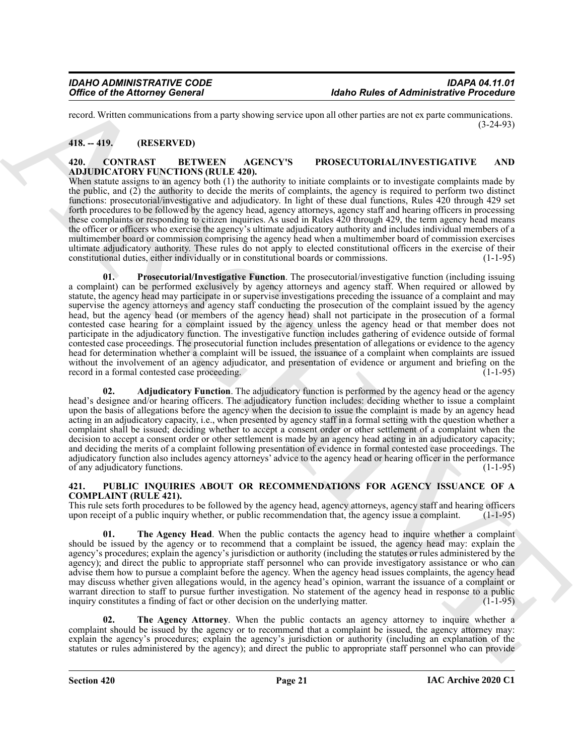record. Written communications from a party showing service upon all other parties are not ex parte communications. (3-24-93)

## 418. -- 419. (RESERVED)

## 420. CONTRAST BETWEEN AGENCY'S PROSECUTORIAL/INVESTIGATIVE AND ADJUDICATORY FUNCTIONS (RULE 420).

When statute assigns to an agency both (1) the authority to initiate complaints or to investigate complaints made by the public, and (2) the authority to decide the merits of complaints, the agency is required to perform two distinct functions: prosecutorial/investigative and adjudicatory. In light of these dual functions, Rules 420 through 429 set forth procedures to be followed by the agency head, agency attorneys, agency staff and hearing officers in processing these complaints or responding to citizen inquiries. As used in Rules 420 through 429, the term agency head means the officer or officers who exercise the agency's ultimate adjudicatory authority and includes individual members of a multimember board or commission comprising the agency head when a multimember board of commission exercises ultimate adjudicatory authority. These rules do not apply to elected constitutional officers in the exercise of their constitutional duties, either individually or in constitutional boards or commissions. (1-1-95)

**01. Prosecutorial/Investigative Function**. The prosecutorial/investigative function (including issuing a complaint) can be performed exclusively by agency attorneys and agency staff. When required or allowed by statute, the agency head may participate in or supervise investigations preceding the issuance of a complaint and may supervise the agency attorneys and agency staff conducting the prosecution of the complaint issued by the agency head, but the agency head (or members of the agency head) shall not participate in the prosecution of a formal contested case hearing for a complaint issued by the agency unless the agency head or that member does not participate in the adjudicatory function. The investigative function includes gathering of evidence outside of formal contested case proceedings. The prosecutorial function includes presentation of allegations or evidence to the agency head for determination whether a complaint will be issued, the issuance of a complaint when complaints are issued without the involvement of an agency adjudicator, and presentation of evidence or argument and briefing on the record in a formal contested case proceeding. (1-1-95)

**02. Adjudicatory Function**. The adjudicatory function is performed by the agency head or the agency head's designee and/or hearing officers. The adjudicatory function includes: deciding whether to issue a complaint upon the basis of allegations before the agency when the decision to issue the complaint is made by an agency head acting in an adjudicatory capacity, i.e., when presented by agency staff in a formal setting with the question whether a complaint shall be issued; deciding whether to accept a consent order or other settlement of a complaint when the decision to accept a consent order or other settlement is made by an agency head acting in an adjudicatory capacity; and deciding the merits of a complaint following presentation of evidence in formal contested case proceedings. The adjudicatory function also includes agency attorneys' advice to the agency head or hearing officer in the performance of any adjudicatory functions. (1-1-95)

## 421. PUBLIC INQUIRIES ABOUT OR RECOMMENDATIONS FOR AGENCY ISSUANCE OF A COMPLAINT (RULE 421).

This rule sets forth procedures to be followed by the agency head, agency attorneys, agency staff and hearing officers upon receipt of a public inquiry whether, or public recommendation that, the agency issue a complaint. (1-1-95)

**01. The Agency Head**. When the public contacts the agency head to inquire whether a complaint should be issued by the agency or to recommend that a complaint be issued, the agency head may: explain the agency's procedures; explain the agency's jurisdiction or authority (including the statutes or rules administered by the agency); and direct the public to appropriate staff personnel who can provide investigatory assistance or who can advise them how to pursue a complaint before the agency. When the agency head issues complaints, the agency head may discuss whether given allegations would, in the agency head's opinion, warrant the issuance of a complaint or warrant direction to staff to pursue further investigation. No statement of the agency head in response to a public inquiry constitutes a finding of fact or other decision on the underlying matter. (1-1-95)

**02. The Agency Attorney**. When the public contacts an agency attorney to inquire whether a complaint should be issued by the agency or to recommend that a complaint be issued, the agency attorney may: explain the agency's procedures; explain the agency's jurisdiction or authority (including an explanation of the statutes or rules administered by the agency); and direct the public to appropriate staff personnel who can provide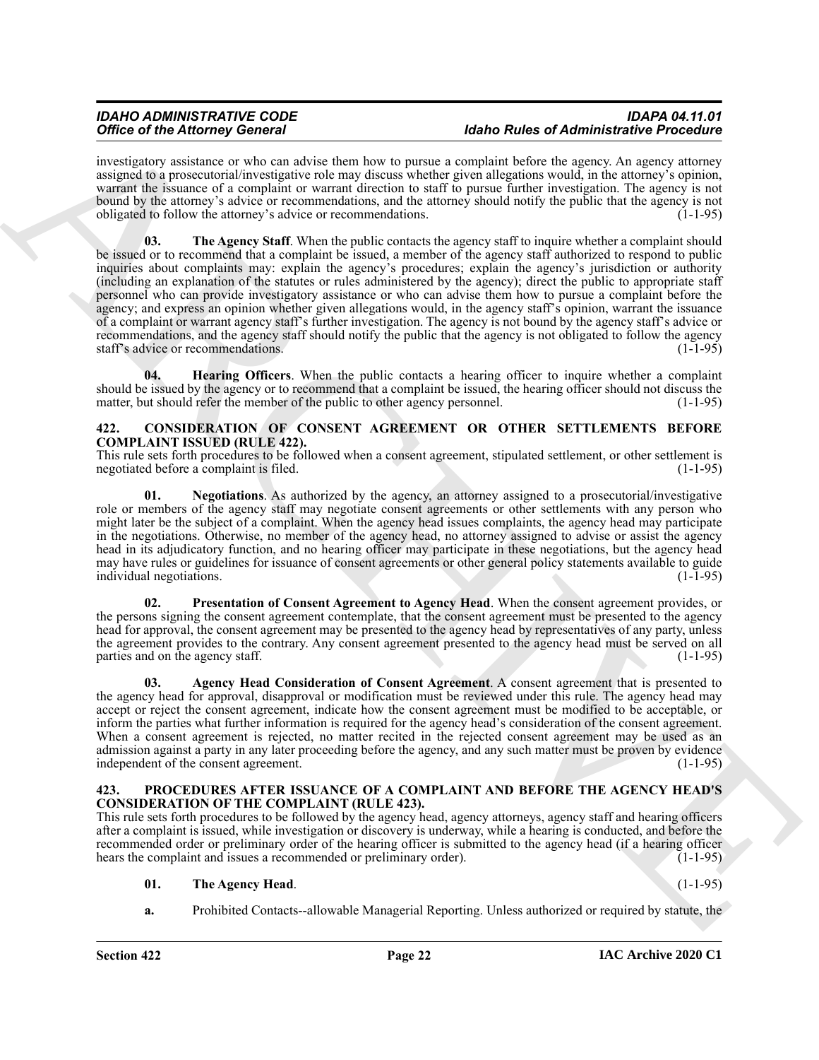investigatory assistance or who can advise them how to pursue a complaint before the agency. An agency attorney assigned to a prosecutorial/investigative role may discuss whether given allegations would, in the attorney's opinion, warrant the issuance of a complaint or warrant direction to staff to pursue further investigation. The agency is not bound by the attorney's advice or recommendations, and the attorney should notify the public that the agency is not obligated to follow the attorney's advice or recommendations. (1-1-95)

**03. The Agency Staff**. When the public contacts the agency staff to inquire whether a complaint should be issued or to recommend that a complaint be issued, a member of the agency staff authorized to respond to public inquiries about complaints may: explain the agency's procedures; explain the agency's jurisdiction or authority (including an explanation of the statutes or rules administered by the agency); direct the public to appropriate staff personnel who can provide investigatory assistance or who can advise them how to pursue a complaint before the agency; and express an opinion whether given allegations would, in the agency staff's opinion, warrant the issuance of a complaint or warrant agency staff's further investigation. The agency is not bound by the agency staff's advice or recommendations, and the agency staff should notify the public that the agency is not obligated to follow the agency staff's advice or recommendations. (1-1-95)

**04. Hearing Officers**. When the public contacts a hearing officer to inquire whether a complaint should be issued by the agency or to recommend that a complaint be issued, the hearing officer should not discuss the matter, but should refer the member of the public to other agency personnel. (1-1-95)

## 422. CONSIDERATION OF CONSENT AGREEMENT OR OTHER SETTLEMENTS BEFORE COMPLAINT ISSUED (RULE 422).

This rule sets forth procedures to be followed when a consent agreement, stipulated settlement, or other settlement is negotiated before a complaint is filed. (1-1-95)

**01. Negotiations**. As authorized by the agency, an attorney assigned to a prosecutorial/investigative role or members of the agency staff may negotiate consent agreements or other settlements with any person who might later be the subject of a complaint. When the agency head issues complaints, the agency head may participate in the negotiations. Otherwise, no member of the agency head, no attorney assigned to advise or assist the agency head in its adjudicatory function, and no hearing officer may participate in these negotiations, but the agency head may have rules or guidelines for issuance of consent agreements or other general policy statements available to guide individual negotiations. (1-1-95)

**02. Presentation of Consent Agreement to Agency Head**. When the consent agreement provides, or the persons signing the consent agreement contemplate, that the consent agreement must be presented to the agency head for approval, the consent agreement may be presented to the agency head by representatives of any party, unless the agreement provides to the contrary. Any consent agreement presented to the agency head must be served on all parties and on the agency staff. (1-1-95)

**03. Agency Head Consideration of Consent Agreement**. A consent agreement that is presented to the agency head for approval, disapproval or modification must be reviewed under this rule. The agency head may accept or reject the consent agreement, indicate how the consent agreement must be modified to be acceptable, or inform the parties what further information is required for the agency head's consideration of the consent agreement. When a consent agreement is rejected, no matter recited in the rejected consent agreement may be used as an admission against a party in any later proceeding before the agency, and any such matter must be proven by evidence independent of the consent agreement. (1-1-95)

## 423. PROCEDURES AFTER ISSUANCE OF A COMPLAINT AND BEFORE THE AGENCY HEAD'S CONSIDERATION OF THE COMPLAINT (RULE 423).

This rule sets forth procedures to be followed by the agency head, agency attorneys, agency staff and hearing officers after a complaint is issued, while investigation or discovery is underway, while a hearing is conducted, and before the recommended order or preliminary order of the hearing officer is submitted to the agency head (if a hearing officer hears the complaint and issues a recommended or preliminary order). (1-1-95)

**01. The Agency Head**. (1-1-95)

**a.** Prohibited Contacts--allowable Managerial Reporting. Unless authorized or required by statute, the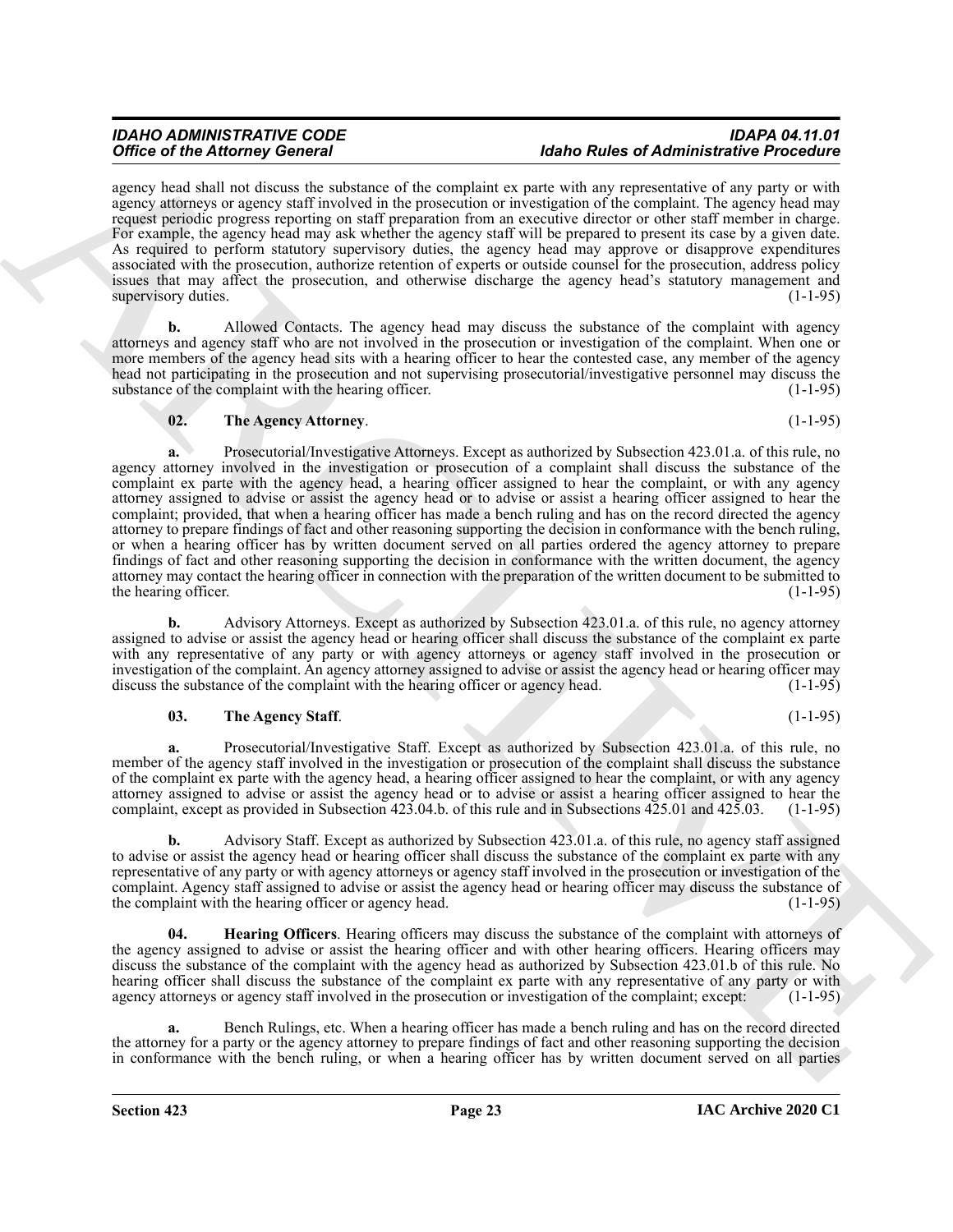agency head shall not discuss the substance of the complaint ex parte with any representative of any party or with agency attorneys or agency staff involved in the prosecution or investigation of the complaint. The agency head may request periodic progress reporting on staff preparation from an executive director or other staff member in charge. For example, the agency head may ask whether the agency staff will be prepared to present its case by a given date. As required to perform statutory supervisory duties, the agency head may approve or disapprove expenditures associated with the prosecution, authorize retention of experts or outside counsel for the prosecution, address policy issues that may affect the prosecution, and otherwise discharge the agency head's statutory management and supervisory duties. (1-1-95)

**b.** Allowed Contacts. The agency head may discuss the substance of the complaint with agency attorneys and agency staff who are not involved in the prosecution or investigation of the complaint. When one or more members of the agency head sits with a hearing officer to hear the contested case, any member of the agency head not participating in the prosecution and not supervising prosecutorial/investigative personnel may discuss the substance of the complaint with the hearing officer. (1-1-95)

**02. The Agency Attorney**. (1-1-95)

**a.** Prosecutorial/Investigative Attorneys. Except as authorized by Subsection 423.01.a. of this rule, no agency attorney involved in the investigation or prosecution of a complaint shall discuss the substance of the complaint ex parte with the agency head, a hearing officer assigned to hear the complaint, or with any agency attorney assigned to advise or assist the agency head or to advise or assist a hearing officer assigned to hear the complaint; provided, that when a hearing officer has made a bench ruling and has on the record directed the agency attorney to prepare findings of fact and other reasoning supporting the decision in conformance with the bench ruling, or when a hearing officer has by written document served on all parties ordered the agency attorney to prepare findings of fact and other reasoning supporting the decision in conformance with the written document, the agency attorney may contact the hearing officer in connection with the preparation of the written document to be submitted to the hearing officer. (1-1-95)

**b.** Advisory Attorneys. Except as authorized by Subsection 423.01.a. of this rule, no agency attorney assigned to advise or assist the agency head or hearing officer shall discuss the substance of the complaint ex parte with any representative of any party or with agency attorneys or agency staff involved in the prosecution or investigation of the complaint. An agency attorney assigned to advise or assist the agency head or hearing officer may discuss the substance of the complaint with the hearing officer or agency head. (1-1-95)

**03. The Agency Staff**. (1-1-95)

**a.** Prosecutorial/Investigative Staff. Except as authorized by Subsection 423.01.a. of this rule, no member of the agency staff involved in the investigation or prosecution of the complaint shall discuss the substance of the complaint ex parte with the agency head, a hearing officer assigned to hear the complaint, or with any agency attorney assigned to advise or assist the agency head or to advise or assist a hearing officer assigned to hear the complaint, except as provided in Subsection 423.04.b. of this rule and in Subsections 425.01 and 425.03. (1-1-95)

**b.** Advisory Staff. Except as authorized by Subsection 423.01.a. of this rule, no agency staff assigned to advise or assist the agency head or hearing officer shall discuss the substance of the complaint ex parte with any representative of any party or with agency attorneys or agency staff involved in the prosecution or investigation of the complaint. Agency staff assigned to advise or assist the agency head or hearing officer may discuss the substance of the complaint with the hearing officer or agency head. (1-1-95)

**04. Hearing Officers**. Hearing officers may discuss the substance of the complaint with attorneys of the agency assigned to advise or assist the hearing officer and with other hearing officers. Hearing officers may discuss the substance of the complaint with the agency head as authorized by Subsection 423.01.b of this rule. No hearing officer shall discuss the substance of the complaint ex parte with any representative of any party or with agency attorneys or agency staff involved in the prosecution or investigation of the complaint; except: (1-1-95)

**a.** Bench Rulings, etc. When a hearing officer has made a bench ruling and has on the record directed the attorney for a party or the agency attorney to prepare findings of fact and other reasoning supporting the decision in conformance with the bench ruling, or when a hearing officer has by written document served on all parties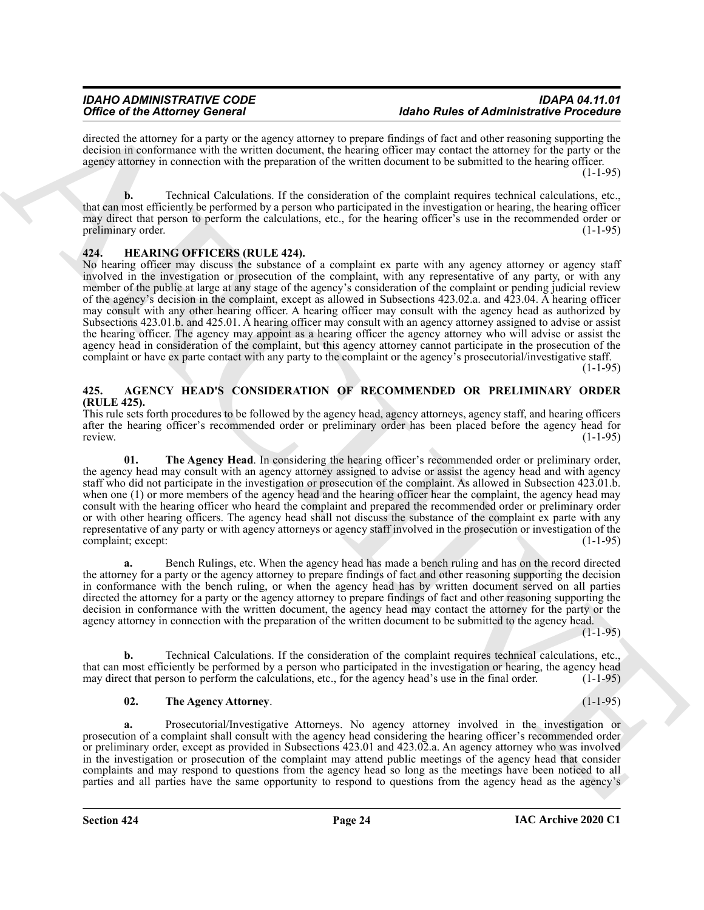directed the attorney for a party or the agency attorney to prepare findings of fact and other reasoning supporting the decision in conformance with the written document, the hearing officer may contact the attorney for the party or the agency attorney in connection with the preparation of the written document to be submitted to the hearing officer. (1-1-95)

**b.** Technical Calculations. If the consideration of the complaint requires technical calculations, etc., that can most efficiently be performed by a person who participated in the investigation or hearing, the hearing officer may direct that person to perform the calculations, etc., for the hearing officer's use in the recommended order or preliminary order. (1-1-95)

## 424. HEARING OFFICERS (RULE 424).

No hearing officer may discuss the substance of a complaint ex parte with any agency attorney or agency staff involved in the investigation or prosecution of the complaint, with any representative of any party, or with any member of the public at large at any stage of the agency's consideration of the complaint or pending judicial review of the agency's decision in the complaint, except as allowed in Subsections 423.02.a. and 423.04. A hearing officer may consult with any other hearing officer. A hearing officer may consult with the agency head as authorized by Subsections 423.01.b. and 425.01. A hearing officer may consult with an agency attorney assigned to advise or assist the hearing officer. The agency may appoint as a hearing officer the agency attorney who will advise or assist the agency head in consideration of the complaint, but this agency attorney cannot participate in the prosecution of the complaint or have ex parte contact with any party to the complaint or the agency's prosecutorial/investigative staff. (1-1-95)

## 425. AGENCY HEAD'S CONSIDERATION OF RECOMMENDED OR PRELIMINARY ORDER (RULE 425).

This rule sets forth procedures to be followed by the agency head, agency attorneys, agency staff, and hearing officers after the hearing officer's recommended order or preliminary order has been placed before the agency head for review. (1-1-95)

**01. The Agency Head**. In considering the hearing officer's recommended order or preliminary order, the agency head may consult with an agency attorney assigned to advise or assist the agency head and with agency staff who did not participate in the investigation or prosecution of the complaint. As allowed in Subsection 423.01.b. when one (1) or more members of the agency head and the hearing officer hear the complaint, the agency head may consult with the hearing officer who heard the complaint and prepared the recommended order or preliminary order or with other hearing officers. The agency head shall not discuss the substance of the complaint ex parte with any representative of any party or with agency attorneys or agency staff involved in the prosecution or investigation of the complaint; except: (1-1-95)

**a.** Bench Rulings, etc. When the agency head has made a bench ruling and has on the record directed the attorney for a party or the agency attorney to prepare findings of fact and other reasoning supporting the decision in conformance with the bench ruling, or when the agency head has by written document served on all parties directed the attorney for a party or the agency attorney to prepare findings of fact and other reasoning supporting the decision in conformance with the written document, the agency head may contact the attorney for the party or the agency attorney in connection with the preparation of the written document to be submitted to the agency head. (1-1-95)

**b.** Technical Calculations. If the consideration of the complaint requires technical calculations, etc., that can most efficiently be performed by a person who participated in the investigation or hearing, the agency head may direct that person to perform the calculations, etc., for the agency head's use in the final order. (1-1-95)

**02. The Agency Attorney**. (1-1-95)

**a.** Prosecutorial/Investigative Attorneys. No agency attorney involved in the investigation or prosecution of a complaint shall consult with the agency head considering the hearing officer's recommended order or preliminary order, except as provided in Subsections 423.01 and 423.02.a. An agency attorney who was involved in the investigation or prosecution of the complaint may attend public meetings of the agency head that consider complaints and may respond to questions from the agency head so long as the meetings have been noticed to all parties and all parties have the same opportunity to respond to questions from the agency head as the agency's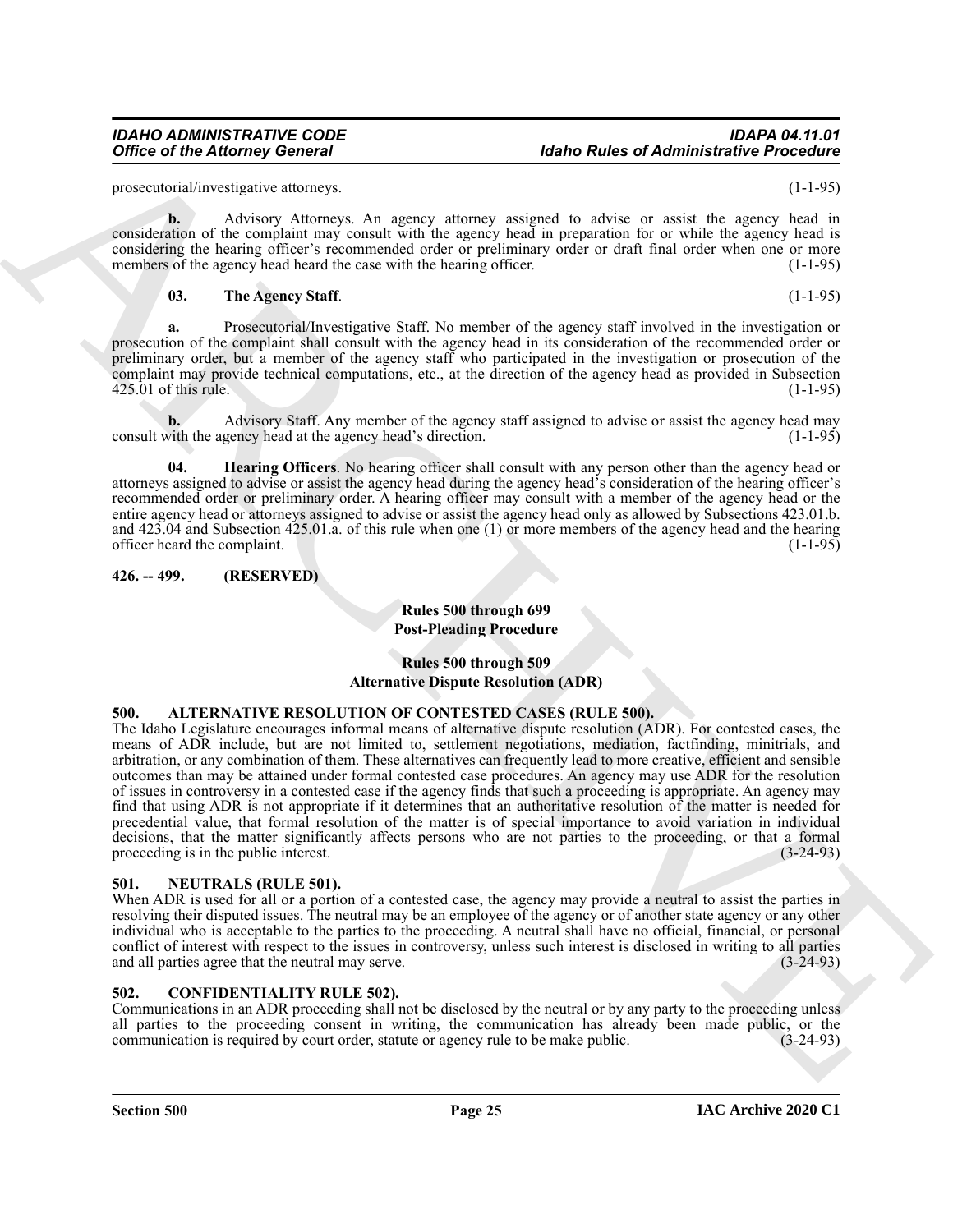prosecutorial/investigative attorneys. (1-1-95)

**b.** Advisory Attorneys. An agency attorney assigned to advise or assist the agency head in consideration of the complaint may consult with the agency head in preparation for or while the agency head is considering the hearing officer's recommended order or preliminary order or draft final order when one or more members of the agency head heard the case with the hearing officer. (1-1-95)

**03. The Agency Staff**. (1-1-95)

**a.** Prosecutorial/Investigative Staff. No member of the agency staff involved in the investigation or prosecution of the complaint shall consult with the agency head in its consideration of the recommended order or preliminary order, but a member of the agency staff who participated in the investigation or prosecution of the complaint may provide technical computations, etc., at the direction of the agency head as provided in Subsection 425.01 of this rule. (1-1-95)

**b.** Advisory Staff. Any member of the agency staff assigned to advise or assist the agency head may consult with the agency head at the agency head's direction. (1-1-95)

**04. Hearing Officers**. No hearing officer shall consult with any person other than the agency head or attorneys assigned to advise or assist the agency head during the agency head's consideration of the hearing officer's recommended order or preliminary order. A hearing officer may consult with a member of the agency head or the entire agency head or attorneys assigned to advise or assist the agency head only as allowed by Subsections 423.01.b. and 423.04 and Subsection 425.01.a. of this rule when one (1) or more members of the agency head and the hearing officer heard the complaint. (1-1-95)

### 426. -- 499. (RESERVED)

## Rules 500 through 699
## Post-Pleading Procedure

## Rules 500 through 509
## Alternative Dispute Resolution (ADR)

### 500. ALTERNATIVE RESOLUTION OF CONTESTED CASES (RULE 500).

The Idaho Legislature encourages informal means of alternative dispute resolution (ADR). For contested cases, the means of ADR include, but are not limited to, settlement negotiations, mediation, factfinding, minitrials, and arbitration, or any combination of them. These alternatives can frequently lead to more creative, efficient and sensible outcomes than may be attained under formal contested case procedures. An agency may use ADR for the resolution of issues in controversy in a contested case if the agency finds that such a proceeding is appropriate. An agency may find that using ADR is not appropriate if it determines that an authoritative resolution of the matter is needed for precedential value, that formal resolution of the matter is of special importance to avoid variation in individual decisions, that the matter significantly affects persons who are not parties to the proceeding, or that a formal proceeding is in the public interest. (3-24-93)

### 501. NEUTRALS (RULE 501).

When ADR is used for all or a portion of a contested case, the agency may provide a neutral to assist the parties in resolving their disputed issues. The neutral may be an employee of the agency or of another state agency or any other individual who is acceptable to the parties to the proceeding. A neutral shall have no official, financial, or personal conflict of interest with respect to the issues in controversy, unless such interest is disclosed in writing to all parties and all parties agree that the neutral may serve. (3-24-93)

### 502. CONFIDENTIALITY RULE 502).

Communications in an ADR proceeding shall not be disclosed by the neutral or by any party to the proceeding unless all parties to the proceeding consent in writing, the communication has already been made public, or the communication is required by court order, statute or agency rule to be make public. (3-24-93)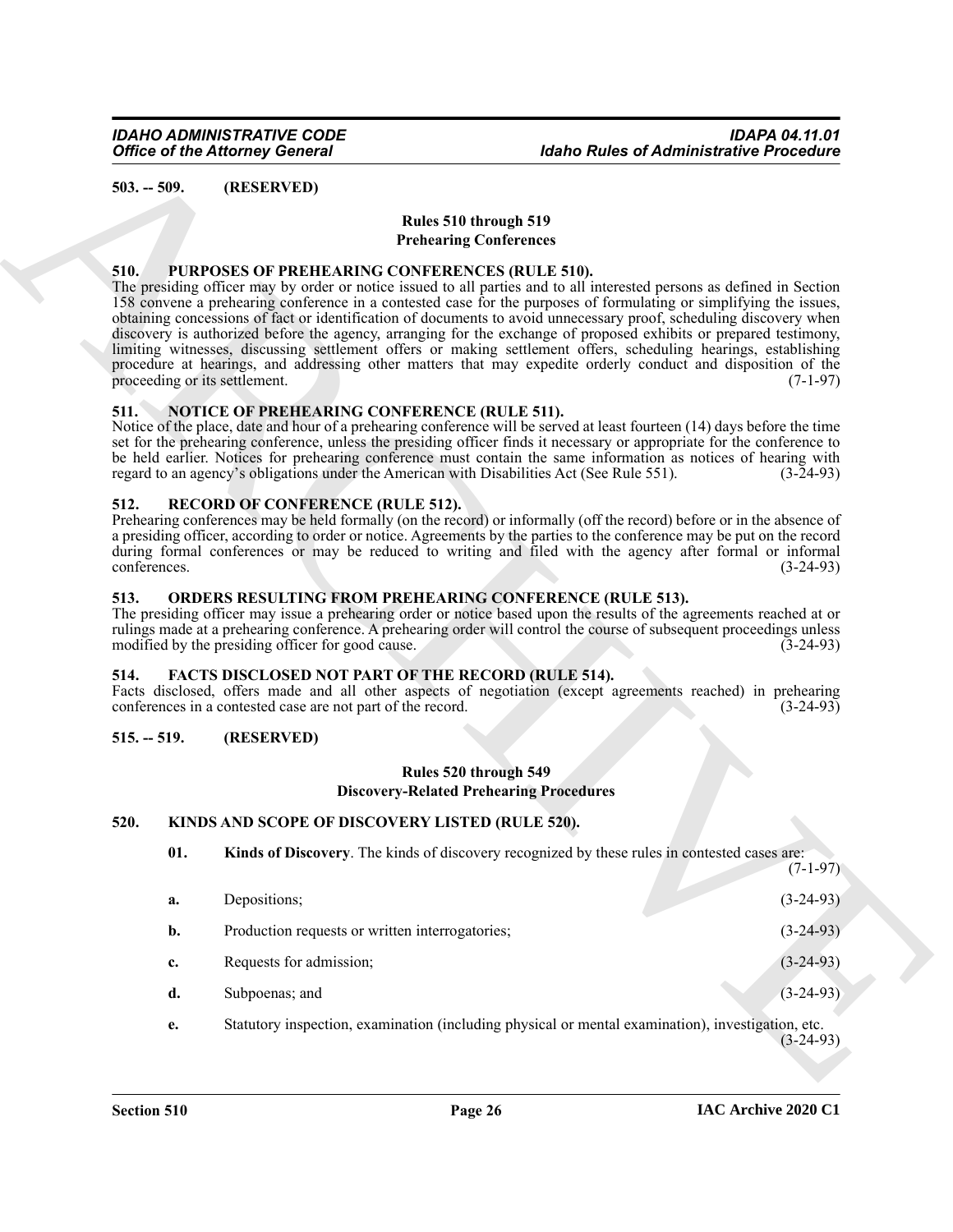**503. -- 509. (RESERVED)**

### Rules 510 through 519
### Prehearing Conferences

**510. PURPOSES OF PREHEARING CONFERENCES (RULE 510).**
The presiding officer may by order or notice issued to all parties and to all interested persons as defined in Section 158 convene a prehearing conference in a contested case for the purposes of formulating or simplifying the issues, obtaining concessions of fact or identification of documents to avoid unnecessary proof, scheduling discovery when discovery is authorized before the agency, arranging for the exchange of proposed exhibits or prepared testimony, limiting witnesses, discussing settlement offers or making settlement offers, scheduling hearings, establishing procedure at hearings, and addressing other matters that may expedite orderly conduct and disposition of the proceeding or its settlement. (7-1-97)

**511. NOTICE OF PREHEARING CONFERENCE (RULE 511).**
Notice of the place, date and hour of a prehearing conference will be served at least fourteen (14) days before the time set for the prehearing conference, unless the presiding officer finds it necessary or appropriate for the conference to be held earlier. Notices for prehearing conference must contain the same information as notices of hearing with regard to an agency's obligations under the American with Disabilities Act (See Rule 551). (3-24-93)

**512. RECORD OF CONFERENCE (RULE 512).**
Prehearing conferences may be held formally (on the record) or informally (off the record) before or in the absence of a presiding officer, according to order or notice. Agreements by the parties to the conference may be put on the record during formal conferences or may be reduced to writing and filed with the agency after formal or informal conferences. (3-24-93)

**513. ORDERS RESULTING FROM PREHEARING CONFERENCE (RULE 513).**
The presiding officer may issue a prehearing order or notice based upon the results of the agreements reached at or rulings made at a prehearing conference. A prehearing order will control the course of subsequent proceedings unless modified by the presiding officer for good cause. (3-24-93)

**514. FACTS DISCLOSED NOT PART OF THE RECORD (RULE 514).**
Facts disclosed, offers made and all other aspects of negotiation (except agreements reached) in prehearing conferences in a contested case are not part of the record. (3-24-93)

**515. -- 519. (RESERVED)**

### Rules 520 through 549
### Discovery-Related Prehearing Procedures

**520. KINDS AND SCOPE OF DISCOVERY LISTED (RULE 520).**

**01. Kinds of Discovery**. The kinds of discovery recognized by these rules in contested cases are: (7-1-97)

**a.** Depositions; (3-24-93)

**b.** Production requests or written interrogatories; (3-24-93)

**c.** Requests for admission; (3-24-93)

**d.** Subpoenas; and (3-24-93)

**e.** Statutory inspection, examination (including physical or mental examination), investigation, etc. (3-24-93)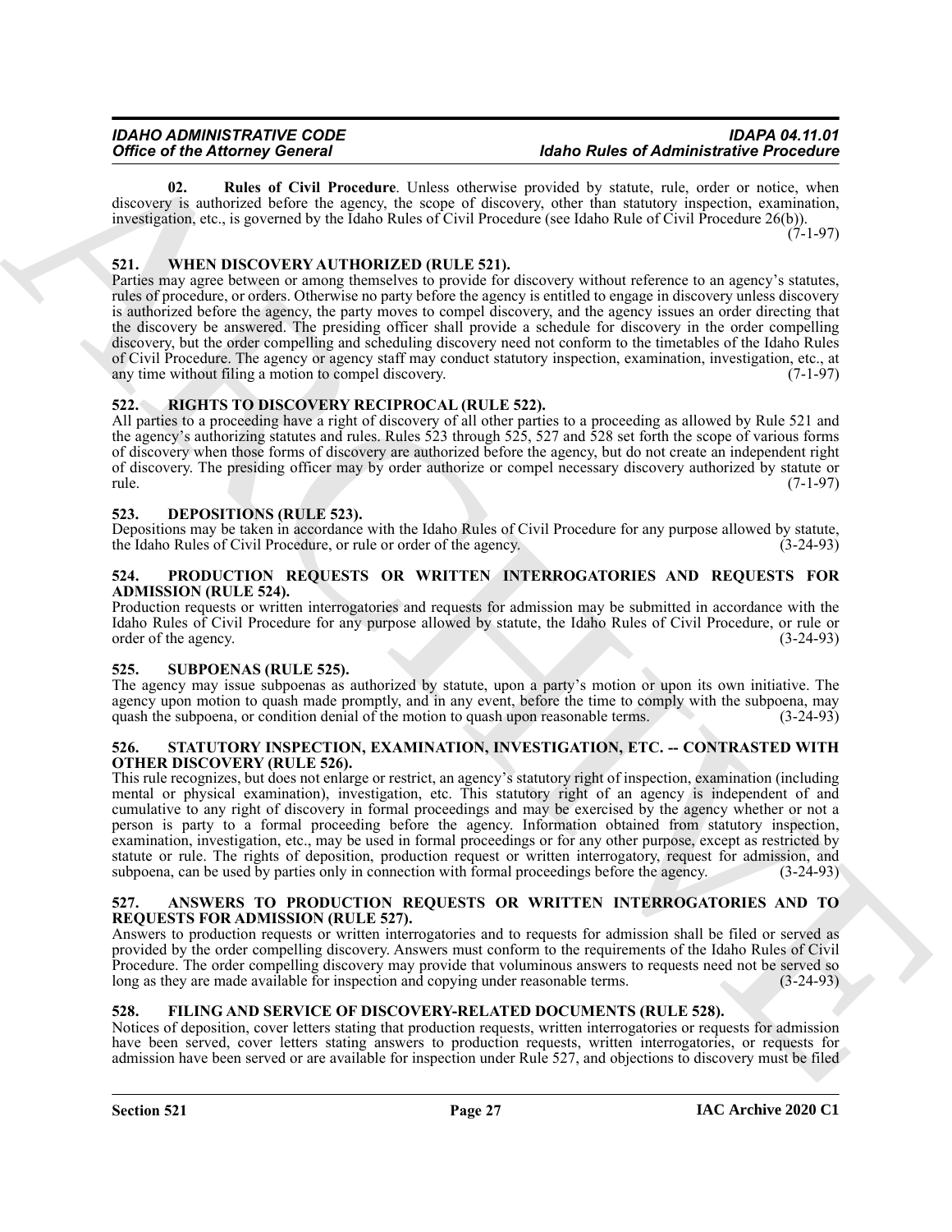**02. Rules of Civil Procedure**. Unless otherwise provided by statute, rule, order or notice, when discovery is authorized before the agency, the scope of discovery, other than statutory inspection, examination, investigation, etc., is governed by the Idaho Rules of Civil Procedure (see Idaho Rule of Civil Procedure 26(b)). (7-1-97)

## 521. WHEN DISCOVERY AUTHORIZED (RULE 521).

Parties may agree between or among themselves to provide for discovery without reference to an agency's statutes, rules of procedure, or orders. Otherwise no party before the agency is entitled to engage in discovery unless discovery is authorized before the agency, the party moves to compel discovery, and the agency issues an order directing that the discovery be answered. The presiding officer shall provide a schedule for discovery in the order compelling discovery, but the order compelling and scheduling discovery need not conform to the timetables of the Idaho Rules of Civil Procedure. The agency or agency staff may conduct statutory inspection, examination, investigation, etc., at any time without filing a motion to compel discovery. (7-1-97)

## 522. RIGHTS TO DISCOVERY RECIPROCAL (RULE 522).

All parties to a proceeding have a right of discovery of all other parties to a proceeding as allowed by Rule 521 and the agency's authorizing statutes and rules. Rules 523 through 525, 527 and 528 set forth the scope of various forms of discovery when those forms of discovery are authorized before the agency, but do not create an independent right of discovery. The presiding officer may by order authorize or compel necessary discovery authorized by statute or rule. (7-1-97)

## 523. DEPOSITIONS (RULE 523).

Depositions may be taken in accordance with the Idaho Rules of Civil Procedure for any purpose allowed by statute, the Idaho Rules of Civil Procedure, or rule or order of the agency. (3-24-93)

## 524. PRODUCTION REQUESTS OR WRITTEN INTERROGATORIES AND REQUESTS FOR ADMISSION (RULE 524).

Production requests or written interrogatories and requests for admission may be submitted in accordance with the Idaho Rules of Civil Procedure for any purpose allowed by statute, the Idaho Rules of Civil Procedure, or rule or order of the agency. (3-24-93)

## 525. SUBPOENAS (RULE 525).

The agency may issue subpoenas as authorized by statute, upon a party's motion or upon its own initiative. The agency upon motion to quash made promptly, and in any event, before the time to comply with the subpoena, may quash the subpoena, or condition denial of the motion to quash upon reasonable terms. (3-24-93)

## 526. STATUTORY INSPECTION, EXAMINATION, INVESTIGATION, ETC. -- CONTRASTED WITH OTHER DISCOVERY (RULE 526).

This rule recognizes, but does not enlarge or restrict, an agency's statutory right of inspection, examination (including mental or physical examination), investigation, etc. This statutory right of an agency is independent of and cumulative to any right of discovery in formal proceedings and may be exercised by the agency whether or not a person is party to a formal proceeding before the agency. Information obtained from statutory inspection, examination, investigation, etc., may be used in formal proceedings or for any other purpose, except as restricted by statute or rule. The rights of deposition, production request or written interrogatory, request for admission, and subpoena, can be used by parties only in connection with formal proceedings before the agency. (3-24-93)

## 527. ANSWERS TO PRODUCTION REQUESTS OR WRITTEN INTERROGATORIES AND TO REQUESTS FOR ADMISSION (RULE 527).

Answers to production requests or written interrogatories and to requests for admission shall be filed or served as provided by the order compelling discovery. Answers must conform to the requirements of the Idaho Rules of Civil Procedure. The order compelling discovery may provide that voluminous answers to requests need not be served so long as they are made available for inspection and copying under reasonable terms. (3-24-93)

## 528. FILING AND SERVICE OF DISCOVERY-RELATED DOCUMENTS (RULE 528).

Notices of deposition, cover letters stating that production requests, written interrogatories or requests for admission have been served, cover letters stating answers to production requests, written interrogatories, or requests for admission have been served or are available for inspection under Rule 527, and objections to discovery must be filed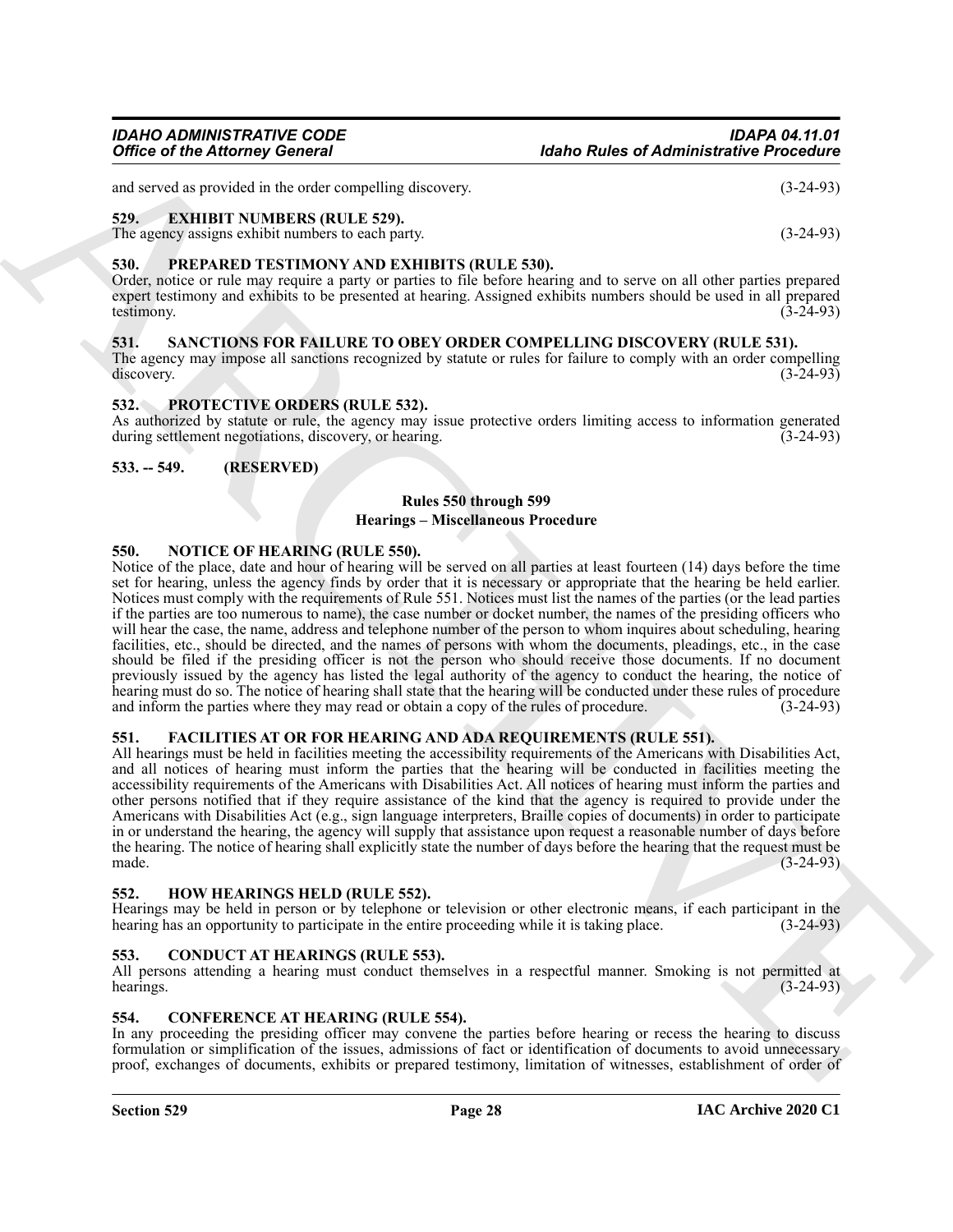and served as provided in the order compelling discovery. (3-24-93)

### 529. EXHIBIT NUMBERS (RULE 529).

The agency assigns exhibit numbers to each party. (3-24-93)

### 530. PREPARED TESTIMONY AND EXHIBITS (RULE 530).

Order, notice or rule may require a party or parties to file before hearing and to serve on all other parties prepared expert testimony and exhibits to be presented at hearing. Assigned exhibits numbers should be used in all prepared testimony. (3-24-93)

### 531. SANCTIONS FOR FAILURE TO OBEY ORDER COMPELLING DISCOVERY (RULE 531).

The agency may impose all sanctions recognized by statute or rules for failure to comply with an order compelling discovery. (3-24-93)

### 532. PROTECTIVE ORDERS (RULE 532).

As authorized by statute or rule, the agency may issue protective orders limiting access to information generated during settlement negotiations, discovery, or hearing. (3-24-93)

### 533. -- 549. (RESERVED)

## Rules 550 through 599
## Hearings – Miscellaneous Procedure

### 550. NOTICE OF HEARING (RULE 550).

Notice of the place, date and hour of hearing will be served on all parties at least fourteen (14) days before the time set for hearing, unless the agency finds by order that it is necessary or appropriate that the hearing be held earlier. Notices must comply with the requirements of Rule 551. Notices must list the names of the parties (or the lead parties if the parties are too numerous to name), the case number or docket number, the names of the presiding officers who will hear the case, the name, address and telephone number of the person to whom inquires about scheduling, hearing facilities, etc., should be directed, and the names of persons with whom the documents, pleadings, etc., in the case should be filed if the presiding officer is not the person who should receive those documents. If no document previously issued by the agency has listed the legal authority of the agency to conduct the hearing, the notice of hearing must do so. The notice of hearing shall state that the hearing will be conducted under these rules of procedure and inform the parties where they may read or obtain a copy of the rules of procedure. (3-24-93)

### 551. FACILITIES AT OR FOR HEARING AND ADA REQUIREMENTS (RULE 551).

All hearings must be held in facilities meeting the accessibility requirements of the Americans with Disabilities Act, and all notices of hearing must inform the parties that the hearing will be conducted in facilities meeting the accessibility requirements of the Americans with Disabilities Act. All notices of hearing must inform the parties and other persons notified that if they require assistance of the kind that the agency is required to provide under the Americans with Disabilities Act (e.g., sign language interpreters, Braille copies of documents) in order to participate in or understand the hearing, the agency will supply that assistance upon request a reasonable number of days before the hearing. The notice of hearing shall explicitly state the number of days before the hearing that the request must be made. (3-24-93)

### 552. HOW HEARINGS HELD (RULE 552).

Hearings may be held in person or by telephone or television or other electronic means, if each participant in the hearing has an opportunity to participate in the entire proceeding while it is taking place. (3-24-93)

### 553. CONDUCT AT HEARINGS (RULE 553).

All persons attending a hearing must conduct themselves in a respectful manner. Smoking is not permitted at hearings. (3-24-93)

### 554. CONFERENCE AT HEARING (RULE 554).

In any proceeding the presiding officer may convene the parties before hearing or recess the hearing to discuss formulation or simplification of the issues, admissions of fact or identification of documents to avoid unnecessary proof, exchanges of documents, exhibits or prepared testimony, limitation of witnesses, establishment of order of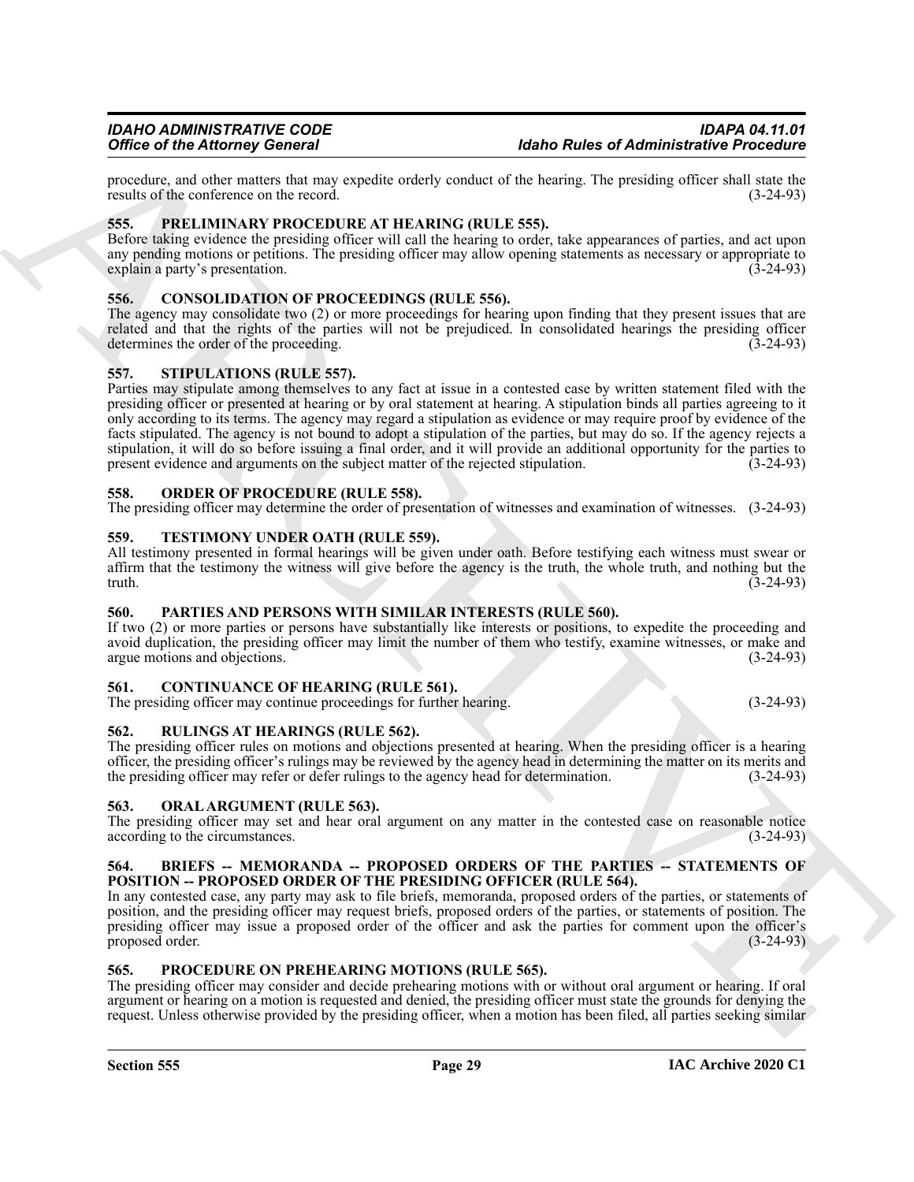procedure, and other matters that may expedite orderly conduct of the hearing. The presiding officer shall state the results of the conference on the record. (3-24-93)

## 555. PRELIMINARY PROCEDURE AT HEARING (RULE 555).

Before taking evidence the presiding officer will call the hearing to order, take appearances of parties, and act upon any pending motions or petitions. The presiding officer may allow opening statements as necessary or appropriate to explain a party's presentation. (3-24-93)

## 556. CONSOLIDATION OF PROCEEDINGS (RULE 556).

The agency may consolidate two (2) or more proceedings for hearing upon finding that they present issues that are related and that the rights of the parties will not be prejudiced. In consolidated hearings the presiding officer determines the order of the proceeding. (3-24-93)

## 557. STIPULATIONS (RULE 557).

Parties may stipulate among themselves to any fact at issue in a contested case by written statement filed with the presiding officer or presented at hearing or by oral statement at hearing. A stipulation binds all parties agreeing to it only according to its terms. The agency may regard a stipulation as evidence or may require proof by evidence of the facts stipulated. The agency is not bound to adopt a stipulation of the parties, but may do so. If the agency rejects a stipulation, it will do so before issuing a final order, and it will provide an additional opportunity for the parties to present evidence and arguments on the subject matter of the rejected stipulation. (3-24-93)

## 558. ORDER OF PROCEDURE (RULE 558).

The presiding officer may determine the order of presentation of witnesses and examination of witnesses. (3-24-93)

## 559. TESTIMONY UNDER OATH (RULE 559).

All testimony presented in formal hearings will be given under oath. Before testifying each witness must swear or affirm that the testimony the witness will give before the agency is the truth, the whole truth, and nothing but the truth. (3-24-93)

## 560. PARTIES AND PERSONS WITH SIMILAR INTERESTS (RULE 560).

If two (2) or more parties or persons have substantially like interests or positions, to expedite the proceeding and avoid duplication, the presiding officer may limit the number of them who testify, examine witnesses, or make and argue motions and objections. (3-24-93)

## 561. CONTINUANCE OF HEARING (RULE 561).

The presiding officer may continue proceedings for further hearing. (3-24-93)

## 562. RULINGS AT HEARINGS (RULE 562).

The presiding officer rules on motions and objections presented at hearing. When the presiding officer is a hearing officer, the presiding officer's rulings may be reviewed by the agency head in determining the matter on its merits and the presiding officer may refer or defer rulings to the agency head for determination. (3-24-93)

## 563. ORAL ARGUMENT (RULE 563).

The presiding officer may set and hear oral argument on any matter in the contested case on reasonable notice according to the circumstances. (3-24-93)

## 564. BRIEFS -- MEMORANDA -- PROPOSED ORDERS OF THE PARTIES -- STATEMENTS OF POSITION -- PROPOSED ORDER OF THE PRESIDING OFFICER (RULE 564).

In any contested case, any party may ask to file briefs, memoranda, proposed orders of the parties, or statements of position, and the presiding officer may request briefs, proposed orders of the parties, or statements of position. The presiding officer may issue a proposed order of the officer and ask the parties for comment upon the officer's proposed order. (3-24-93)

## 565. PROCEDURE ON PREHEARING MOTIONS (RULE 565).

The presiding officer may consider and decide prehearing motions with or without oral argument or hearing. If oral argument or hearing on a motion is requested and denied, the presiding officer must state the grounds for denying the request. Unless otherwise provided by the presiding officer, when a motion has been filed, all parties seeking similar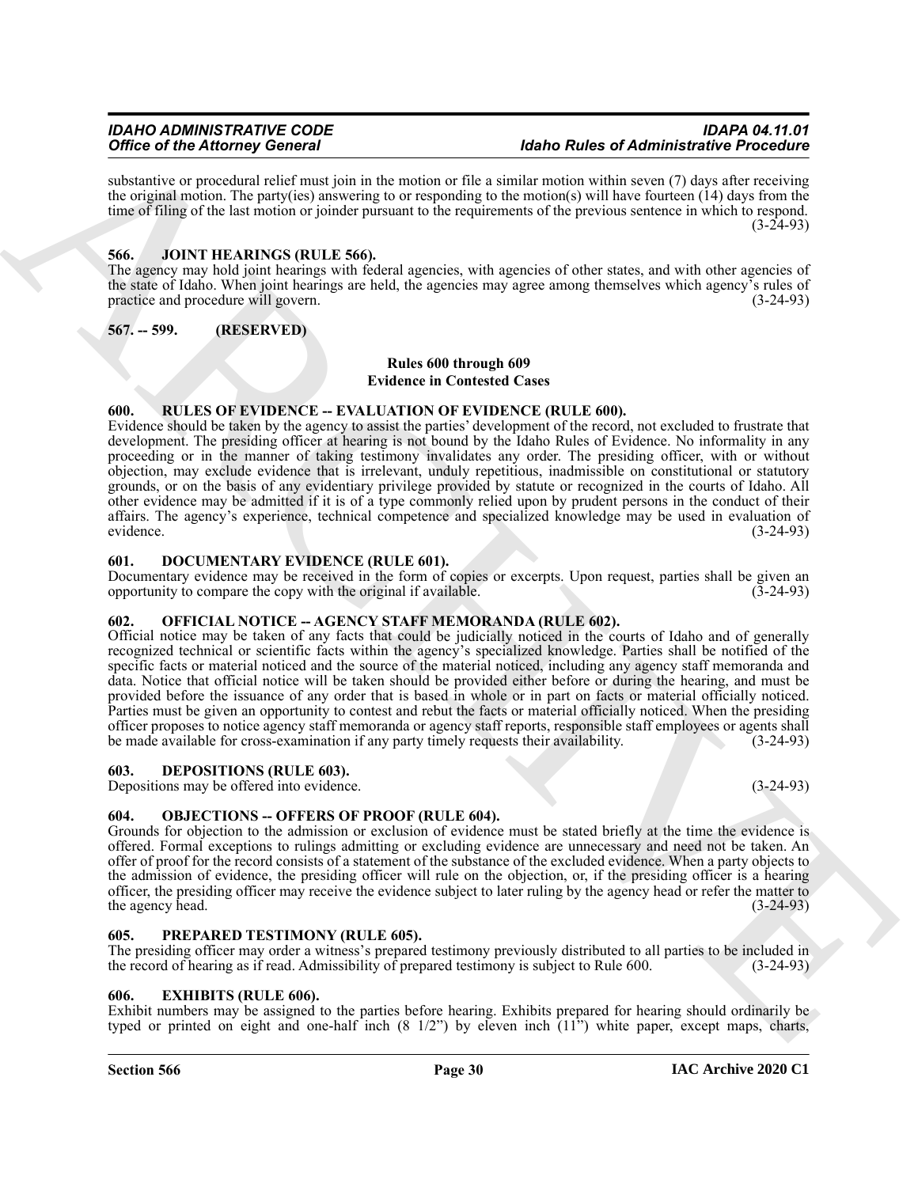substantive or procedural relief must join in the motion or file a similar motion within seven (7) days after receiving the original motion. The party(ies) answering to or responding to the motion(s) will have fourteen (14) days from the time of filing of the last motion or joinder pursuant to the requirements of the previous sentence in which to respond. (3-24-93)

### 566. JOINT HEARINGS (RULE 566).

The agency may hold joint hearings with federal agencies, with agencies of other states, and with other agencies of the state of Idaho. When joint hearings are held, the agencies may agree among themselves which agency's rules of practice and procedure will govern. (3-24-93)

### 567. -- 599. (RESERVED)

## Rules 600 through 609
## Evidence in Contested Cases

### 600. RULES OF EVIDENCE -- EVALUATION OF EVIDENCE (RULE 600).

Evidence should be taken by the agency to assist the parties' development of the record, not excluded to frustrate that development. The presiding officer at hearing is not bound by the Idaho Rules of Evidence. No informality in any proceeding or in the manner of taking testimony invalidates any order. The presiding officer, with or without objection, may exclude evidence that is irrelevant, unduly repetitious, inadmissible on constitutional or statutory grounds, or on the basis of any evidentiary privilege provided by statute or recognized in the courts of Idaho. All other evidence may be admitted if it is of a type commonly relied upon by prudent persons in the conduct of their affairs. The agency's experience, technical competence and specialized knowledge may be used in evaluation of evidence. (3-24-93)

### 601. DOCUMENTARY EVIDENCE (RULE 601).

Documentary evidence may be received in the form of copies or excerpts. Upon request, parties shall be given an opportunity to compare the copy with the original if available. (3-24-93)

### 602. OFFICIAL NOTICE -- AGENCY STAFF MEMORANDA (RULE 602).

Official notice may be taken of any facts that could be judicially noticed in the courts of Idaho and of generally recognized technical or scientific facts within the agency's specialized knowledge. Parties shall be notified of the specific facts or material noticed and the source of the material noticed, including any agency staff memoranda and data. Notice that official notice will be taken should be provided either before or during the hearing, and must be provided before the issuance of any order that is based in whole or in part on facts or material officially noticed. Parties must be given an opportunity to contest and rebut the facts or material officially noticed. When the presiding officer proposes to notice agency staff memoranda or agency staff reports, responsible staff employees or agents shall be made available for cross-examination if any party timely requests their availability. (3-24-93)

### 603. DEPOSITIONS (RULE 603).

Depositions may be offered into evidence. (3-24-93)

### 604. OBJECTIONS -- OFFERS OF PROOF (RULE 604).

Grounds for objection to the admission or exclusion of evidence must be stated briefly at the time the evidence is offered. Formal exceptions to rulings admitting or excluding evidence are unnecessary and need not be taken. An offer of proof for the record consists of a statement of the substance of the excluded evidence. When a party objects to the admission of evidence, the presiding officer will rule on the objection, or, if the presiding officer is a hearing officer, the presiding officer may receive the evidence subject to later ruling by the agency head or refer the matter to the agency head. (3-24-93)

### 605. PREPARED TESTIMONY (RULE 605).

The presiding officer may order a witness's prepared testimony previously distributed to all parties to be included in the record of hearing as if read. Admissibility of prepared testimony is subject to Rule 600. (3-24-93)

### 606. EXHIBITS (RULE 606).

Exhibit numbers may be assigned to the parties before hearing. Exhibits prepared for hearing should ordinarily be typed or printed on eight and one-half inch (8 1/2") by eleven inch (11") white paper, except maps, charts,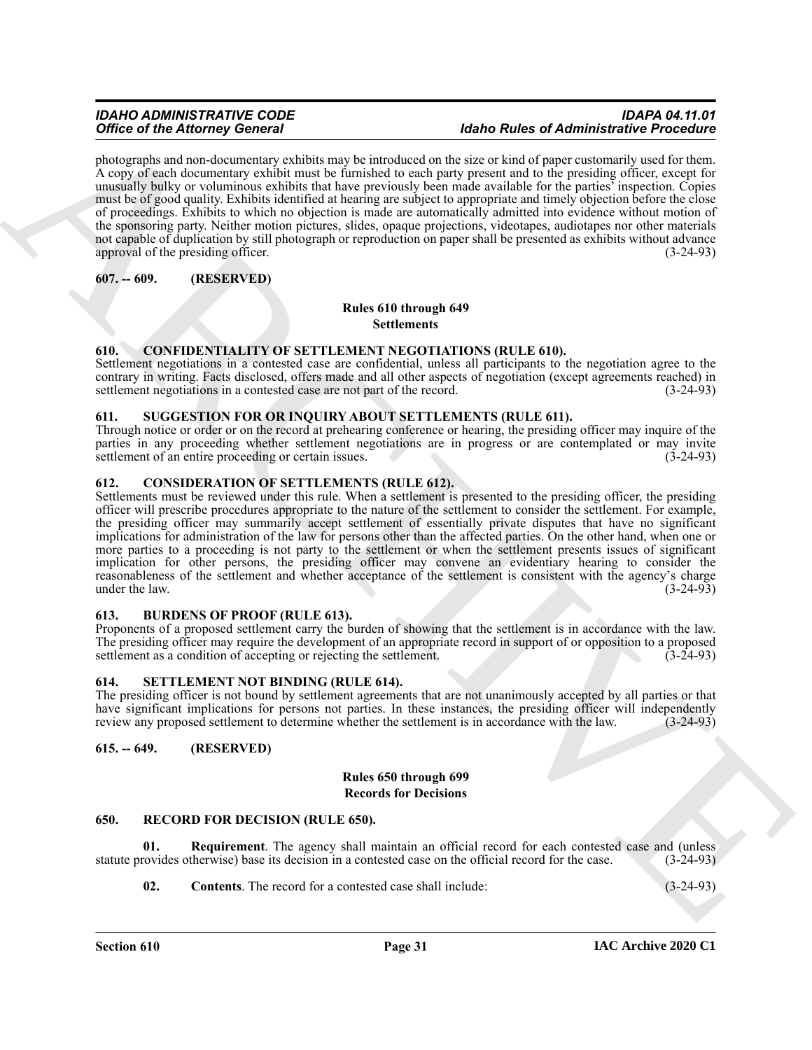photographs and non-documentary exhibits may be introduced on the size or kind of paper customarily used for them. A copy of each documentary exhibit must be furnished to each party present and to the presiding officer, except for unusually bulky or voluminous exhibits that have previously been made available for the parties' inspection. Copies must be of good quality. Exhibits identified at hearing are subject to appropriate and timely objection before the close of proceedings. Exhibits to which no objection is made are automatically admitted into evidence without motion of the sponsoring party. Neither motion pictures, slides, opaque projections, videotapes, audiotapes nor other materials not capable of duplication by still photograph or reproduction on paper shall be presented as exhibits without advance approval of the presiding officer. (3-24-93)

## 607. -- 609. (RESERVED)

### Rules 610 through 649
### Settlements

## 610. CONFIDENTIALITY OF SETTLEMENT NEGOTIATIONS (RULE 610).

Settlement negotiations in a contested case are confidential, unless all participants to the negotiation agree to the contrary in writing. Facts disclosed, offers made and all other aspects of negotiation (except agreements reached) in settlement negotiations in a contested case are not part of the record. (3-24-93)

## 611. SUGGESTION FOR OR INQUIRY ABOUT SETTLEMENTS (RULE 611).

Through notice or order or on the record at prehearing conference or hearing, the presiding officer may inquire of the parties in any proceeding whether settlement negotiations are in progress or are contemplated or may invite settlement of an entire proceeding or certain issues. (3-24-93)

## 612. CONSIDERATION OF SETTLEMENTS (RULE 612).

Settlements must be reviewed under this rule. When a settlement is presented to the presiding officer, the presiding officer will prescribe procedures appropriate to the nature of the settlement to consider the settlement. For example, the presiding officer may summarily accept settlement of essentially private disputes that have no significant implications for administration of the law for persons other than the affected parties. On the other hand, when one or more parties to a proceeding is not party to the settlement or when the settlement presents issues of significant implication for other persons, the presiding officer may convene an evidentiary hearing to consider the reasonableness of the settlement and whether acceptance of the settlement is consistent with the agency's charge under the law. (3-24-93)

## 613. BURDENS OF PROOF (RULE 613).

Proponents of a proposed settlement carry the burden of showing that the settlement is in accordance with the law. The presiding officer may require the development of an appropriate record in support of or opposition to a proposed settlement as a condition of accepting or rejecting the settlement. (3-24-93)

## 614. SETTLEMENT NOT BINDING (RULE 614).

The presiding officer is not bound by settlement agreements that are not unanimously accepted by all parties or that have significant implications for persons not parties. In these instances, the presiding officer will independently review any proposed settlement to determine whether the settlement is in accordance with the law. (3-24-93)

## 615. -- 649. (RESERVED)

### Rules 650 through 699
### Records for Decisions

## 650. RECORD FOR DECISION (RULE 650).

**01. Requirement**. The agency shall maintain an official record for each contested case and (unless statute provides otherwise) base its decision in a contested case on the official record for the case. (3-24-93)

**02. Contents**. The record for a contested case shall include: (3-24-93)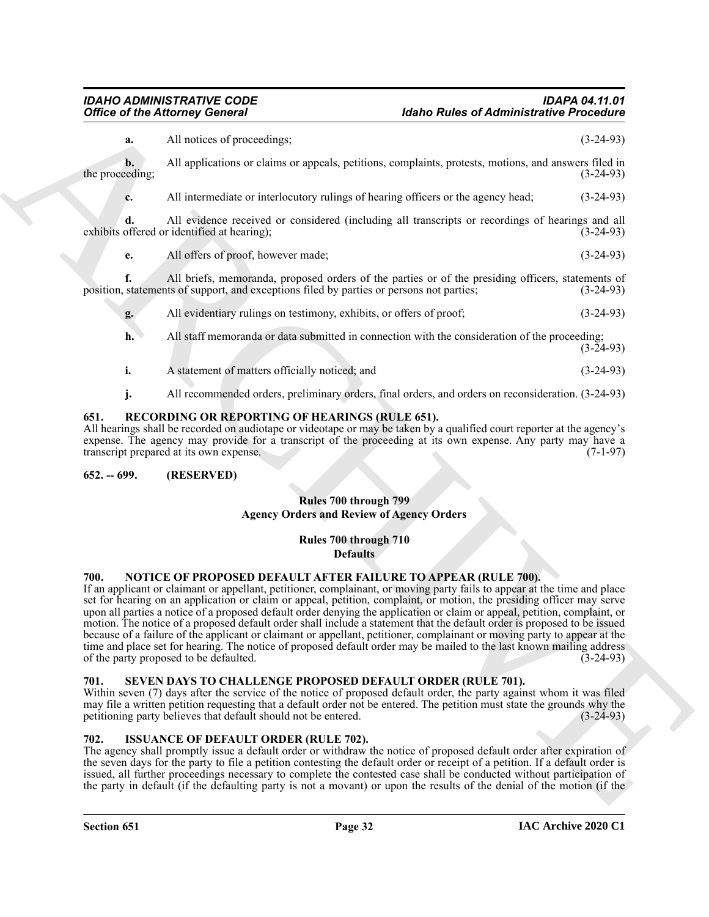**a.** All notices of proceedings; (3-24-93)

**b.** All applications or claims or appeals, petitions, complaints, protests, motions, and answers filed in the proceeding; (3-24-93)

**c.** All intermediate or interlocutory rulings of hearing officers or the agency head; (3-24-93)

**d.** All evidence received or considered (including all transcripts or recordings of hearings and all exhibits offered or identified at hearing); (3-24-93)

**e.** All offers of proof, however made; (3-24-93)

**f.** All briefs, memoranda, proposed orders of the parties or of the presiding officers, statements of position, statements of support, and exceptions filed by parties or persons not parties; (3-24-93)

**g.** All evidentiary rulings on testimony, exhibits, or offers of proof; (3-24-93)

**h.** All staff memoranda or data submitted in connection with the consideration of the proceeding; (3-24-93)

**i.** A statement of matters officially noticed; and (3-24-93)

**j.** All recommended orders, preliminary orders, final orders, and orders on reconsideration. (3-24-93)

### 651. RECORDING OR REPORTING OF HEARINGS (RULE 651).

All hearings shall be recorded on audiotape or videotape or may be taken by a qualified court reporter at the agency's expense. The agency may provide for a transcript of the proceeding at its own expense. Any party may have a transcript prepared at its own expense. (7-1-97)

### 652. -- 699. (RESERVED)

## Rules 700 through 799
## Agency Orders and Review of Agency Orders

## Rules 700 through 710
## Defaults

### 700. NOTICE OF PROPOSED DEFAULT AFTER FAILURE TO APPEAR (RULE 700).

If an applicant or claimant or appellant, petitioner, complainant, or moving party fails to appear at the time and place set for hearing on an application or claim or appeal, petition, complaint, or motion, the presiding officer may serve upon all parties a notice of a proposed default order denying the application or claim or appeal, petition, complaint, or motion. The notice of a proposed default order shall include a statement that the default order is proposed to be issued because of a failure of the applicant or claimant or appellant, petitioner, complainant or moving party to appear at the time and place set for hearing. The notice of proposed default order may be mailed to the last known mailing address of the party proposed to be defaulted. (3-24-93)

### 701. SEVEN DAYS TO CHALLENGE PROPOSED DEFAULT ORDER (RULE 701).

Within seven (7) days after the service of the notice of proposed default order, the party against whom it was filed may file a written petition requesting that a default order not be entered. The petition must state the grounds why the petitioning party believes that default should not be entered. (3-24-93)

### 702. ISSUANCE OF DEFAULT ORDER (RULE 702).

The agency shall promptly issue a default order or withdraw the notice of proposed default order after expiration of the seven days for the party to file a petition contesting the default order or receipt of a petition. If a default order is issued, all further proceedings necessary to complete the contested case shall be conducted without participation of the party in default (if the defaulting party is not a movant) or upon the results of the denial of the motion (if the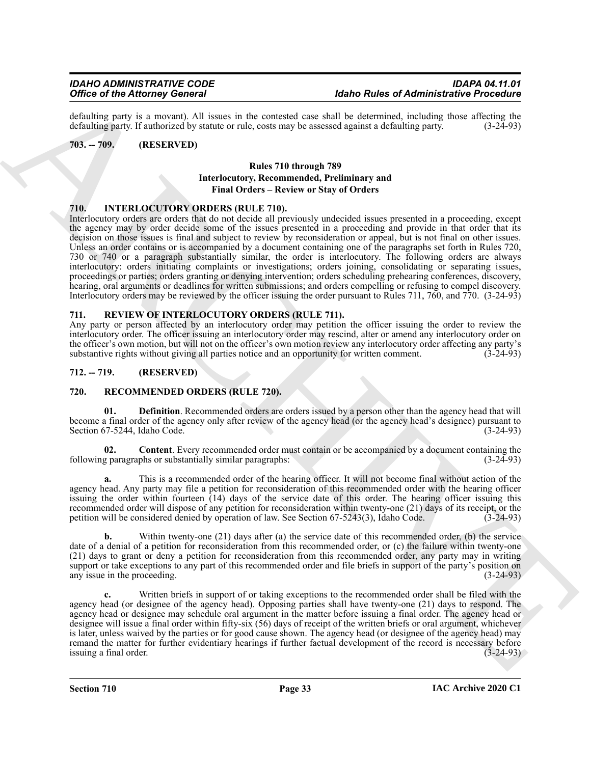defaulting party is a movant). All issues in the contested case shall be determined, including those affecting the defaulting party. If authorized by statute or rule, costs may be assessed against a defaulting party. (3-24-93)

## 703. -- 709. (RESERVED)

### Rules 710 through 789
### Interlocutory, Recommended, Preliminary and Final Orders – Review or Stay of Orders

## 710. INTERLOCUTORY ORDERS (RULE 710).

Interlocutory orders are orders that do not decide all previously undecided issues presented in a proceeding, except the agency may by order decide some of the issues presented in a proceeding and provide in that order that its decision on those issues is final and subject to review by reconsideration or appeal, but is not final on other issues. Unless an order contains or is accompanied by a document containing one of the paragraphs set forth in Rules 720, 730 or 740 or a paragraph substantially similar, the order is interlocutory. The following orders are always interlocutory: orders initiating complaints or investigations; orders joining, consolidating or separating issues, proceedings or parties; orders granting or denying intervention; orders scheduling prehearing conferences, discovery, hearing, oral arguments or deadlines for written submissions; and orders compelling or refusing to compel discovery. Interlocutory orders may be reviewed by the officer issuing the order pursuant to Rules 711, 760, and 770. (3-24-93)

## 711. REVIEW OF INTERLOCUTORY ORDERS (RULE 711).

Any party or person affected by an interlocutory order may petition the officer issuing the order to review the interlocutory order. The officer issuing an interlocutory order may rescind, alter or amend any interlocutory order on the officer's own motion, but will not on the officer's own motion review any interlocutory order affecting any party's substantive rights without giving all parties notice and an opportunity for written comment. (3-24-93)

## 712. -- 719. (RESERVED)

## 720. RECOMMENDED ORDERS (RULE 720).

**01. Definition**. Recommended orders are orders issued by a person other than the agency head that will become a final order of the agency only after review of the agency head (or the agency head's designee) pursuant to Section 67-5244, Idaho Code. (3-24-93)

**02. Content**. Every recommended order must contain or be accompanied by a document containing the following paragraphs or substantially similar paragraphs: (3-24-93)

**a.** This is a recommended order of the hearing officer. It will not become final without action of the agency head. Any party may file a petition for reconsideration of this recommended order with the hearing officer issuing the order within fourteen (14) days of the service date of this order. The hearing officer issuing this recommended order will dispose of any petition for reconsideration within twenty-one (21) days of its receipt, or the petition will be considered denied by operation of law. See Section 67-5243(3), Idaho Code. (3-24-93)

**b.** Within twenty-one (21) days after (a) the service date of this recommended order, (b) the service date of a denial of a petition for reconsideration from this recommended order, or (c) the failure within twenty-one (21) days to grant or deny a petition for reconsideration from this recommended order, any party may in writing support or take exceptions to any part of this recommended order and file briefs in support of the party's position on any issue in the proceeding. (3-24-93)

**c.** Written briefs in support of or taking exceptions to the recommended order shall be filed with the agency head (or designee of the agency head). Opposing parties shall have twenty-one (21) days to respond. The agency head or designee may schedule oral argument in the matter before issuing a final order. The agency head or designee will issue a final order within fifty-six (56) days of receipt of the written briefs or oral argument, whichever is later, unless waived by the parties or for good cause shown. The agency head (or designee of the agency head) may remand the matter for further evidentiary hearings if further factual development of the record is necessary before issuing a final order. (3-24-93)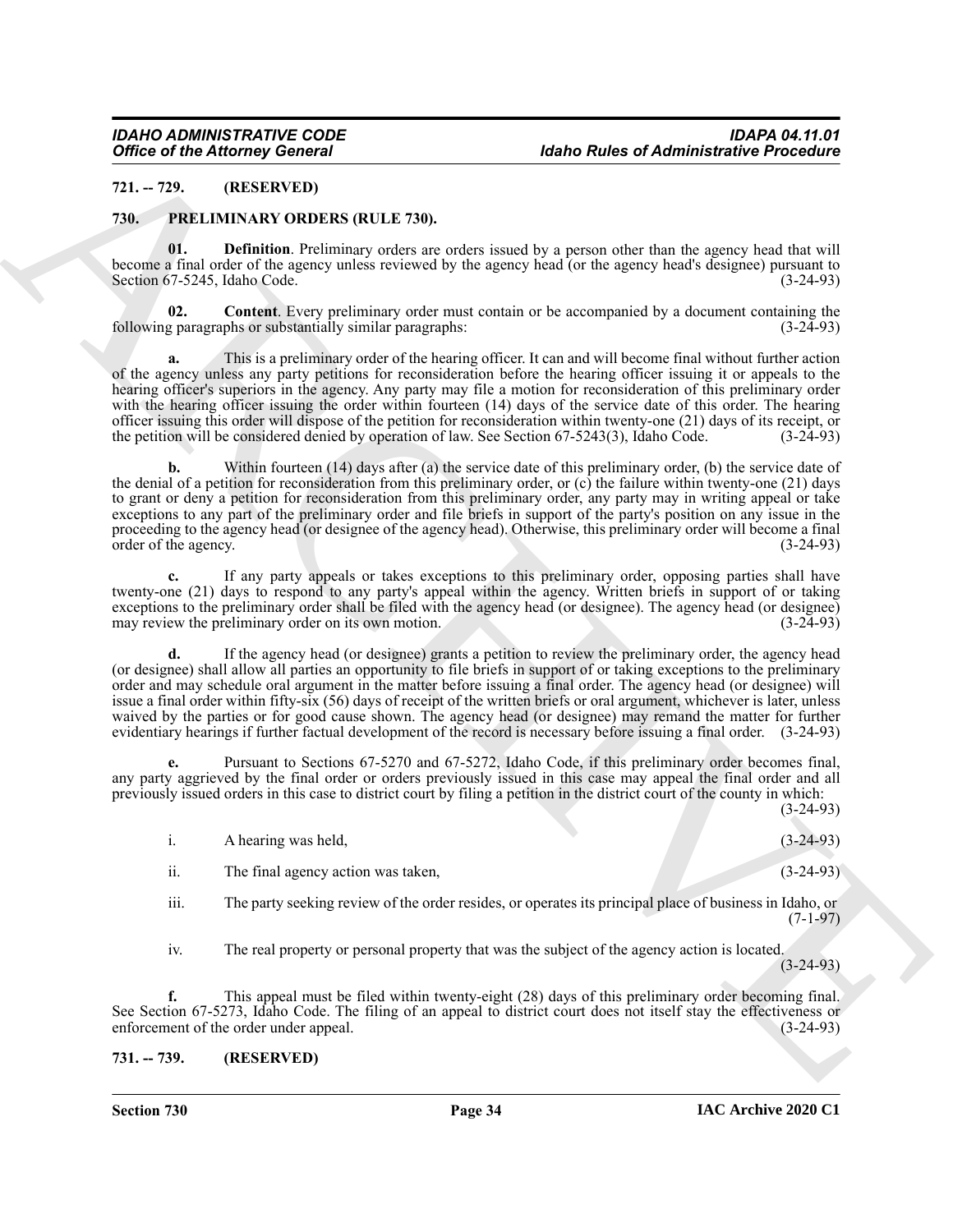## 721. -- 729. (RESERVED)

## 730. PRELIMINARY ORDERS (RULE 730).

**01. Definition**. Preliminary orders are orders issued by a person other than the agency head that will become a final order of the agency unless reviewed by the agency head (or the agency head's designee) pursuant to Section 67-5245, Idaho Code. (3-24-93)

**02. Content**. Every preliminary order must contain or be accompanied by a document containing the following paragraphs or substantially similar paragraphs: (3-24-93)

**a.** This is a preliminary order of the hearing officer. It can and will become final without further action of the agency unless any party petitions for reconsideration before the hearing officer issuing it or appeals to the hearing officer's superiors in the agency. Any party may file a motion for reconsideration of this preliminary order with the hearing officer issuing the order within fourteen (14) days of the service date of this order. The hearing officer issuing this order will dispose of the petition for reconsideration within twenty-one (21) days of its receipt, or the petition will be considered denied by operation of law. See Section 67-5243(3), Idaho Code. (3-24-93)

**b.** Within fourteen (14) days after (a) the service date of this preliminary order, (b) the service date of the denial of a petition for reconsideration from this preliminary order, or (c) the failure within twenty-one (21) days to grant or deny a petition for reconsideration from this preliminary order, any party may in writing appeal or take exceptions to any part of the preliminary order and file briefs in support of the party's position on any issue in the proceeding to the agency head (or designee of the agency head). Otherwise, this preliminary order will become a final order of the agency. (3-24-93)

**c.** If any party appeals or takes exceptions to this preliminary order, opposing parties shall have twenty-one (21) days to respond to any party's appeal within the agency. Written briefs in support of or taking exceptions to the preliminary order shall be filed with the agency head (or designee). The agency head (or designee) may review the preliminary order on its own motion. (3-24-93)

**d.** If the agency head (or designee) grants a petition to review the preliminary order, the agency head (or designee) shall allow all parties an opportunity to file briefs in support of or taking exceptions to the preliminary order and may schedule oral argument in the matter before issuing a final order. The agency head (or designee) will issue a final order within fifty-six (56) days of receipt of the written briefs or oral argument, whichever is later, unless waived by the parties or for good cause shown. The agency head (or designee) may remand the matter for further evidentiary hearings if further factual development of the record is necessary before issuing a final order. (3-24-93)

**e.** Pursuant to Sections 67-5270 and 67-5272, Idaho Code, if this preliminary order becomes final, any party aggrieved by the final order or orders previously issued in this case may appeal the final order and all previously issued orders in this case to district court by filing a petition in the district court of the county in which: (3-24-93)

i. A hearing was held, (3-24-93)

ii. The final agency action was taken, (3-24-93)

iii. The party seeking review of the order resides, or operates its principal place of business in Idaho, or (7-1-97)

iv. The real property or personal property that was the subject of the agency action is located. (3-24-93)

**f.** This appeal must be filed within twenty-eight (28) days of this preliminary order becoming final. See Section 67-5273, Idaho Code. The filing of an appeal to district court does not itself stay the effectiveness or enforcement of the order under appeal. (3-24-93)

## 731. -- 739. (RESERVED)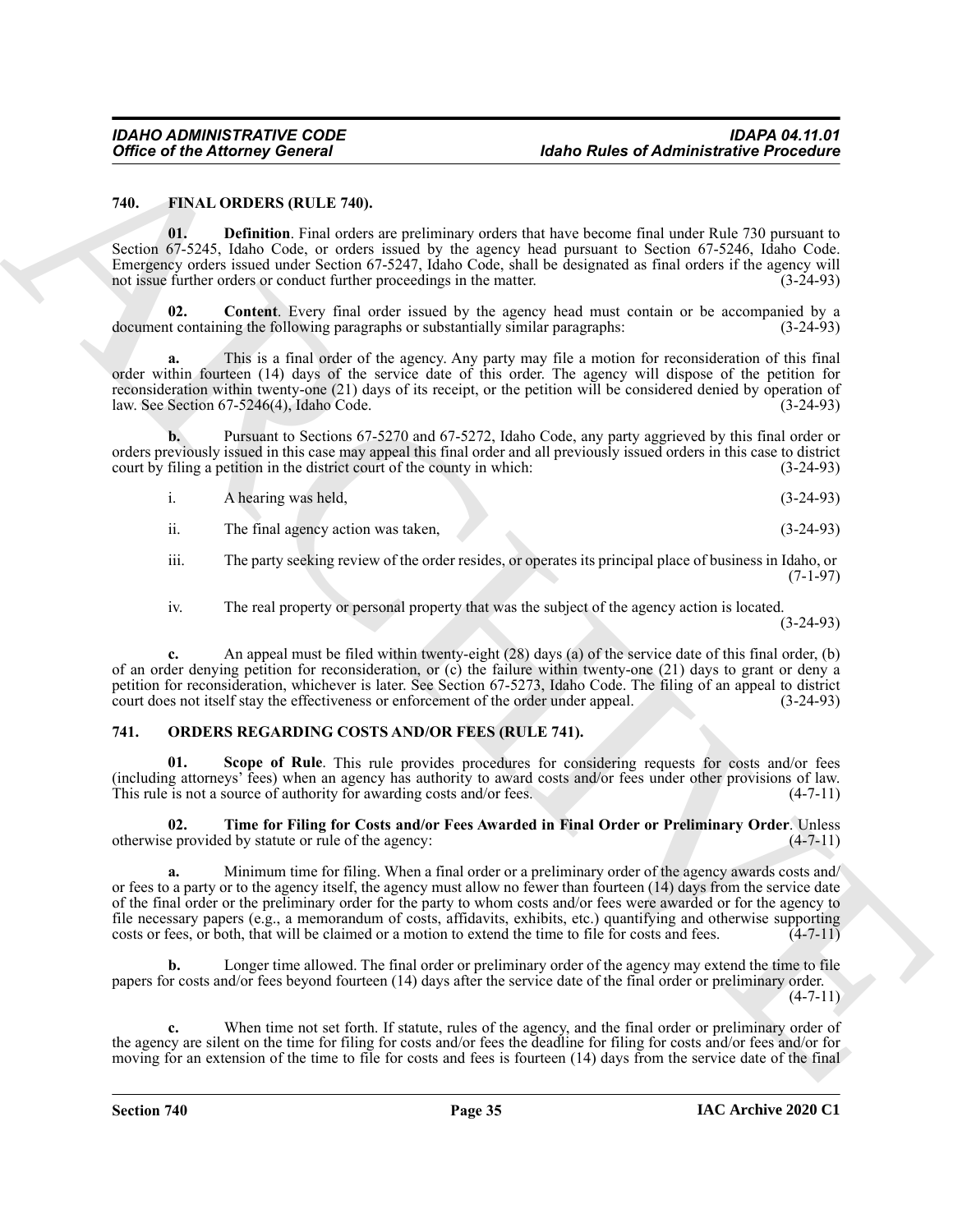## 740. FINAL ORDERS (RULE 740).

**01. Definition**. Final orders are preliminary orders that have become final under Rule 730 pursuant to Section 67-5245, Idaho Code, or orders issued by the agency head pursuant to Section 67-5246, Idaho Code. Emergency orders issued under Section 67-5247, Idaho Code, shall be designated as final orders if the agency will not issue further orders or conduct further proceedings in the matter. (3-24-93)

**02. Content**. Every final order issued by the agency head must contain or be accompanied by a document containing the following paragraphs or substantially similar paragraphs: (3-24-93)

**a.** This is a final order of the agency. Any party may file a motion for reconsideration of this final order within fourteen (14) days of the service date of this order. The agency will dispose of the petition for reconsideration within twenty-one (21) days of its receipt, or the petition will be considered denied by operation of law. See Section 67-5246(4), Idaho Code. (3-24-93)

**b.** Pursuant to Sections 67-5270 and 67-5272, Idaho Code, any party aggrieved by this final order or orders previously issued in this case may appeal this final order and all previously issued orders in this case to district court by filing a petition in the district court of the county in which: (3-24-93)

i. A hearing was held, (3-24-93)

ii. The final agency action was taken, (3-24-93)

iii. The party seeking review of the order resides, or operates its principal place of business in Idaho, or (7-1-97)

iv. The real property or personal property that was the subject of the agency action is located. (3-24-93)

**c.** An appeal must be filed within twenty-eight (28) days (a) of the service date of this final order, (b) of an order denying petition for reconsideration, or (c) the failure within twenty-one (21) days to grant or deny a petition for reconsideration, whichever is later. See Section 67-5273, Idaho Code. The filing of an appeal to district court does not itself stay the effectiveness or enforcement of the order under appeal. (3-24-93)

## 741. ORDERS REGARDING COSTS AND/OR FEES (RULE 741).

**01. Scope of Rule**. This rule provides procedures for considering requests for costs and/or fees (including attorneys' fees) when an agency has authority to award costs and/or fees under other provisions of law. This rule is not a source of authority for awarding costs and/or fees. (4-7-11)

**02. Time for Filing for Costs and/or Fees Awarded in Final Order or Preliminary Order**. Unless otherwise provided by statute or rule of the agency: (4-7-11)

**a.** Minimum time for filing. When a final order or a preliminary order of the agency awards costs and/or fees to a party or to the agency itself, the agency must allow no fewer than fourteen (14) days from the service date of the final order or the preliminary order for the party to whom costs and/or fees were awarded or for the agency to file necessary papers (e.g., a memorandum of costs, affidavits, exhibits, etc.) quantifying and otherwise supporting costs or fees, or both, that will be claimed or a motion to extend the time to file for costs and fees. (4-7-11)

**b.** Longer time allowed. The final order or preliminary order of the agency may extend the time to file papers for costs and/or fees beyond fourteen (14) days after the service date of the final order or preliminary order. (4-7-11)

**c.** When time not set forth. If statute, rules of the agency, and the final order or preliminary order of the agency are silent on the time for filing for costs and/or fees the deadline for filing for costs and/or fees and/or for moving for an extension of the time to file for costs and fees is fourteen (14) days from the service date of the final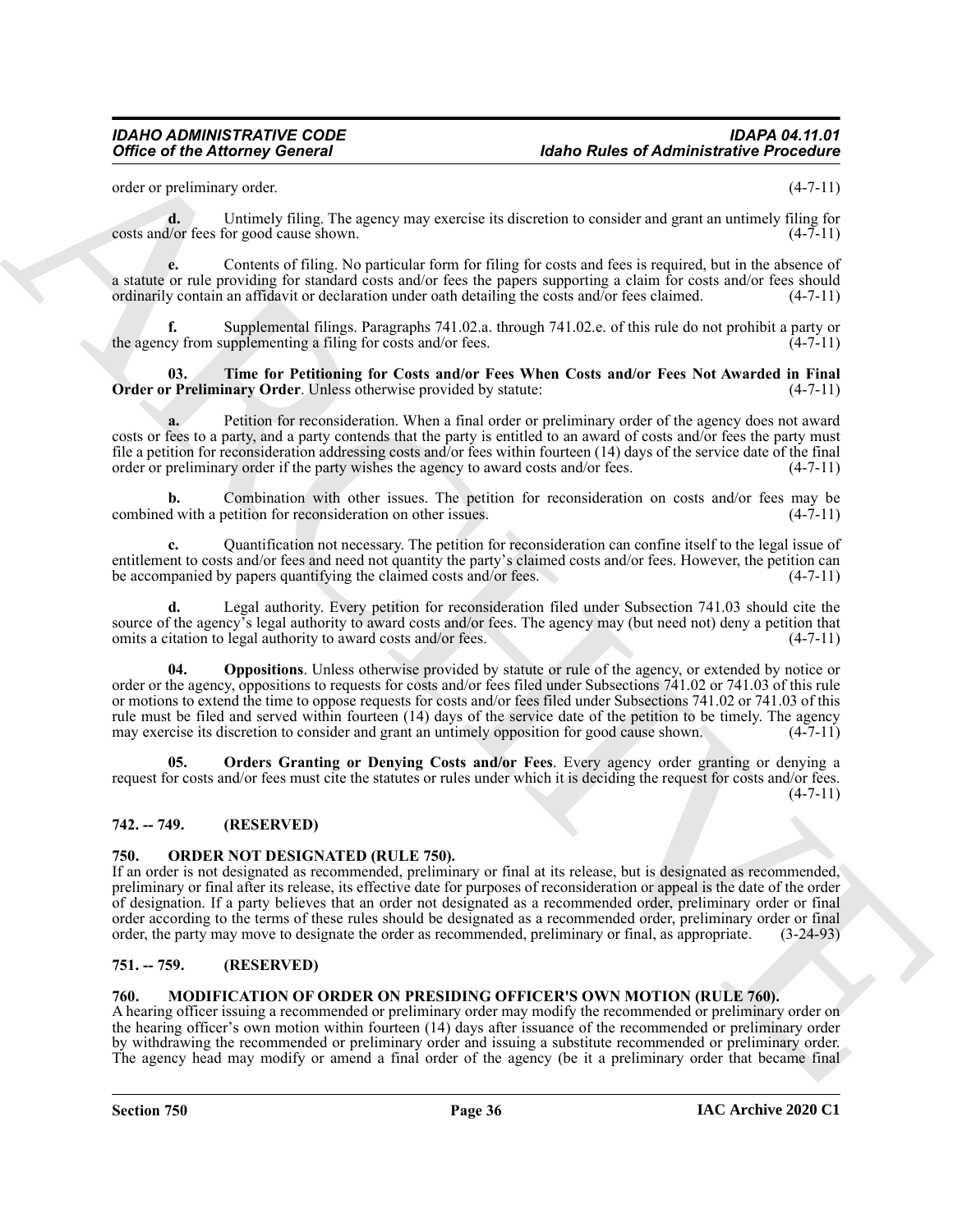order or preliminary order. (4-7-11)

**d.** Untimely filing. The agency may exercise its discretion to consider and grant an untimely filing for costs and/or fees for good cause shown. (4-7-11)

**e.** Contents of filing. No particular form for filing for costs and fees is required, but in the absence of a statute or rule providing for standard costs and/or fees the papers supporting a claim for costs and/or fees should ordinarily contain an affidavit or declaration under oath detailing the costs and/or fees claimed. (4-7-11)

**f.** Supplemental filings. Paragraphs 741.02.a. through 741.02.e. of this rule do not prohibit a party or the agency from supplementing a filing for costs and/or fees. (4-7-11)

**03. Time for Petitioning for Costs and/or Fees When Costs and/or Fees Not Awarded in Final Order or Preliminary Order**. Unless otherwise provided by statute: (4-7-11)

**a.** Petition for reconsideration. When a final order or preliminary order of the agency does not award costs or fees to a party, and a party contends that the party is entitled to an award of costs and/or fees the party must file a petition for reconsideration addressing costs and/or fees within fourteen (14) days of the service date of the final order or preliminary order if the party wishes the agency to award costs and/or fees. (4-7-11)

**b.** Combination with other issues. The petition for reconsideration on costs and/or fees may be combined with a petition for reconsideration on other issues. (4-7-11)

**c.** Quantification not necessary. The petition for reconsideration can confine itself to the legal issue of entitlement to costs and/or fees and need not quantity the party's claimed costs and/or fees. However, the petition can be accompanied by papers quantifying the claimed costs and/or fees. (4-7-11)

**d.** Legal authority. Every petition for reconsideration filed under Subsection 741.03 should cite the source of the agency's legal authority to award costs and/or fees. The agency may (but need not) deny a petition that omits a citation to legal authority to award costs and/or fees. (4-7-11)

**04. Oppositions**. Unless otherwise provided by statute or rule of the agency, or extended by notice or order or the agency, oppositions to requests for costs and/or fees filed under Subsections 741.02 or 741.03 of this rule or motions to extend the time to oppose requests for costs and/or fees filed under Subsections 741.02 or 741.03 of this rule must be filed and served within fourteen (14) days of the service date of the petition to be timely. The agency may exercise its discretion to consider and grant an untimely opposition for good cause shown. (4-7-11)

**05. Orders Granting or Denying Costs and/or Fees**. Every agency order granting or denying a request for costs and/or fees must cite the statutes or rules under which it is deciding the request for costs and/or fees. (4-7-11)

## 742. -- 749. (RESERVED)

## 750. ORDER NOT DESIGNATED (RULE 750).

If an order is not designated as recommended, preliminary or final at its release, but is designated as recommended, preliminary or final after its release, its effective date for purposes of reconsideration or appeal is the date of the order of designation. If a party believes that an order not designated as a recommended order, preliminary order or final order according to the terms of these rules should be designated as a recommended order, preliminary order or final order, the party may move to designate the order as recommended, preliminary or final, as appropriate. (3-24-93)

## 751. -- 759. (RESERVED)

## 760. MODIFICATION OF ORDER ON PRESIDING OFFICER'S OWN MOTION (RULE 760).

A hearing officer issuing a recommended or preliminary order may modify the recommended or preliminary order on the hearing officer's own motion within fourteen (14) days after issuance of the recommended or preliminary order by withdrawing the recommended or preliminary order and issuing a substitute recommended or preliminary order. The agency head may modify or amend a final order of the agency (be it a preliminary order that became final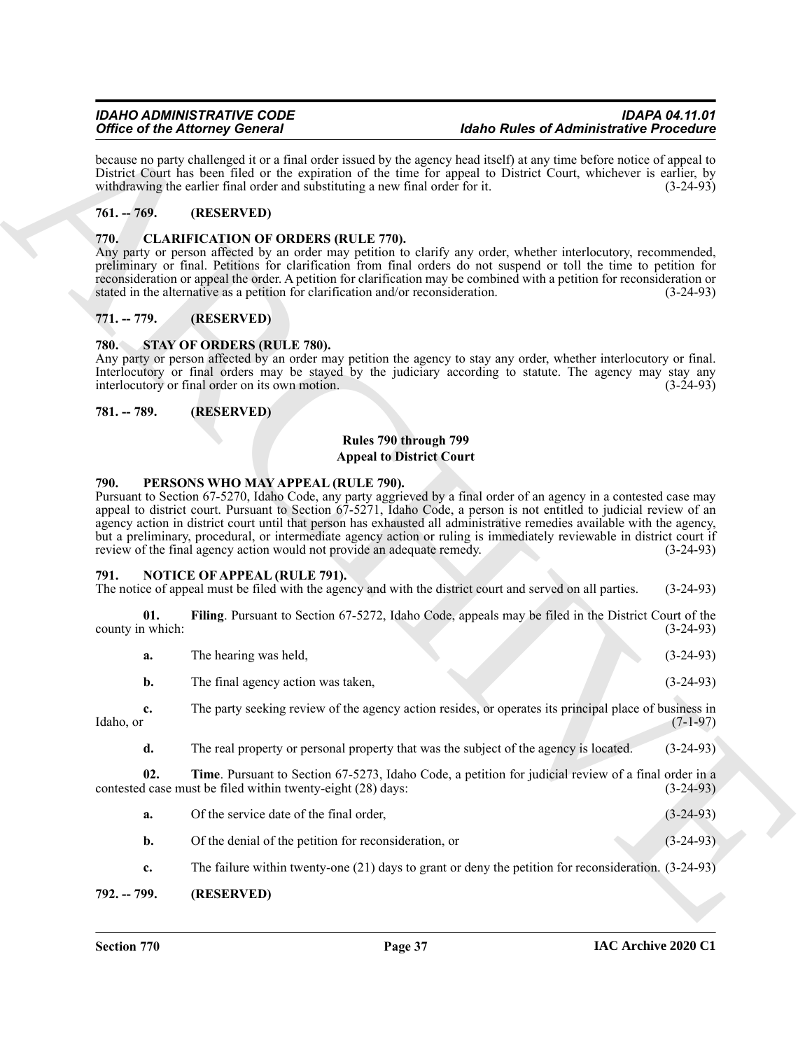because no party challenged it or a final order issued by the agency head itself) at any time before notice of appeal to District Court has been filed or the expiration of the time for appeal to District Court, whichever is earlier, by withdrawing the earlier final order and substituting a new final order for it. (3-24-93)

### 761. -- 769. (RESERVED)

### 770. CLARIFICATION OF ORDERS (RULE 770).

Any party or person affected by an order may petition to clarify any order, whether interlocutory, recommended, preliminary or final. Petitions for clarification from final orders do not suspend or toll the time to petition for reconsideration or appeal the order. A petition for clarification may be combined with a petition for reconsideration or stated in the alternative as a petition for clarification and/or reconsideration. (3-24-93)

### 771. -- 779. (RESERVED)

### 780. STAY OF ORDERS (RULE 780).

Any party or person affected by an order may petition the agency to stay any order, whether interlocutory or final. Interlocutory or final orders may be stayed by the judiciary according to statute. The agency may stay any interlocutory or final order on its own motion. (3-24-93)

### 781. -- 789. (RESERVED)

## Rules 790 through 799
## Appeal to District Court

### 790. PERSONS WHO MAY APPEAL (RULE 790).

Pursuant to Section 67-5270, Idaho Code, any party aggrieved by a final order of an agency in a contested case may appeal to district court. Pursuant to Section 67-5271, Idaho Code, a person is not entitled to judicial review of an agency action in district court until that person has exhausted all administrative remedies available with the agency, but a preliminary, procedural, or intermediate agency action or ruling is immediately reviewable in district court if review of the final agency action would not provide an adequate remedy. (3-24-93)

### 791. NOTICE OF APPEAL (RULE 791).

The notice of appeal must be filed with the agency and with the district court and served on all parties. (3-24-93)

**01. Filing**. Pursuant to Section 67-5272, Idaho Code, appeals may be filed in the District Court of the county in which: (3-24-93)

**a.** The hearing was held, (3-24-93)

**b.** The final agency action was taken, (3-24-93)

**c.** The party seeking review of the agency action resides, or operates its principal place of business in Idaho, or (7-1-97)

**d.** The real property or personal property that was the subject of the agency is located. (3-24-93)

**02. Time**. Pursuant to Section 67-5273, Idaho Code, a petition for judicial review of a final order in a contested case must be filed within twenty-eight (28) days: (3-24-93)

**a.** Of the service date of the final order, (3-24-93)

**b.** Of the denial of the petition for reconsideration, or (3-24-93)

**c.** The failure within twenty-one (21) days to grant or deny the petition for reconsideration. (3-24-93)

### 792. -- 799. (RESERVED)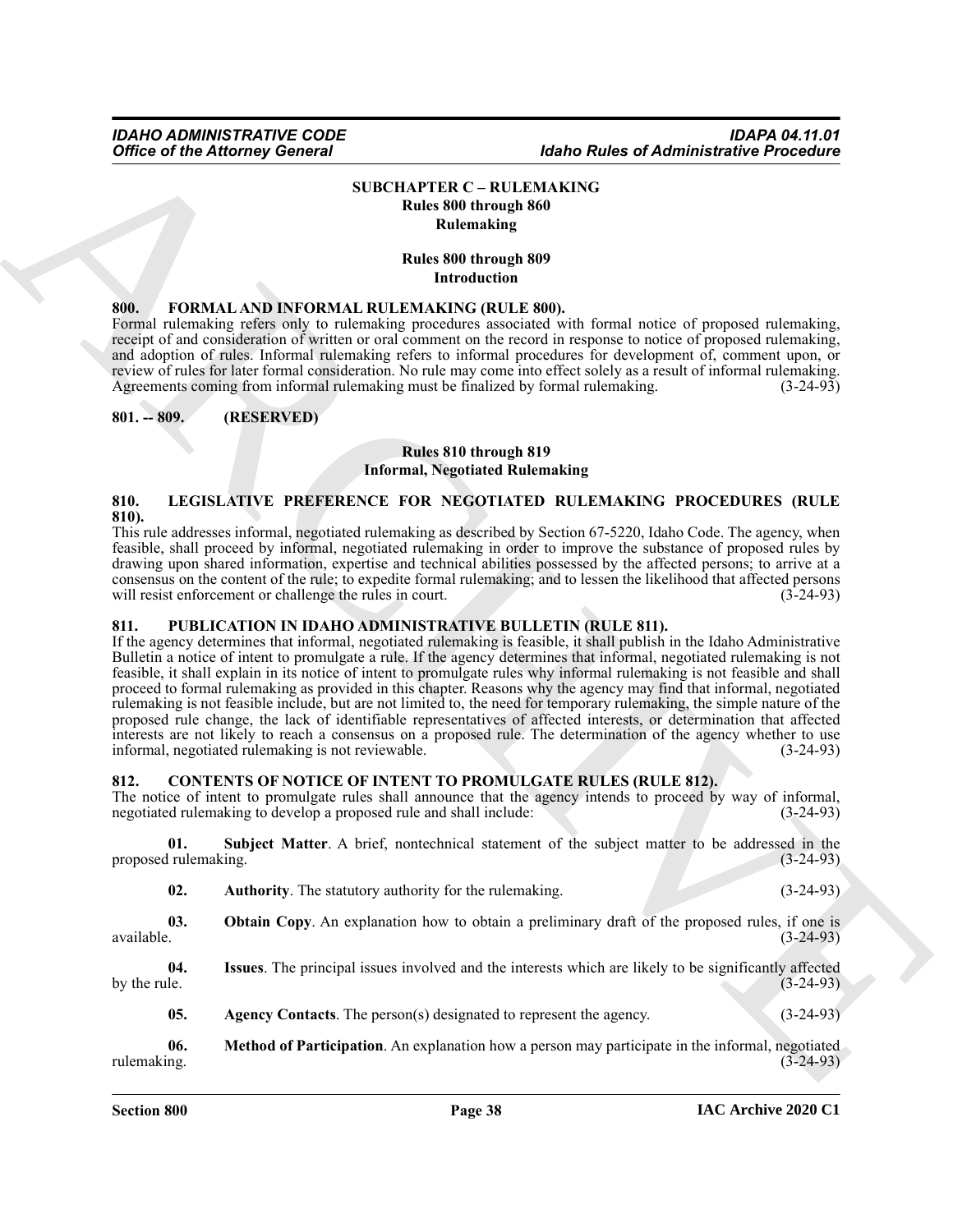## SUBCHAPTER C – RULEMAKING
### Rules 800 through 860
### Rulemaking

### Rules 800 through 809
### Introduction

**800. FORMAL AND INFORMAL RULEMAKING (RULE 800).**

Formal rulemaking refers only to rulemaking procedures associated with formal notice of proposed rulemaking, receipt of and consideration of written or oral comment on the record in response to notice of proposed rulemaking, and adoption of rules. Informal rulemaking refers to informal procedures for development of, comment upon, or review of rules for later formal consideration. No rule may come into effect solely as a result of informal rulemaking. Agreements coming from informal rulemaking must be finalized by formal rulemaking. (3-24-93)

**801. -- 809. (RESERVED)**

### Rules 810 through 819
### Informal, Negotiated Rulemaking

**810. LEGISLATIVE PREFERENCE FOR NEGOTIATED RULEMAKING PROCEDURES (RULE 810).**

This rule addresses informal, negotiated rulemaking as described by Section 67-5220, Idaho Code. The agency, when feasible, shall proceed by informal, negotiated rulemaking in order to improve the substance of proposed rules by drawing upon shared information, expertise and technical abilities possessed by the affected persons; to arrive at a consensus on the content of the rule; to expedite formal rulemaking; and to lessen the likelihood that affected persons will resist enforcement or challenge the rules in court. (3-24-93)

**811. PUBLICATION IN IDAHO ADMINISTRATIVE BULLETIN (RULE 811).**

If the agency determines that informal, negotiated rulemaking is feasible, it shall publish in the Idaho Administrative Bulletin a notice of intent to promulgate a rule. If the agency determines that informal, negotiated rulemaking is not feasible, it shall explain in its notice of intent to promulgate rules why informal rulemaking is not feasible and shall proceed to formal rulemaking as provided in this chapter. Reasons why the agency may find that informal, negotiated rulemaking is not feasible include, but are not limited to, the need for temporary rulemaking, the simple nature of the proposed rule change, the lack of identifiable representatives of affected interests, or determination that affected interests are not likely to reach a consensus on a proposed rule. The determination of the agency whether to use informal, negotiated rulemaking is not reviewable. (3-24-93)

**812. CONTENTS OF NOTICE OF INTENT TO PROMULGATE RULES (RULE 812).**

The notice of intent to promulgate rules shall announce that the agency intends to proceed by way of informal, negotiated rulemaking to develop a proposed rule and shall include: (3-24-93)

**01. Subject Matter**. A brief, nontechnical statement of the subject matter to be addressed in the proposed rulemaking. (3-24-93)

**02. Authority**. The statutory authority for the rulemaking. (3-24-93)

**03. Obtain Copy**. An explanation how to obtain a preliminary draft of the proposed rules, if one is available. (3-24-93)

**04. Issues**. The principal issues involved and the interests which are likely to be significantly affected by the rule. (3-24-93)

**05. Agency Contacts**. The person(s) designated to represent the agency. (3-24-93)

**06. Method of Participation**. An explanation how a person may participate in the informal, negotiated rulemaking. (3-24-93)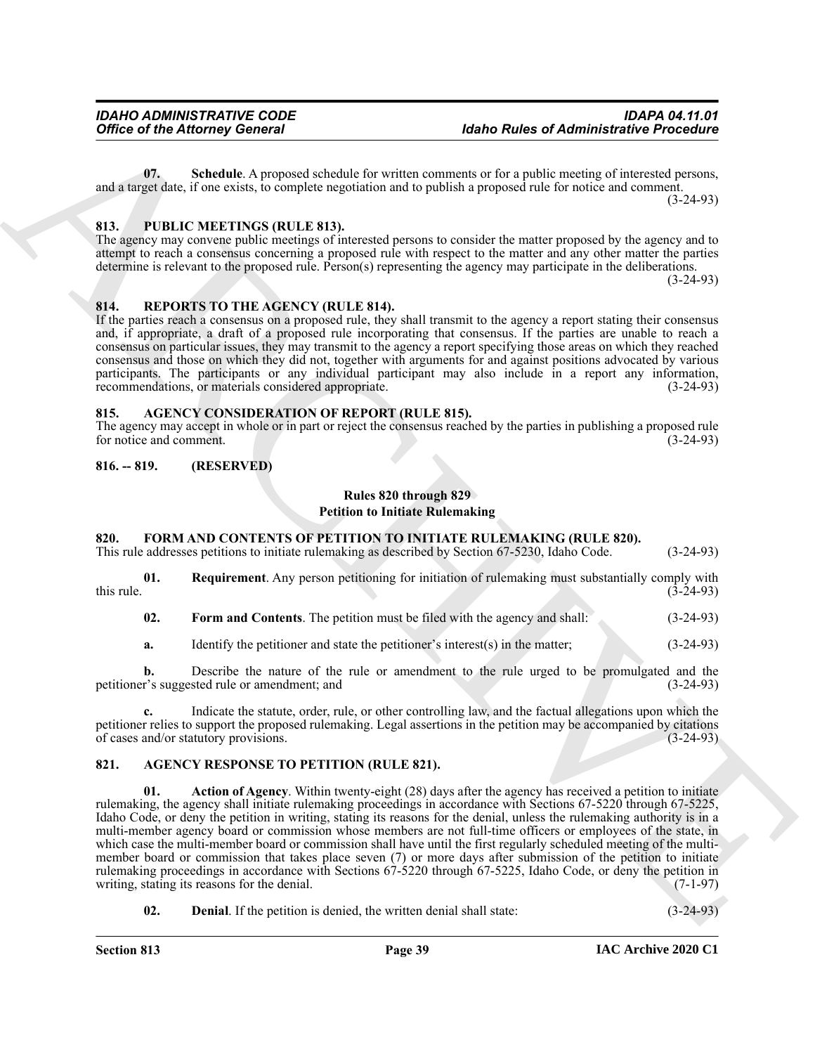**07. Schedule**. A proposed schedule for written comments or for a public meeting of interested persons, and a target date, if one exists, to complete negotiation and to publish a proposed rule for notice and comment. (3-24-93)

## 813. PUBLIC MEETINGS (RULE 813).

The agency may convene public meetings of interested persons to consider the matter proposed by the agency and to attempt to reach a consensus concerning a proposed rule with respect to the matter and any other matter the parties determine is relevant to the proposed rule. Person(s) representing the agency may participate in the deliberations. (3-24-93)

## 814. REPORTS TO THE AGENCY (RULE 814).

If the parties reach a consensus on a proposed rule, they shall transmit to the agency a report stating their consensus and, if appropriate, a draft of a proposed rule incorporating that consensus. If the parties are unable to reach a consensus on particular issues, they may transmit to the agency a report specifying those areas on which they reached consensus and those on which they did not, together with arguments for and against positions advocated by various participants. The participants or any individual participant may also include in a report any information, recommendations, or materials considered appropriate. (3-24-93)

## 815. AGENCY CONSIDERATION OF REPORT (RULE 815).

The agency may accept in whole or in part or reject the consensus reached by the parties in publishing a proposed rule for notice and comment. (3-24-93)

## 816. -- 819. (RESERVED)

### Rules 820 through 829
### Petition to Initiate Rulemaking

## 820. FORM AND CONTENTS OF PETITION TO INITIATE RULEMAKING (RULE 820).

This rule addresses petitions to initiate rulemaking as described by Section 67-5230, Idaho Code. (3-24-93)

**01. Requirement**. Any person petitioning for initiation of rulemaking must substantially comply with this rule. (3-24-93)

**02. Form and Contents**. The petition must be filed with the agency and shall: (3-24-93)

**a.** Identify the petitioner and state the petitioner's interest(s) in the matter; (3-24-93)

**b.** Describe the nature of the rule or amendment to the rule urged to be promulgated and the petitioner's suggested rule or amendment; and (3-24-93)

**c.** Indicate the statute, order, rule, or other controlling law, and the factual allegations upon which the petitioner relies to support the proposed rulemaking. Legal assertions in the petition may be accompanied by citations of cases and/or statutory provisions. (3-24-93)

## 821. AGENCY RESPONSE TO PETITION (RULE 821).

**01. Action of Agency**. Within twenty-eight (28) days after the agency has received a petition to initiate rulemaking, the agency shall initiate rulemaking proceedings in accordance with Sections 67-5220 through 67-5225, Idaho Code, or deny the petition in writing, stating its reasons for the denial, unless the rulemaking authority is in a multi-member agency board or commission whose members are not full-time officers or employees of the state, in which case the multi-member board or commission shall have until the first regularly scheduled meeting of the multi-member board or commission that takes place seven (7) or more days after submission of the petition to initiate rulemaking proceedings in accordance with Sections 67-5220 through 67-5225, Idaho Code, or deny the petition in writing, stating its reasons for the denial. (7-1-97)

**02. Denial**. If the petition is denied, the written denial shall state: (3-24-93)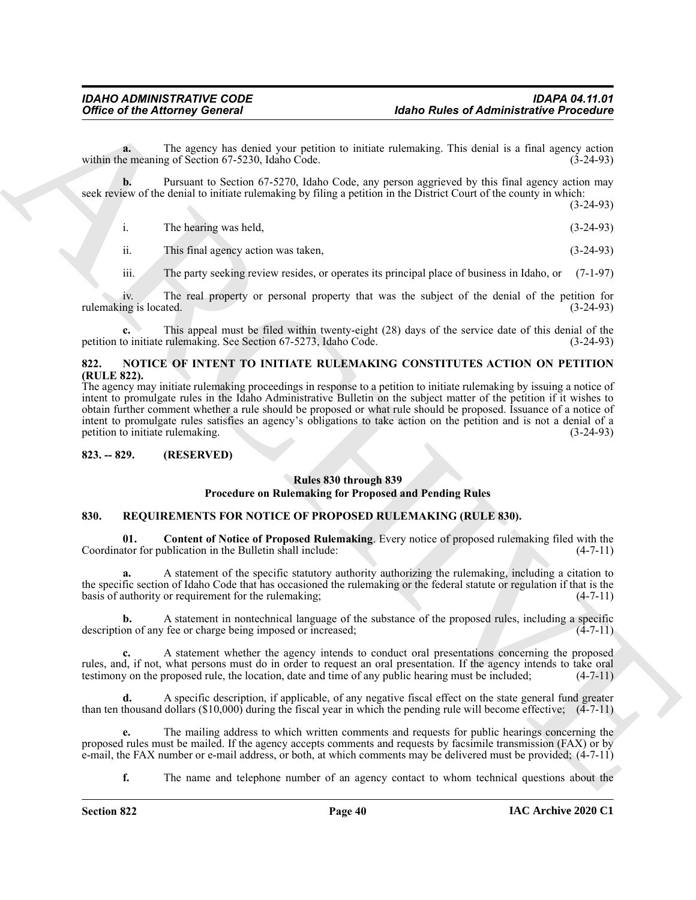**a.** The agency has denied your petition to initiate rulemaking. This denial is a final agency action within the meaning of Section 67-5230, Idaho Code. (3-24-93)

**b.** Pursuant to Section 67-5270, Idaho Code, any person aggrieved by this final agency action may seek review of the denial to initiate rulemaking by filing a petition in the District Court of the county in which: (3-24-93)

i. The hearing was held, (3-24-93)

ii. This final agency action was taken, (3-24-93)

iii. The party seeking review resides, or operates its principal place of business in Idaho, or (7-1-97)

iv. The real property or personal property that was the subject of the denial of the petition for rulemaking is located. (3-24-93)

**c.** This appeal must be filed within twenty-eight (28) days of the service date of this denial of the petition to initiate rulemaking. See Section 67-5273, Idaho Code. (3-24-93)

### 822. NOTICE OF INTENT TO INITIATE RULEMAKING CONSTITUTES ACTION ON PETITION (RULE 822).

The agency may initiate rulemaking proceedings in response to a petition to initiate rulemaking by issuing a notice of intent to promulgate rules in the Idaho Administrative Bulletin on the subject matter of the petition if it wishes to obtain further comment whether a rule should be proposed or what rule should be proposed. Issuance of a notice of intent to promulgate rules satisfies an agency's obligations to take action on the petition and is not a denial of a petition to initiate rulemaking. (3-24-93)

### 823. -- 829. (RESERVED)

## Rules 830 through 839
## Procedure on Rulemaking for Proposed and Pending Rules

### 830. REQUIREMENTS FOR NOTICE OF PROPOSED RULEMAKING (RULE 830).

**01. Content of Notice of Proposed Rulemaking**. Every notice of proposed rulemaking filed with the Coordinator for publication in the Bulletin shall include: (4-7-11)

**a.** A statement of the specific statutory authority authorizing the rulemaking, including a citation to the specific section of Idaho Code that has occasioned the rulemaking or the federal statute or regulation if that is the basis of authority or requirement for the rulemaking; (4-7-11)

**b.** A statement in nontechnical language of the substance of the proposed rules, including a specific description of any fee or charge being imposed or increased; (4-7-11)

**c.** A statement whether the agency intends to conduct oral presentations concerning the proposed rules, and, if not, what persons must do in order to request an oral presentation. If the agency intends to take oral testimony on the proposed rule, the location, date and time of any public hearing must be included; (4-7-11)

**d.** A specific description, if applicable, of any negative fiscal effect on the state general fund greater than ten thousand dollars ($10,000) during the fiscal year in which the pending rule will become effective; (4-7-11)

**e.** The mailing address to which written comments and requests for public hearings concerning the proposed rules must be mailed. If the agency accepts comments and requests by facsimile transmission (FAX) or by e-mail, the FAX number or e-mail address, or both, at which comments may be delivered must be provided; (4-7-11)

**f.** The name and telephone number of an agency contact to whom technical questions about the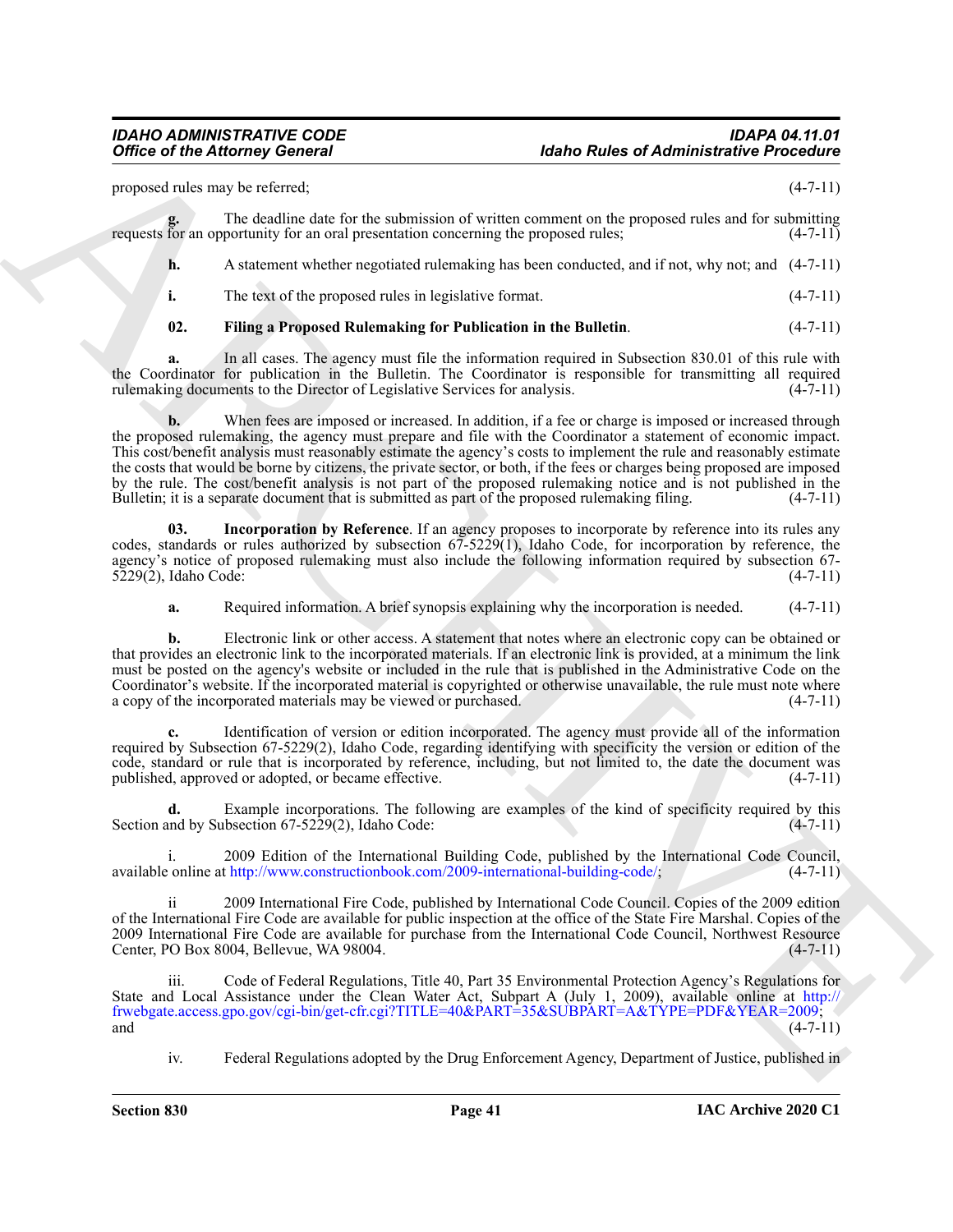proposed rules may be referred; (4-7-11)

**g.** The deadline date for the submission of written comment on the proposed rules and for submitting requests for an opportunity for an oral presentation concerning the proposed rules; (4-7-11)

**h.** A statement whether negotiated rulemaking has been conducted, and if not, why not; and (4-7-11)

**i.** The text of the proposed rules in legislative format. (4-7-11)

**02. Filing a Proposed Rulemaking for Publication in the Bulletin**. (4-7-11)

**a.** In all cases. The agency must file the information required in Subsection 830.01 of this rule with the Coordinator for publication in the Bulletin. The Coordinator is responsible for transmitting all required rulemaking documents to the Director of Legislative Services for analysis. (4-7-11)

**b.** When fees are imposed or increased. In addition, if a fee or charge is imposed or increased through the proposed rulemaking, the agency must prepare and file with the Coordinator a statement of economic impact. This cost/benefit analysis must reasonably estimate the agency's costs to implement the rule and reasonably estimate the costs that would be borne by citizens, the private sector, or both, if the fees or charges being proposed are imposed by the rule. The cost/benefit analysis is not part of the proposed rulemaking notice and is not published in the Bulletin; it is a separate document that is submitted as part of the proposed rulemaking filing. (4-7-11)

**03. Incorporation by Reference**. If an agency proposes to incorporate by reference into its rules any codes, standards or rules authorized by subsection 67-5229(1), Idaho Code, for incorporation by reference, the agency's notice of proposed rulemaking must also include the following information required by subsection 67-5229(2), Idaho Code: (4-7-11)

**a.** Required information. A brief synopsis explaining why the incorporation is needed. (4-7-11)

**b.** Electronic link or other access. A statement that notes where an electronic copy can be obtained or that provides an electronic link to the incorporated materials. If an electronic link is provided, at a minimum the link must be posted on the agency's website or included in the rule that is published in the Administrative Code on the Coordinator's website. If the incorporated material is copyrighted or otherwise unavailable, the rule must note where a copy of the incorporated materials may be viewed or purchased. (4-7-11)

**c.** Identification of version or edition incorporated. The agency must provide all of the information required by Subsection 67-5229(2), Idaho Code, regarding identifying with specificity the version or edition of the code, standard or rule that is incorporated by reference, including, but not limited to, the date the document was published, approved or adopted, or became effective. (4-7-11)

**d.** Example incorporations. The following are examples of the kind of specificity required by this Section and by Subsection 67-5229(2), Idaho Code: (4-7-11)

i. 2009 Edition of the International Building Code, published by the International Code Council, available online at http://www.constructionbook.com/2009-international-building-code/; (4-7-11)

ii 2009 International Fire Code, published by International Code Council. Copies of the 2009 edition of the International Fire Code are available for public inspection at the office of the State Fire Marshal. Copies of the 2009 International Fire Code are available for purchase from the International Code Council, Northwest Resource Center, PO Box 8004, Bellevue, WA 98004. (4-7-11)

iii. Code of Federal Regulations, Title 40, Part 35 Environmental Protection Agency's Regulations for State and Local Assistance under the Clean Water Act, Subpart A (July 1, 2009), available online at http://frwebgate.access.gpo.gov/cgi-bin/get-cfr.cgi?TITLE=40&PART=35&SUBPART=A&TYPE=PDF&YEAR=2009; and (4-7-11)

iv. Federal Regulations adopted by the Drug Enforcement Agency, Department of Justice, published in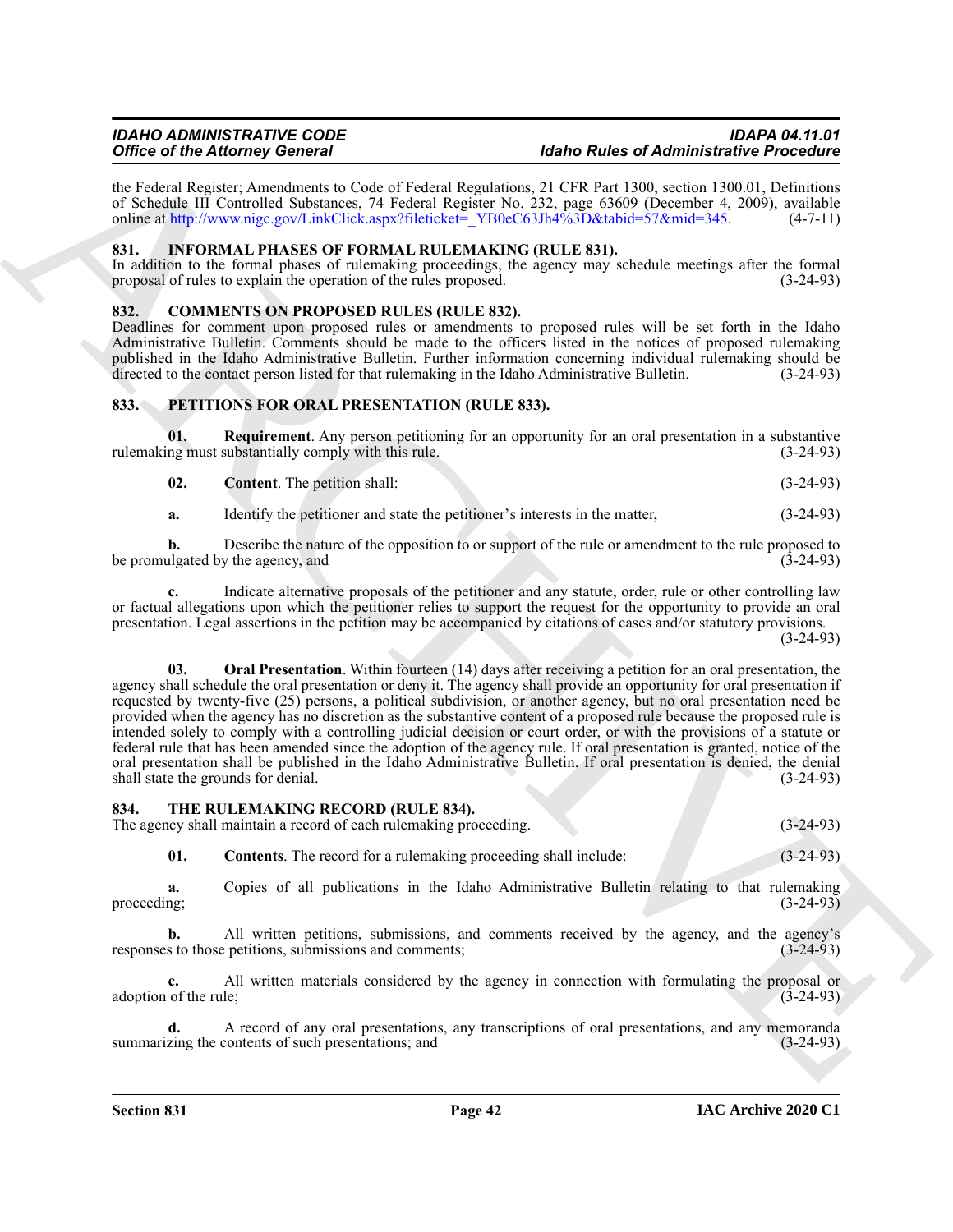the Federal Register; Amendments to Code of Federal Regulations, 21 CFR Part 1300, section 1300.01, Definitions of Schedule III Controlled Substances, 74 Federal Register No. 232, page 63609 (December 4, 2009), available online at http://www.nigc.gov/LinkClick.aspx?fileticket=_YB0eC63Jh4%3D&tabid=57&mid=345. (4-7-11)

## 831. INFORMAL PHASES OF FORMAL RULEMAKING (RULE 831).

In addition to the formal phases of rulemaking proceedings, the agency may schedule meetings after the formal proposal of rules to explain the operation of the rules proposed. (3-24-93)

## 832. COMMENTS ON PROPOSED RULES (RULE 832).

Deadlines for comment upon proposed rules or amendments to proposed rules will be set forth in the Idaho Administrative Bulletin. Comments should be made to the officers listed in the notices of proposed rulemaking published in the Idaho Administrative Bulletin. Further information concerning individual rulemaking should be directed to the contact person listed for that rulemaking in the Idaho Administrative Bulletin. (3-24-93)

## 833. PETITIONS FOR ORAL PRESENTATION (RULE 833).

**01. Requirement**. Any person petitioning for an opportunity for an oral presentation in a substantive rulemaking must substantially comply with this rule. (3-24-93)

**02. Content**. The petition shall: (3-24-93)

**a.** Identify the petitioner and state the petitioner's interests in the matter, (3-24-93)

**b.** Describe the nature of the opposition to or support of the rule or amendment to the rule proposed to be promulgated by the agency, and (3-24-93)

**c.** Indicate alternative proposals of the petitioner and any statute, order, rule or other controlling law or factual allegations upon which the petitioner relies to support the request for the opportunity to provide an oral presentation. Legal assertions in the petition may be accompanied by citations of cases and/or statutory provisions. (3-24-93)

**03. Oral Presentation**. Within fourteen (14) days after receiving a petition for an oral presentation, the agency shall schedule the oral presentation or deny it. The agency shall provide an opportunity for oral presentation if requested by twenty-five (25) persons, a political subdivision, or another agency, but no oral presentation need be provided when the agency has no discretion as the substantive content of a proposed rule because the proposed rule is intended solely to comply with a controlling judicial decision or court order, or with the provisions of a statute or federal rule that has been amended since the adoption of the agency rule. If oral presentation is granted, notice of the oral presentation shall be published in the Idaho Administrative Bulletin. If oral presentation is denied, the denial shall state the grounds for denial. (3-24-93)

## 834. THE RULEMAKING RECORD (RULE 834).

The agency shall maintain a record of each rulemaking proceeding. (3-24-93)

**01. Contents**. The record for a rulemaking proceeding shall include: (3-24-93)

**a.** Copies of all publications in the Idaho Administrative Bulletin relating to that rulemaking proceeding; (3-24-93)

**b.** All written petitions, submissions, and comments received by the agency, and the agency's responses to those petitions, submissions and comments; (3-24-93)

**c.** All written materials considered by the agency in connection with formulating the proposal or adoption of the rule; (3-24-93)

**d.** A record of any oral presentations, any transcriptions of oral presentations, and any memoranda summarizing the contents of such presentations; and (3-24-93)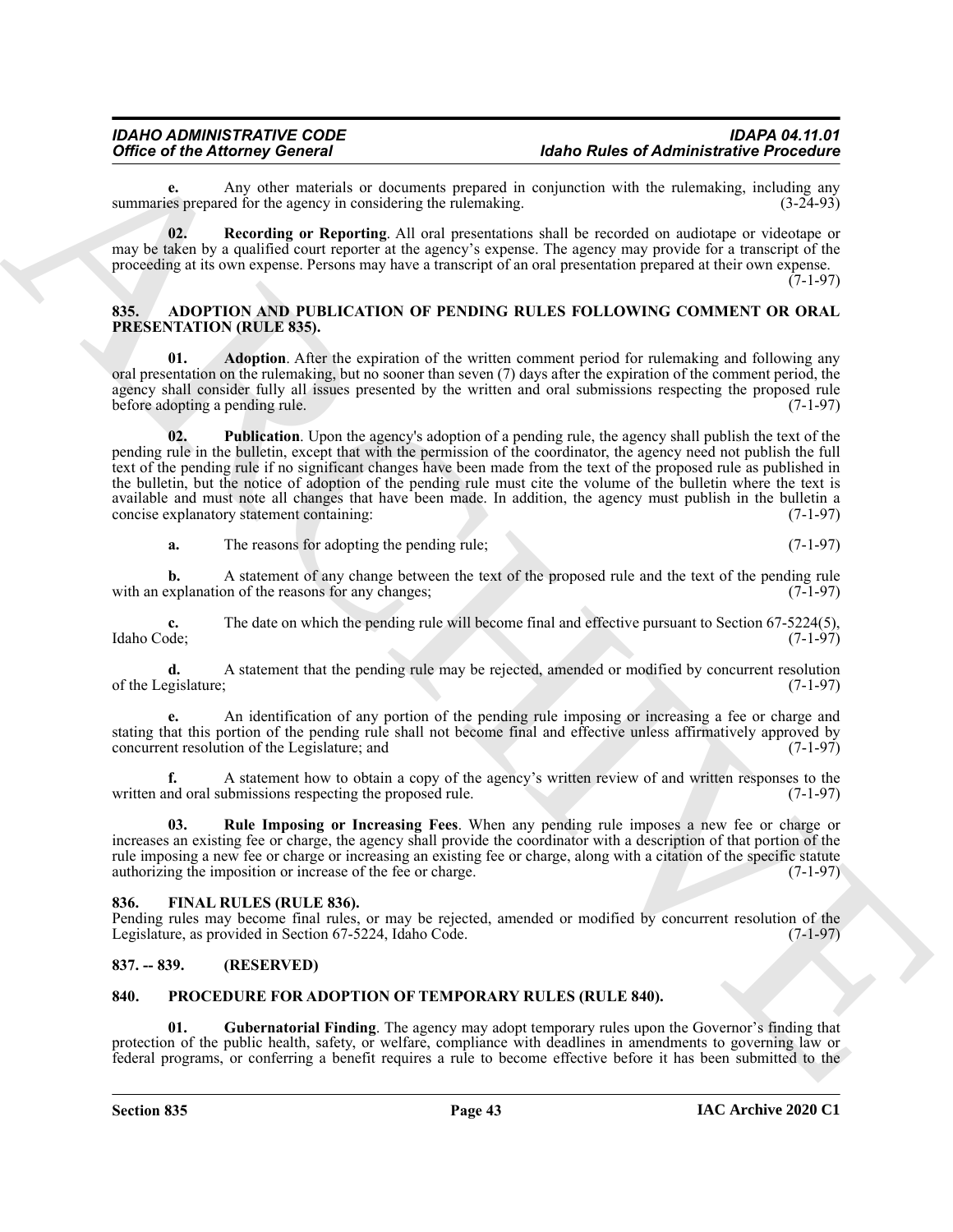**e.** Any other materials or documents prepared in conjunction with the rulemaking, including any summaries prepared for the agency in considering the rulemaking. (3-24-93)

**02. Recording or Reporting**. All oral presentations shall be recorded on audiotape or videotape or may be taken by a qualified court reporter at the agency's expense. The agency may provide for a transcript of the proceeding at its own expense. Persons may have a transcript of an oral presentation prepared at their own expense. (7-1-97)

## 835. ADOPTION AND PUBLICATION OF PENDING RULES FOLLOWING COMMENT OR ORAL PRESENTATION (RULE 835).

**01. Adoption**. After the expiration of the written comment period for rulemaking and following any oral presentation on the rulemaking, but no sooner than seven (7) days after the expiration of the comment period, the agency shall consider fully all issues presented by the written and oral submissions respecting the proposed rule before adopting a pending rule. (7-1-97)

**02. Publication**. Upon the agency's adoption of a pending rule, the agency shall publish the text of the pending rule in the bulletin, except that with the permission of the coordinator, the agency need not publish the full text of the pending rule if no significant changes have been made from the text of the proposed rule as published in the bulletin, but the notice of adoption of the pending rule must cite the volume of the bulletin where the text is available and must note all changes that have been made. In addition, the agency must publish in the bulletin a concise explanatory statement containing: (7-1-97)

**a.** The reasons for adopting the pending rule; (7-1-97)

**b.** A statement of any change between the text of the proposed rule and the text of the pending rule with an explanation of the reasons for any changes; (7-1-97)

**c.** The date on which the pending rule will become final and effective pursuant to Section 67-5224(5), Idaho Code; (7-1-97)

**d.** A statement that the pending rule may be rejected, amended or modified by concurrent resolution of the Legislature; (7-1-97)

**e.** An identification of any portion of the pending rule imposing or increasing a fee or charge and stating that this portion of the pending rule shall not become final and effective unless affirmatively approved by concurrent resolution of the Legislature; and (7-1-97)

**f.** A statement how to obtain a copy of the agency's written review of and written responses to the written and oral submissions respecting the proposed rule. (7-1-97)

**03. Rule Imposing or Increasing Fees**. When any pending rule imposes a new fee or charge or increases an existing fee or charge, the agency shall provide the coordinator with a description of that portion of the rule imposing a new fee or charge or increasing an existing fee or charge, along with a citation of the specific statute authorizing the imposition or increase of the fee or charge. (7-1-97)

## 836. FINAL RULES (RULE 836).

Pending rules may become final rules, or may be rejected, amended or modified by concurrent resolution of the Legislature, as provided in Section 67-5224, Idaho Code. (7-1-97)

## 837. -- 839. (RESERVED)

## 840. PROCEDURE FOR ADOPTION OF TEMPORARY RULES (RULE 840).

**01. Gubernatorial Finding**. The agency may adopt temporary rules upon the Governor's finding that protection of the public health, safety, or welfare, compliance with deadlines in amendments to governing law or federal programs, or conferring a benefit requires a rule to become effective before it has been submitted to the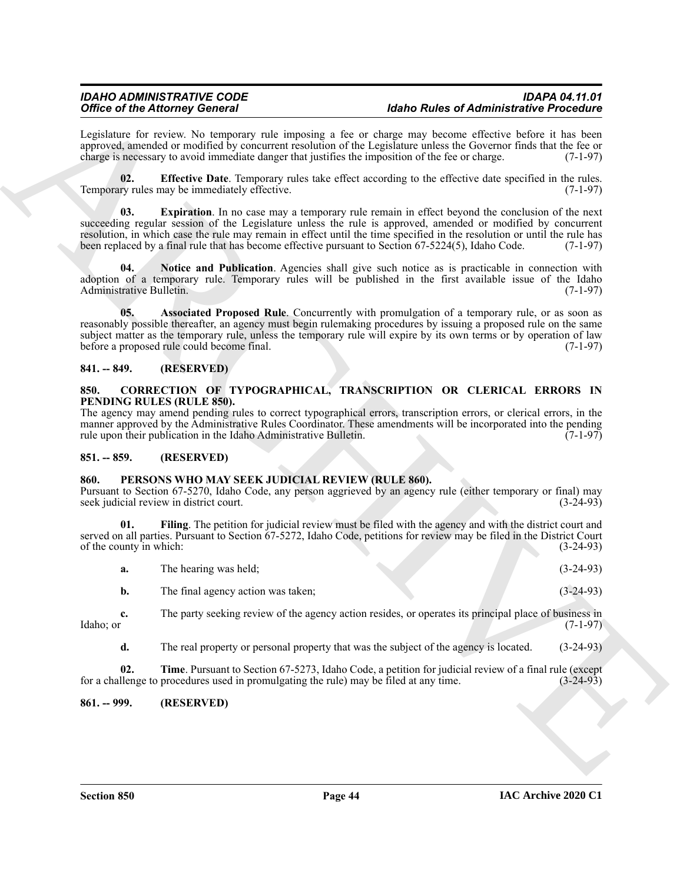Legislature for review. No temporary rule imposing a fee or charge may become effective before it has been approved, amended or modified by concurrent resolution of the Legislature unless the Governor finds that the fee or charge is necessary to avoid immediate danger that justifies the imposition of the fee or charge. (7-1-97)

**02. Effective Date**. Temporary rules take effect according to the effective date specified in the rules. Temporary rules may be immediately effective. (7-1-97)

**03. Expiration**. In no case may a temporary rule remain in effect beyond the conclusion of the next succeeding regular session of the Legislature unless the rule is approved, amended or modified by concurrent resolution, in which case the rule may remain in effect until the time specified in the resolution or until the rule has been replaced by a final rule that has become effective pursuant to Section 67-5224(5), Idaho Code. (7-1-97)

**04. Notice and Publication**. Agencies shall give such notice as is practicable in connection with adoption of a temporary rule. Temporary rules will be published in the first available issue of the Idaho Administrative Bulletin. (7-1-97)

**05. Associated Proposed Rule**. Concurrently with promulgation of a temporary rule, or as soon as reasonably possible thereafter, an agency must begin rulemaking procedures by issuing a proposed rule on the same subject matter as the temporary rule, unless the temporary rule will expire by its own terms or by operation of law before a proposed rule could become final. (7-1-97)

## 841. -- 849. (RESERVED)

## 850. CORRECTION OF TYPOGRAPHICAL, TRANSCRIPTION OR CLERICAL ERRORS IN PENDING RULES (RULE 850).

The agency may amend pending rules to correct typographical errors, transcription errors, or clerical errors, in the manner approved by the Administrative Rules Coordinator. These amendments will be incorporated into the pending rule upon their publication in the Idaho Administrative Bulletin. (7-1-97)

## 851. -- 859. (RESERVED)

## 860. PERSONS WHO MAY SEEK JUDICIAL REVIEW (RULE 860).

Pursuant to Section 67-5270, Idaho Code, any person aggrieved by an agency rule (either temporary or final) may seek judicial review in district court. (3-24-93)

**01. Filing**. The petition for judicial review must be filed with the agency and with the district court and served on all parties. Pursuant to Section 67-5272, Idaho Code, petitions for review may be filed in the District Court of the county in which: (3-24-93)

**a.** The hearing was held; (3-24-93)

**b.** The final agency action was taken; (3-24-93)

**c.** The party seeking review of the agency action resides, or operates its principal place of business in Idaho; or (7-1-97)

**d.** The real property or personal property that was the subject of the agency is located. (3-24-93)

**02. Time**. Pursuant to Section 67-5273, Idaho Code, a petition for judicial review of a final rule (except for a challenge to procedures used in promulgating the rule) may be filed at any time. (3-24-93)

## 861. -- 999. (RESERVED)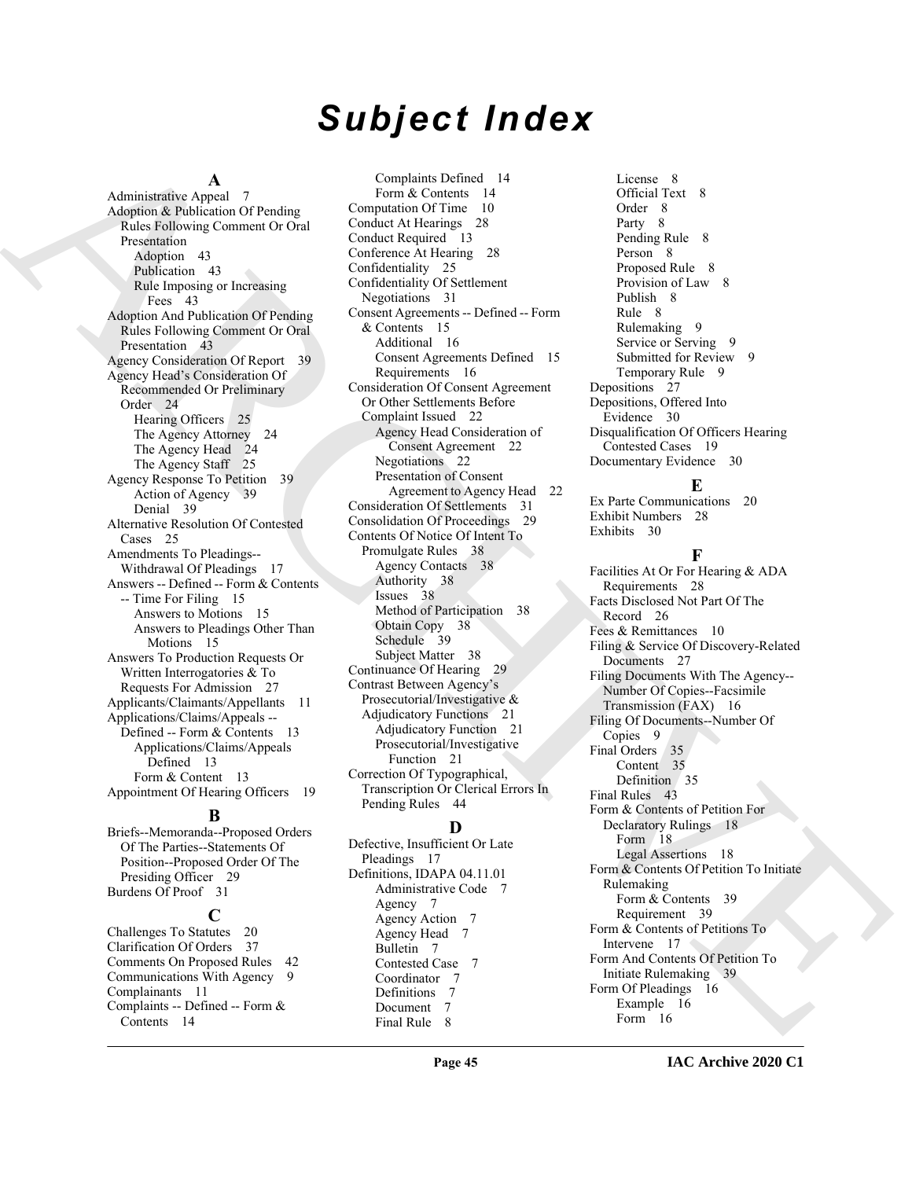# Subject Index

## A

Administrative Appeal 7
Adoption & Publication Of Pending Rules Following Comment Or Oral Presentation
- Adoption 43
- Publication 43
- Rule Imposing or Increasing Fees 43

Adoption And Publication Of Pending Rules Following Comment Or Oral Presentation 43
Agency Consideration Of Report 39
Agency Head's Consideration Of Recommended Or Preliminary Order 24
- Hearing Officers 25
- The Agency Attorney 24
- The Agency Head 24
- The Agency Staff 25

Agency Response To Petition 39
- Action of Agency 39
- Denial 39

Alternative Resolution Of Contested Cases 25
Amendments To Pleadings--Withdrawal Of Pleadings 17
Answers -- Defined -- Form & Contents -- Time For Filing 15
- Answers to Motions 15
- Answers to Pleadings Other Than Motions 15

Answers To Production Requests Or Written Interrogatories & To Requests For Admission 27
Applicants/Claimants/Appellants 11
Applications/Claims/Appeals -- Defined -- Form & Contents 13
- Applications/Claims/Appeals Defined 13
- Form & Content 13

Appointment Of Hearing Officers 19

## B

Briefs--Memoranda--Proposed Orders Of The Parties--Statements Of Position--Proposed Order Of The Presiding Officer 29
Burdens Of Proof 31

## C

Challenges To Statutes 20
Clarification Of Orders 37
Comments On Proposed Rules 42
Communications With Agency 9
Complainants 11
Complaints -- Defined -- Form & Contents 14
- Complaints Defined 14
- Form & Contents 14

Computation Of Time 10
Conduct At Hearings 28
Conduct Required 13
Conference At Hearing 28
Confidentiality 25
Confidentiality Of Settlement Negotiations 31
Consent Agreements -- Defined -- Form & Contents 15
- Additional 16
- Consent Agreements Defined 15
- Requirements 16

Consideration Of Consent Agreement Or Other Settlements Before Complaint Issued 22
- Agency Head Consideration of Consent Agreement 22
- Negotiations 22
- Presentation of Consent Agreement to Agency Head 22

Consideration Of Settlements 31
Consolidation Of Proceedings 29
Contents Of Notice Of Intent To Promulgate Rules 38
- Agency Contacts 38
- Authority 38
- Issues 38
- Method of Participation 38
- Obtain Copy 38
- Schedule 39
- Subject Matter 38

Continuance Of Hearing 29
Contrast Between Agency's Prosecutorial/Investigative & Adjudicatory Functions 21
- Adjudicatory Function 21
- Prosecutorial/Investigative Function 21

Correction Of Typographical, Transcription Or Clerical Errors In Pending Rules 44

## D

Defective, Insufficient Or Late Pleadings 17
Definitions, IDAPA 04.11.01
- Administrative Code 7
- Agency 7
- Agency Action 7
- Agency Head 7
- Bulletin 7
- Contested Case 7
- Coordinator 7
- Definitions 7
- Document 7
- Final Rule 8
- License 8
- Official Text 8
- Order 8
- Party 8
- Pending Rule 8
- Person 8
- Proposed Rule 8
- Provision of Law 8
- Publish 8
- Rule 8
- Rulemaking 9
- Service or Serving 9
- Submitted for Review 9
- Temporary Rule 9

Depositions 27
Depositions, Offered Into Evidence 30
Disqualification Of Officers Hearing Contested Cases 19
Documentary Evidence 30

## E

Ex Parte Communications 20
Exhibit Numbers 28
Exhibits 30

## F

Facilities At Or For Hearing & ADA Requirements 28
Facts Disclosed Not Part Of The Record 26
Fees & Remittances 10
Filing & Service Of Discovery-Related Documents 27
Filing Documents With The Agency--Number Of Copies--Facsimile Transmission (FAX) 16
Filing Of Documents--Number Of Copies 9
Final Orders 35
- Content 35
- Definition 35

Final Rules 43
Form & Contents of Petition For Declaratory Rulings 18
- Form 18
- Legal Assertions 18

Form & Contents of Petition To Initiate Rulemaking
- Form & Contents 39
- Requirement 39

Form & Contents of Petitions To Intervene 17
Form And Contents Of Petition To Initiate Rulemaking 39
Form Of Pleadings 16
- Example 16
- Form 16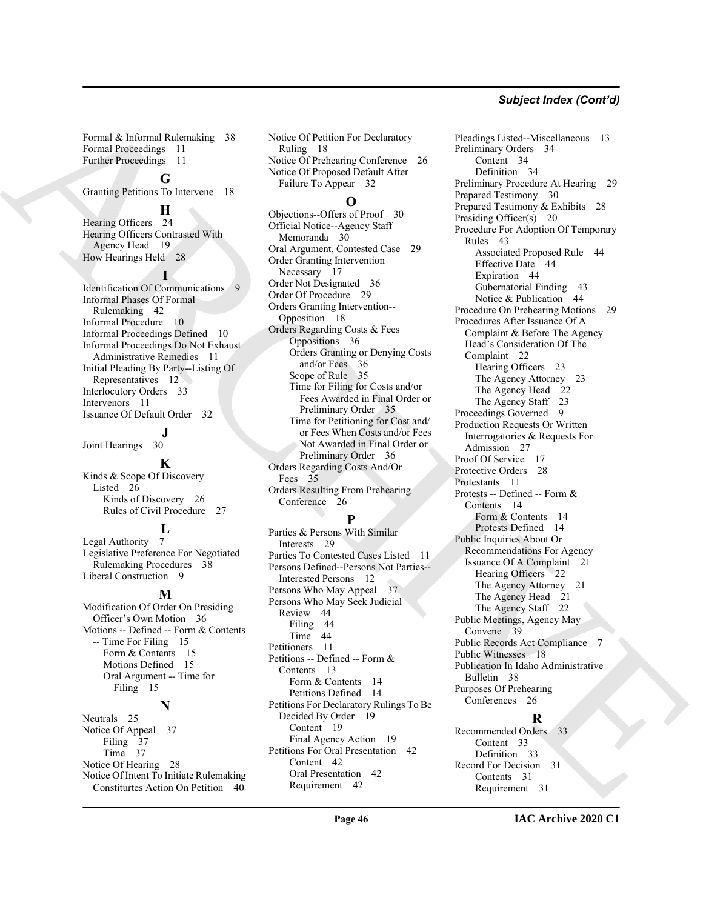Formal & Informal Rulemaking 38
Formal Proceedings 11
Further Proceedings 11

**G**

Granting Petitions To Intervene 18

**H**

Hearing Officers 24
Hearing Officers Contrasted With Agency Head 19
How Hearings Held 28

**I**

Identification Of Communications 9
Informal Phases Of Formal Rulemaking 42
Informal Procedure 10
Informal Proceedings Defined 10
Informal Proceedings Do Not Exhaust Administrative Remedies 11
Initial Pleading By Party--Listing Of Representatives 12
Interlocutory Orders 33
Intervenors 11
Issuance Of Default Order 32

**J**

Joint Hearings 30

**K**

Kinds & Scope Of Discovery Listed 26
- Kinds of Discovery 26
- Rules of Civil Procedure 27

**L**

Legal Authority 7
Legislative Preference For Negotiated Rulemaking Procedures 38
Liberal Construction 9

**M**

Modification Of Order On Presiding Officer's Own Motion 36
Motions -- Defined -- Form & Contents -- Time For Filing 15
- Form & Contents 15
- Motions Defined 15
- Oral Argument -- Time for Filing 15

**N**

Neutrals 25
Notice Of Appeal 37
- Filing 37
- Time 37

Notice Of Hearing 28
Notice Of Intent To Initiate Rulemaking Constiturtes Action On Petition 40
Notice Of Petition For Declaratory Ruling 18
Notice Of Prehearing Conference 26
Notice Of Proposed Default After Failure To Appear 32

**O**

Objections--Offers of Proof 30
Official Notice--Agency Staff Memoranda 30
Oral Argument, Contested Case 29
Order Granting Intervention Necessary 17
Order Not Designated 36
Order Of Procedure 29
Orders Granting Intervention--Opposition 18
Orders Regarding Costs & Fees
- Oppositions 36
- Orders Granting or Denying Costs and/or Fees 36
- Scope of Rule 35
- Time for Filing for Costs and/or Fees Awarded in Final Order or Preliminary Order 35
- Time for Petitioning for Cost and/or Fees When Costs and/or Fees Not Awarded in Final Order or Preliminary Order 36

Orders Regarding Costs And/Or Fees 35
Orders Resulting From Prehearing Conference 26

**P**

Parties & Persons With Similar Interests 29
Parties To Contested Cases Listed 11
Persons Defined--Persons Not Parties--Interested Persons 12
Persons Who May Appeal 37
Persons Who May Seek Judicial Review 44
- Filing 44
- Time 44

Petitioners 11
Petitions -- Defined -- Form & Contents 13
- Form & Contents 14
- Petitions Defined 14

Petitions For Declaratory Rulings To Be Decided By Order 19
- Content 19
- Final Agency Action 19

Petitions For Oral Presentation 42
- Content 42
- Oral Presentation 42
- Requirement 42

Pleadings Listed--Miscellaneous 13
Preliminary Orders 34
- Content 34
- Definition 34

Preliminary Procedure At Hearing 29
Prepared Testimony 30
Prepared Testimony & Exhibits 28
Presiding Officer(s) 20
Procedure For Adoption Of Temporary Rules 43
- Associated Proposed Rule 44
- Effective Date 44
- Expiration 44
- Gubernatorial Finding 43
- Notice & Publication 44

Procedure On Prehearing Motions 29
Procedures After Issuance Of A Complaint & Before The Agency Head's Consideration Of The Complaint 22
- Hearing Officers 23
- The Agency Attorney 23
- The Agency Head 22
- The Agency Staff 23

Proceedings Governed 9
Production Requests Or Written Interrogatories & Requests For Admission 27
Proof Of Service 17
Protective Orders 28
Protestants 11
Protests -- Defined -- Form & Contents 14
- Form & Contents 14
- Protests Defined 14

Public Inquiries About Or Recommendations For Agency Issuance Of A Complaint 21
- Hearing Officers 22
- The Agency Attorney 21
- The Agency Head 21
- The Agency Staff 22

Public Meetings, Agency May Convene 39
Public Records Act Compliance 7
Public Witnesses 18
Publication In Idaho Administrative Bulletin 38
Purposes Of Prehearing Conferences 26

**R**

Recommended Orders 33
- Content 33
- Definition 33

Record For Decision 31
- Contents 31
- Requirement 31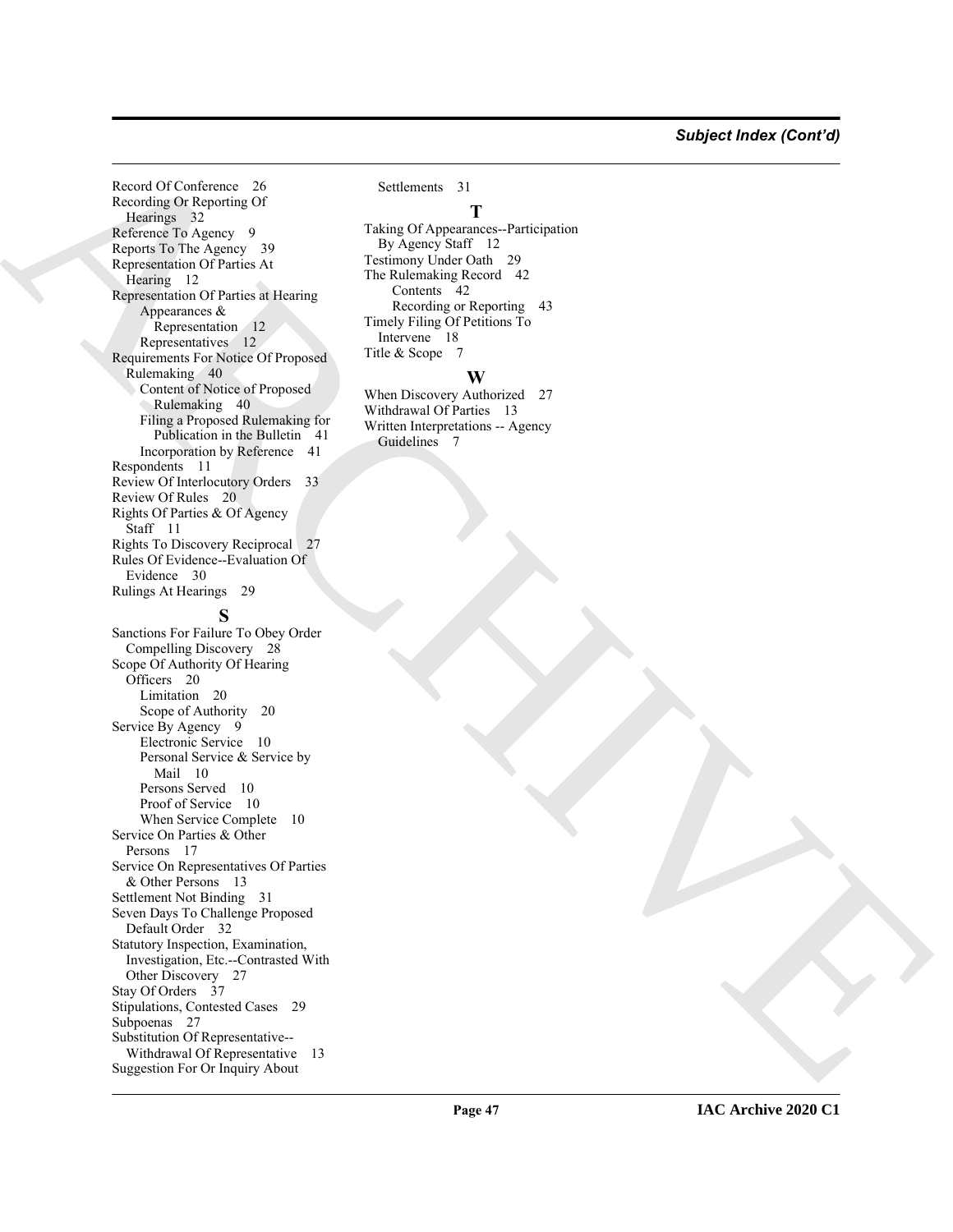Record Of Conference 26
Recording Or Reporting Of Hearings 32
Reference To Agency 9
Reports To The Agency 39
Representation Of Parties At Hearing 12
Representation Of Parties at Hearing
- Appearances & Representation 12
- Representatives 12

Requirements For Notice Of Proposed Rulemaking 40
- Content of Notice of Proposed Rulemaking 40
- Filing a Proposed Rulemaking for Publication in the Bulletin 41
- Incorporation by Reference 41

Respondents 11
Review Of Interlocutory Orders 33
Review Of Rules 20
Rights Of Parties & Of Agency Staff 11
Rights To Discovery Reciprocal 27
Rules Of Evidence--Evaluation Of Evidence 30
Rulings At Hearings 29

## S

Sanctions For Failure To Obey Order Compelling Discovery 28
Scope Of Authority Of Hearing Officers 20
- Limitation 20
- Scope of Authority 20

Service By Agency 9
- Electronic Service 10
- Personal Service & Service by Mail 10
- Persons Served 10
- Proof of Service 10
- When Service Complete 10

Service On Parties & Other Persons 17
Service On Representatives Of Parties & Other Persons 13
Settlement Not Binding 31
Seven Days To Challenge Proposed Default Order 32
Statutory Inspection, Examination, Investigation, Etc.--Contrasted With Other Discovery 27
Stay Of Orders 37
Stipulations, Contested Cases 29
Subpoenas 27
Substitution Of Representative--Withdrawal Of Representative 13
Suggestion For Or Inquiry About Settlements 31

## T

Taking Of Appearances--Participation By Agency Staff 12
Testimony Under Oath 29
The Rulemaking Record 42
- Contents 42
- Recording or Reporting 43

Timely Filing Of Petitions To Intervene 18
Title & Scope 7

## W

When Discovery Authorized 27
Withdrawal Of Parties 13
Written Interpretations -- Agency Guidelines 7